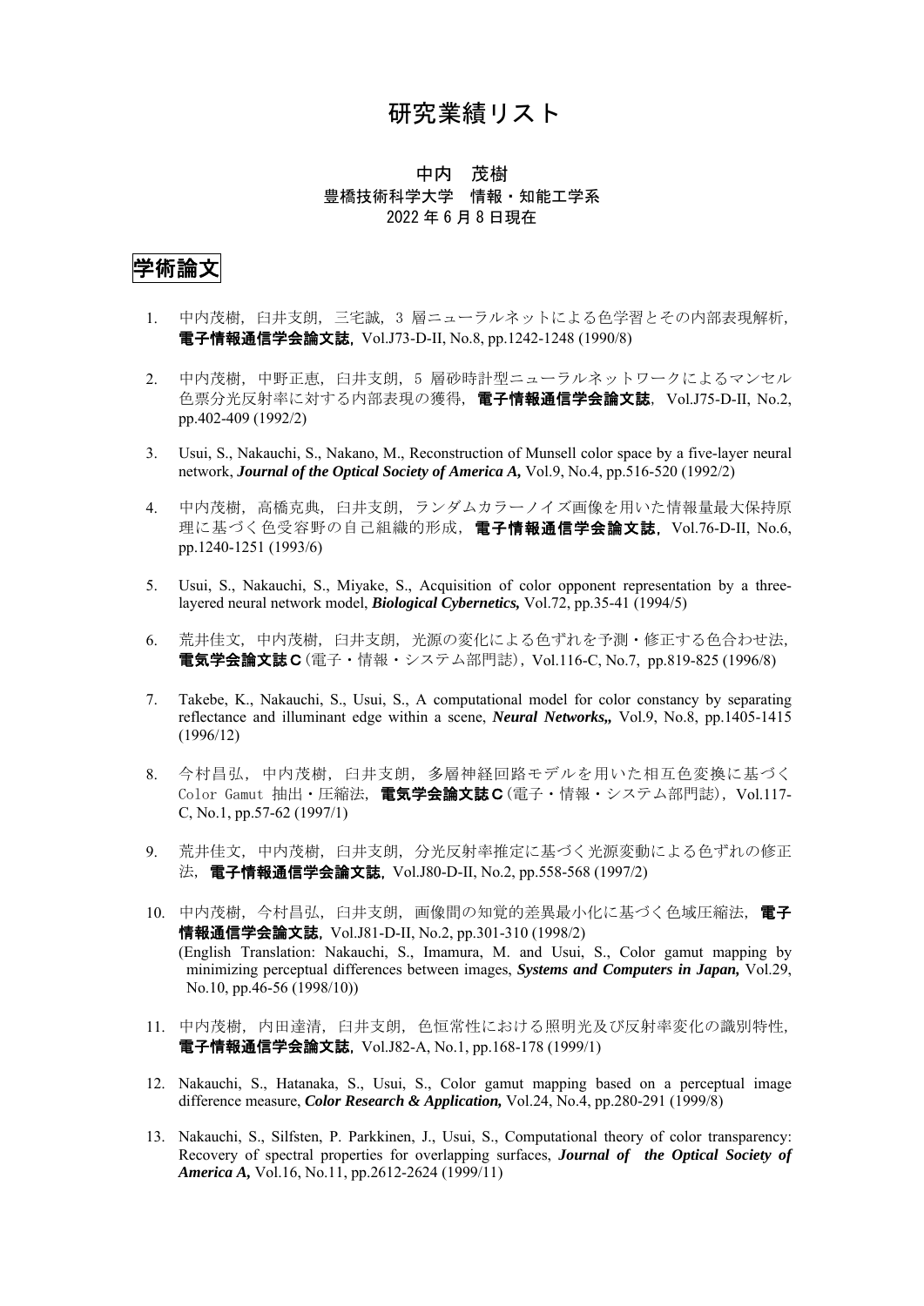# 研究業績リスト

中内　茂樹
豊橋技術科学大学　情報・知能工学系
2022 年 6 月 8 日現在

## 学術論文

1. 中内茂樹，臼井支朗，三宅誠，3 層ニューラルネットによる色学習とその内部表現解析，**電子情報通信学会論文誌**，Vol.J73-D-II, No.8, pp.1242-1248 (1990/8)

2. 中内茂樹，中野正恵，臼井支朗，5 層砂時計型ニューラルネットワークによるマンセル色票分光反射率に対する内部表現の獲得，**電子情報通信学会論文誌**，Vol.J75-D-II, No.2, pp.402-409 (1992/2)

3. Usui, S., Nakauchi, S., Nakano, M., Reconstruction of Munsell color space by a five-layer neural network, ***Journal of the Optical Society of America A,*** Vol.9, No.4, pp.516-520 (1992/2)

4. 中内茂樹，高橋克典，臼井支朗，ランダムカラーノイズ画像を用いた情報量最大保持原理に基づく色受容野の自己組織的形成，**電子情報通信学会論文誌**，Vol.76-D-II, No.6, pp.1240-1251 (1993/6)

5. Usui, S., Nakauchi, S., Miyake, S., Acquisition of color opponent representation by a three-layered neural network model, ***Biological Cybernetics,*** Vol.72, pp.35-41 (1994/5)

6. 荒井佳文，中内茂樹，臼井支朗，光源の変化による色ずれを予測・修正する色合わせ法，**電気学会論文誌Ｃ**（電子・情報・システム部門誌），Vol.116-C, No.7, pp.819-825 (1996/8)

7. Takebe, K., Nakauchi, S., Usui, S., A computational model for color constancy by separating reflectance and illuminant edge within a scene, ***Neural Networks,,*** Vol.9, No.8, pp.1405-1415 (1996/12)

8. 今村昌弘，中内茂樹，臼井支朗，多層神経回路モデルを用いた相互色変換に基づく Color Gamut 抽出・圧縮法，**電気学会論文誌Ｃ**（電子・情報・システム部門誌），Vol.117-C, No.1, pp.57-62 (1997/1)

9. 荒井佳文，中内茂樹，臼井支朗，分光反射率推定に基づく光源変動による色ずれの修正法，**電子情報通信学会論文誌**，Vol.J80-D-II, No.2, pp.558-568 (1997/2)

10. 中内茂樹，今村昌弘，臼井支朗，画像間の知覚的差異最小化に基づく色域圧縮法，**電子情報通信学会論文誌**，Vol.J81-D-II, No.2, pp.301-310 (1998/2)
    (English Translation: Nakauchi, S., Imamura, M. and Usui, S., Color gamut mapping by minimizing perceptual differences between images, ***Systems and Computers in Japan,*** Vol.29, No.10, pp.46-56 (1998/10))

11. 中内茂樹，内田達清，臼井支朗，色恒常性における照明光及び反射率変化の識別特性，**電子情報通信学会論文誌**，Vol.J82-A, No.1, pp.168-178 (1999/1)

12. Nakauchi, S., Hatanaka, S., Usui, S., Color gamut mapping based on a perceptual image difference measure, ***Color Research & Application,*** Vol.24, No.4, pp.280-291 (1999/8)

13. Nakauchi, S., Silfsten, P. Parkkinen, J., Usui, S., Computational theory of color transparency: Recovery of spectral properties for overlapping surfaces, ***Journal of the Optical Society of America A,*** Vol.16, No.11, pp.2612-2624 (1999/11)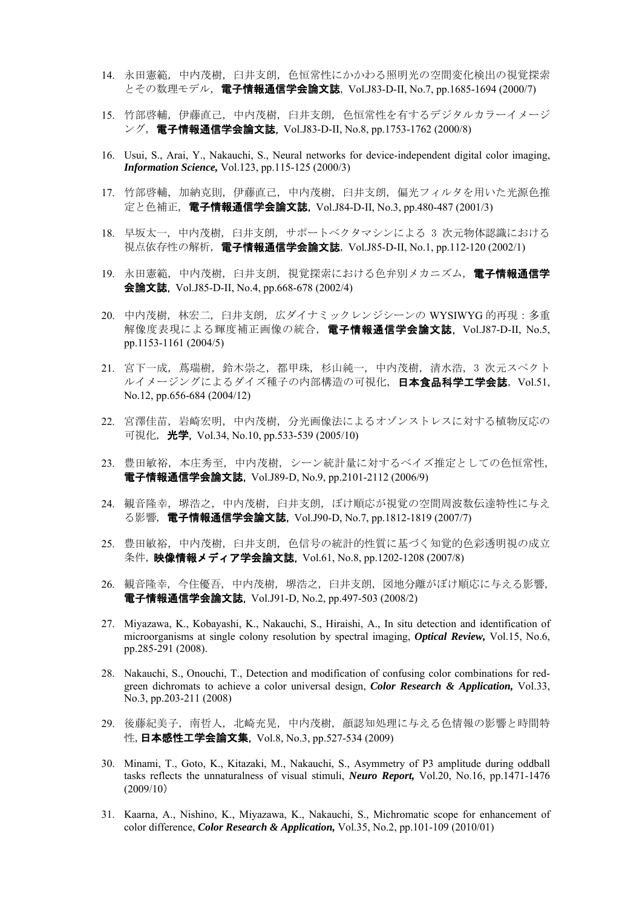14. 永田憲範，中内茂樹，臼井支朗，色恒常性にかかわる照明光の空間変化検出の視覚探索とその数理モデル，**電子情報通信学会論文誌**，Vol.J83-D-II, No.7, pp.1685-1694 (2000/7)

15. 竹部啓輔，伊藤直己，中内茂樹，臼井支朗，色恒常性を有するデジタルカラーイメージング，**電子情報通信学会論文誌**，Vol.J83-D-II, No.8, pp.1753-1762 (2000/8)

16. Usui, S., Arai, Y., Nakauchi, S., Neural networks for device-independent digital color imaging, ***Information Science,*** Vol.123, pp.115-125 (2000/3)

17. 竹部啓輔，加納克則，伊藤直己，中内茂樹，臼井支朗，偏光フィルタを用いた光源色推定と色補正，**電子情報通信学会論文誌**，Vol.J84-D-II, No.3, pp.480-487 (2001/3)

18. 早坂太一，中内茂樹，臼井支朗，サポートベクタマシンによる 3 次元物体認識における視点依存性の解析，**電子情報通信学会論文誌**，Vol.J85-D-II, No.1, pp.112-120 (2002/1)

19. 永田憲範，中内茂樹，臼井支朗，視覚探索における色弁別メカニズム，**電子情報通信学会論文誌**，Vol.J85-D-II, No.4, pp.668-678 (2002/4)

20. 中内茂樹，林宏二，臼井支朗，広ダイナミックレンジシーンの WYSIWYG 的再現：多重解像度表現による輝度補正画像の統合，**電子情報通信学会論文誌**，Vol.J87-D-II, No.5, pp.1153-1161 (2004/5)

21. 宮下一成，蔦瑞樹，鈴木崇之，都甲洙，杉山純一，中内茂樹，清水浩，3 次元スペクトルイメージングによるダイズ種子の内部構造の可視化，**日本食品科学工学会誌**，Vol.51, No.12, pp.656-684 (2004/12)

22. 宮澤佳苗，岩崎宏明，中内茂樹，分光画像法によるオゾンストレスに対する植物反応の可視化，**光学**，Vol.34, No.10, pp.533-539 (2005/10)

23. 豊田敏裕，本庄秀至，中内茂樹，シーン統計量に対するベイズ推定としての色恒常性，**電子情報通信学会論文誌**，Vol.J89-D, No.9, pp.2101-2112 (2006/9)

24. 観音隆幸，堺浩之，中内茂樹，臼井支朗，ぼけ順応が視覚の空間周波数伝達特性に与える影響，**電子情報通信学会論文誌**，Vol.J90-D, No.7, pp.1812-1819 (2007/7)

25. 豊田敏裕，中内茂樹，臼井支朗，色信号の統計的性質に基づく知覚的色彩透明視の成立条件，**映像情報メディア学会論文誌**，Vol.61, No.8, pp.1202-1208 (2007/8)

26. 観音隆幸，今住優吾，中内茂樹，堺浩之，臼井支朗，図地分離がぼけ順応に与える影響，**電子情報通信学会論文誌**，Vol.J91-D, No.2, pp.497-503 (2008/2)

27. Miyazawa, K., Kobayashi, K., Nakauchi, S., Hiraishi, A., In situ detection and identification of microorganisms at single colony resolution by spectral imaging, ***Optical Review,*** Vol.15, No.6, pp.285-291 (2008).

28. Nakauchi, S., Onouchi, T., Detection and modification of confusing color combinations for red-green dichromats to achieve a color universal design, ***Color Research & Application,*** Vol.33, No.3, pp.203-211 (2008)

29. 後藤紀美子，南哲人，北崎充晃，中内茂樹，顔認知処理に与える色情報の影響と時間特性，**日本感性工学会論文集**，Vol.8, No.3, pp.527-534 (2009)

30. Minami, T., Goto, K., Kitazaki, M., Nakauchi, S., Asymmetry of P3 amplitude during oddball tasks reflects the unnaturalness of visual stimuli, ***Neuro Report,*** Vol.20, No.16, pp.1471-1476 (2009/10）

31. Kaarna, A., Nishino, K., Miyazawa, K., Nakauchi, S., Michromatic scope for enhancement of color difference, ***Color Research & Application,*** Vol.35, No.2, pp.101-109 (2010/01)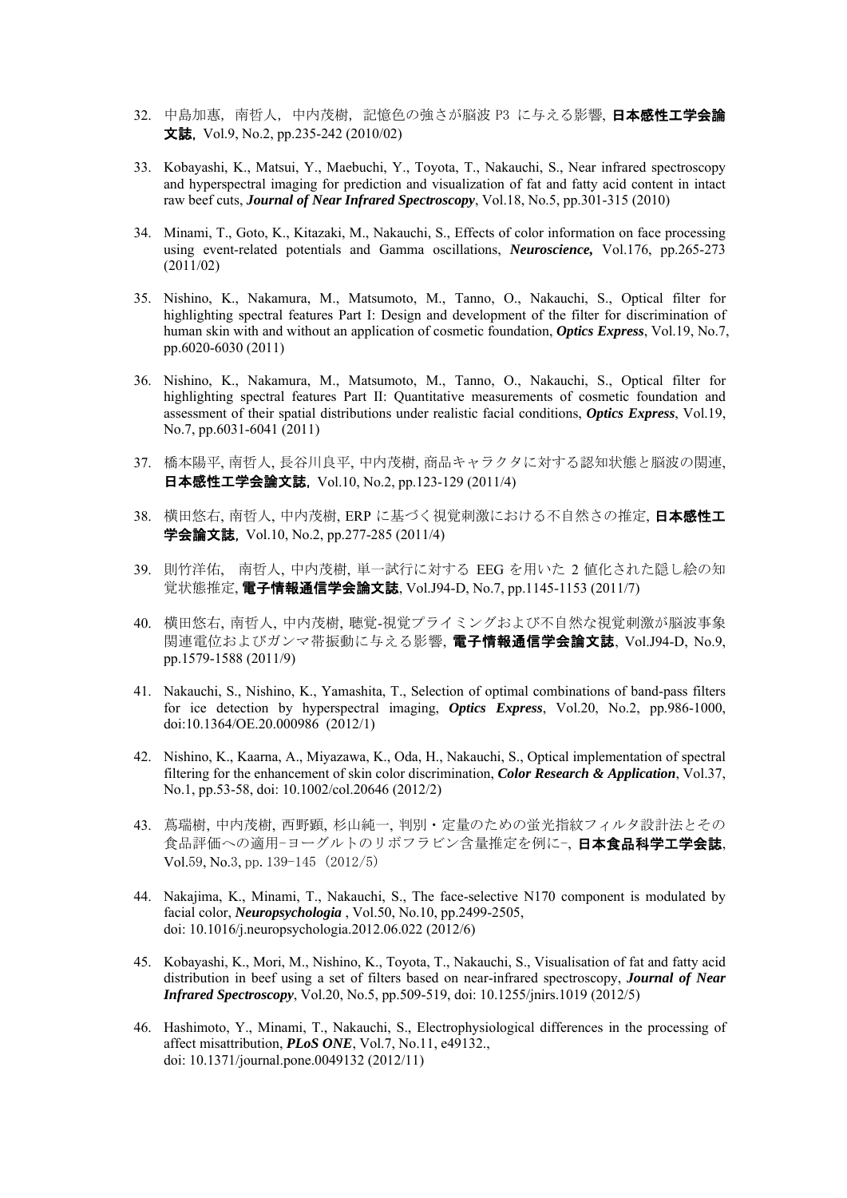32. 中島加惠，南哲人，中内茂樹，記憶色の強さが脳波 P3 に与える影響，**日本感性工学会論文誌**，Vol.9, No.2, pp.235-242 (2010/02)

33. Kobayashi, K., Matsui, Y., Maebuchi, Y., Toyota, T., Nakauchi, S., Near infrared spectroscopy and hyperspectral imaging for prediction and visualization of fat and fatty acid content in intact raw beef cuts, ***Journal of Near Infrared Spectroscopy***, Vol.18, No.5, pp.301-315 (2010)

34. Minami, T., Goto, K., Kitazaki, M., Nakauchi, S., Effects of color information on face processing using event-related potentials and Gamma oscillations, ***Neuroscience,*** Vol.176, pp.265-273 (2011/02)

35. Nishino, K., Nakamura, M., Matsumoto, M., Tanno, O., Nakauchi, S., Optical filter for highlighting spectral features Part I: Design and development of the filter for discrimination of human skin with and without an application of cosmetic foundation, ***Optics Express***, Vol.19, No.7, pp.6020-6030 (2011)

36. Nishino, K., Nakamura, M., Matsumoto, M., Tanno, O., Nakauchi, S., Optical filter for highlighting spectral features Part II: Quantitative measurements of cosmetic foundation and assessment of their spatial distributions under realistic facial conditions, ***Optics Express***, Vol.19, No.7, pp.6031-6041 (2011)

37. 橋本陽平, 南哲人, 長谷川良平, 中内茂樹, 商品キャラクタに対する認知状態と脳波の関連, **日本感性工学会論文誌**，Vol.10, No.2, pp.123-129 (2011/4)

38. 横田悠右, 南哲人, 中内茂樹, ERP に基づく視覚刺激における不自然さの推定, **日本感性工学会論文誌**，Vol.10, No.2, pp.277-285 (2011/4)

39. 則竹洋佑,　南哲人, 中内茂樹, 単一試行に対する EEG を用いた 2 値化された隠し絵の知覚状態推定, **電子情報通信学会論文誌**, Vol.J94-D, No.7, pp.1145-1153 (2011/7)

40. 横田悠右, 南哲人, 中内茂樹, 聴覚-視覚プライミングおよび不自然な視覚刺激が脳波事象関連電位およびガンマ帯振動に与える影響, **電子情報通信学会論文誌**, Vol.J94-D, No.9, pp.1579-1588 (2011/9)

41. Nakauchi, S., Nishino, K., Yamashita, T., Selection of optimal combinations of band-pass filters for ice detection by hyperspectral imaging, ***Optics Express***, Vol.20, No.2, pp.986-1000, doi:10.1364/OE.20.000986 (2012/1)

42. Nishino, K., Kaarna, A., Miyazawa, K., Oda, H., Nakauchi, S., Optical implementation of spectral filtering for the enhancement of skin color discrimination, ***Color Research & Application***, Vol.37, No.1, pp.53-58, doi: 10.1002/col.20646 (2012/2)

43. 蔦瑞樹, 中内茂樹, 西野顕, 杉山純一, 判別・定量のための蛍光指紋フィルタ設計法とその食品評価への適用-ヨーグルトのリボフラビン含量推定を例に-, **日本食品科学工学会誌**, Vol.59, No.3, pp. 139-145 (2012/5)

44. Nakajima, K., Minami, T., Nakauchi, S., The face-selective N170 component is modulated by facial color, ***Neuropsychologia*** , Vol.50, No.10, pp.2499-2505, doi: 10.1016/j.neuropsychologia.2012.06.022 (2012/6)

45. Kobayashi, K., Mori, M., Nishino, K., Toyota, T., Nakauchi, S., Visualisation of fat and fatty acid distribution in beef using a set of filters based on near-infrared spectroscopy, ***Journal of Near Infrared Spectroscopy***, Vol.20, No.5, pp.509-519, doi: 10.1255/jnirs.1019 (2012/5)

46. Hashimoto, Y., Minami, T., Nakauchi, S., Electrophysiological differences in the processing of affect misattribution, ***PLoS ONE***, Vol.7, No.11, e49132., doi: 10.1371/journal.pone.0049132 (2012/11)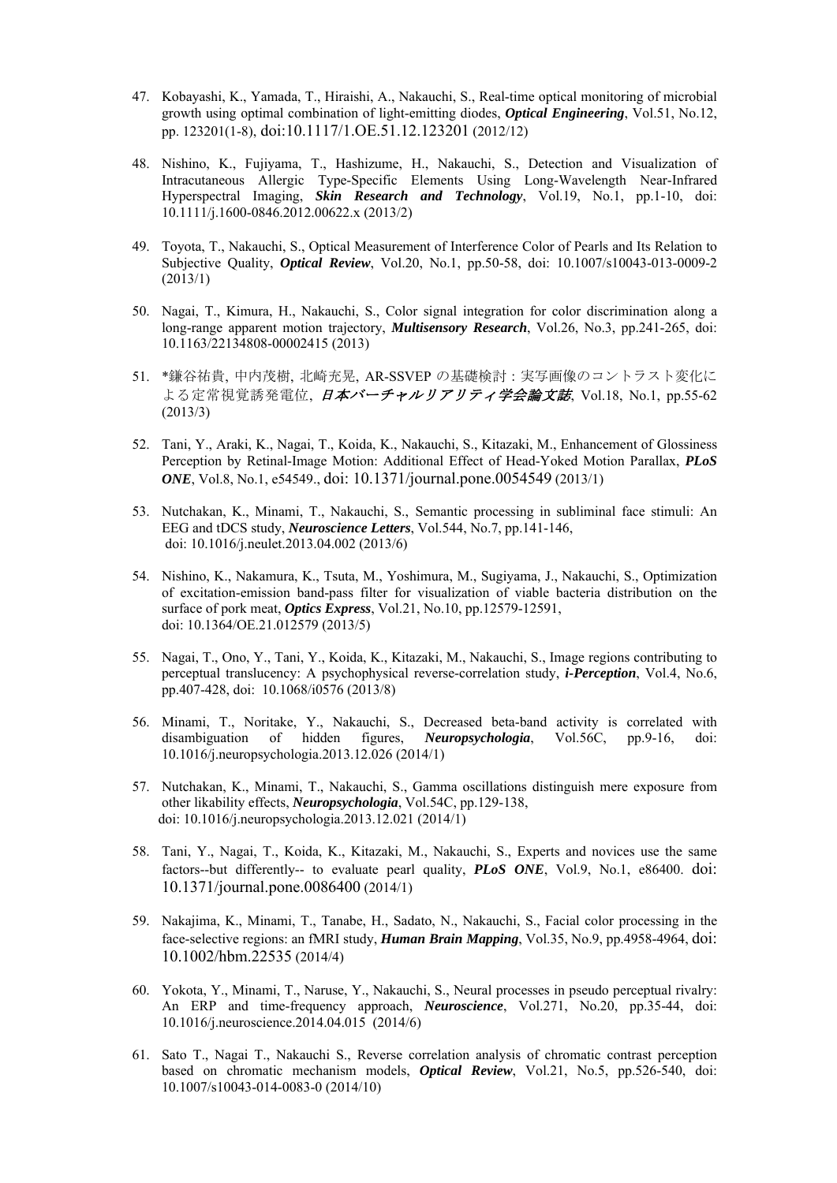47. Kobayashi, K., Yamada, T., Hiraishi, A., Nakauchi, S., Real-time optical monitoring of microbial growth using optimal combination of light-emitting diodes, ***Optical Engineering***, Vol.51, No.12, pp. 123201(1-8), doi:10.1117/1.OE.51.12.123201 (2012/12)

48. Nishino, K., Fujiyama, T., Hashizume, H., Nakauchi, S., Detection and Visualization of Intracutaneous Allergic Type-Specific Elements Using Long-Wavelength Near-Infrared Hyperspectral Imaging, ***Skin Research and Technology***, Vol.19, No.1, pp.1-10, doi: 10.1111/j.1600-0846.2012.00622.x (2013/2)

49. Toyota, T., Nakauchi, S., Optical Measurement of Interference Color of Pearls and Its Relation to Subjective Quality, ***Optical Review***, Vol.20, No.1, pp.50-58, doi: 10.1007/s10043-013-0009-2 (2013/1)

50. Nagai, T., Kimura, H., Nakauchi, S., Color signal integration for color discrimination along a long-range apparent motion trajectory, ***Multisensory Research***, Vol.26, No.3, pp.241-265, doi: 10.1163/22134808-00002415 (2013)

51. *鎌谷祐貴, 中内茂樹, 北崎充晃, AR-SSVEP の基礎検討：実写画像のコントラスト変化による定常視覚誘発電位, ***日本バーチャルリアリティ学会論文誌***, Vol.18, No.1, pp.55-62 (2013/3)

52. Tani, Y., Araki, K., Nagai, T., Koida, K., Nakauchi, S., Kitazaki, M., Enhancement of Glossiness Perception by Retinal-Image Motion: Additional Effect of Head-Yoked Motion Parallax, ***PLoS ONE***, Vol.8, No.1, e54549., doi: 10.1371/journal.pone.0054549 (2013/1)

53. Nutchakan, K., Minami, T., Nakauchi, S., Semantic processing in subliminal face stimuli: An EEG and tDCS study, ***Neuroscience Letters***, Vol.544, No.7, pp.141-146, doi: 10.1016/j.neulet.2013.04.002 (2013/6)

54. Nishino, K., Nakamura, K., Tsuta, M., Yoshimura, M., Sugiyama, J., Nakauchi, S., Optimization of excitation-emission band-pass filter for visualization of viable bacteria distribution on the surface of pork meat, ***Optics Express***, Vol.21, No.10, pp.12579-12591, doi: 10.1364/OE.21.012579 (2013/5)

55. Nagai, T., Ono, Y., Tani, Y., Koida, K., Kitazaki, M., Nakauchi, S., Image regions contributing to perceptual translucency: A psychophysical reverse-correlation study, ***i-Perception***, Vol.4, No.6, pp.407-428, doi: 10.1068/i0576 (2013/8)

56. Minami, T., Noritake, Y., Nakauchi, S., Decreased beta-band activity is correlated with disambiguation of hidden figures, ***Neuropsychologia***, Vol.56C, pp.9-16, doi: 10.1016/j.neuropsychologia.2013.12.026 (2014/1)

57. Nutchakan, K., Minami, T., Nakauchi, S., Gamma oscillations distinguish mere exposure from other likability effects, ***Neuropsychologia***, Vol.54C, pp.129-138, doi: 10.1016/j.neuropsychologia.2013.12.021 (2014/1)

58. Tani, Y., Nagai, T., Koida, K., Kitazaki, M., Nakauchi, S., Experts and novices use the same factors--but differently-- to evaluate pearl quality, ***PLoS ONE***, Vol.9, No.1, e86400. doi: 10.1371/journal.pone.0086400 (2014/1)

59. Nakajima, K., Minami, T., Tanabe, H., Sadato, N., Nakauchi, S., Facial color processing in the face-selective regions: an fMRI study, ***Human Brain Mapping***, Vol.35, No.9, pp.4958-4964, doi: 10.1002/hbm.22535 (2014/4)

60. Yokota, Y., Minami, T., Naruse, Y., Nakauchi, S., Neural processes in pseudo perceptual rivalry: An ERP and time-frequency approach, ***Neuroscience***, Vol.271, No.20, pp.35-44, doi: 10.1016/j.neuroscience.2014.04.015 (2014/6)

61. Sato T., Nagai T., Nakauchi S., Reverse correlation analysis of chromatic contrast perception based on chromatic mechanism models, ***Optical Review***, Vol.21, No.5, pp.526-540, doi: 10.1007/s10043-014-0083-0 (2014/10)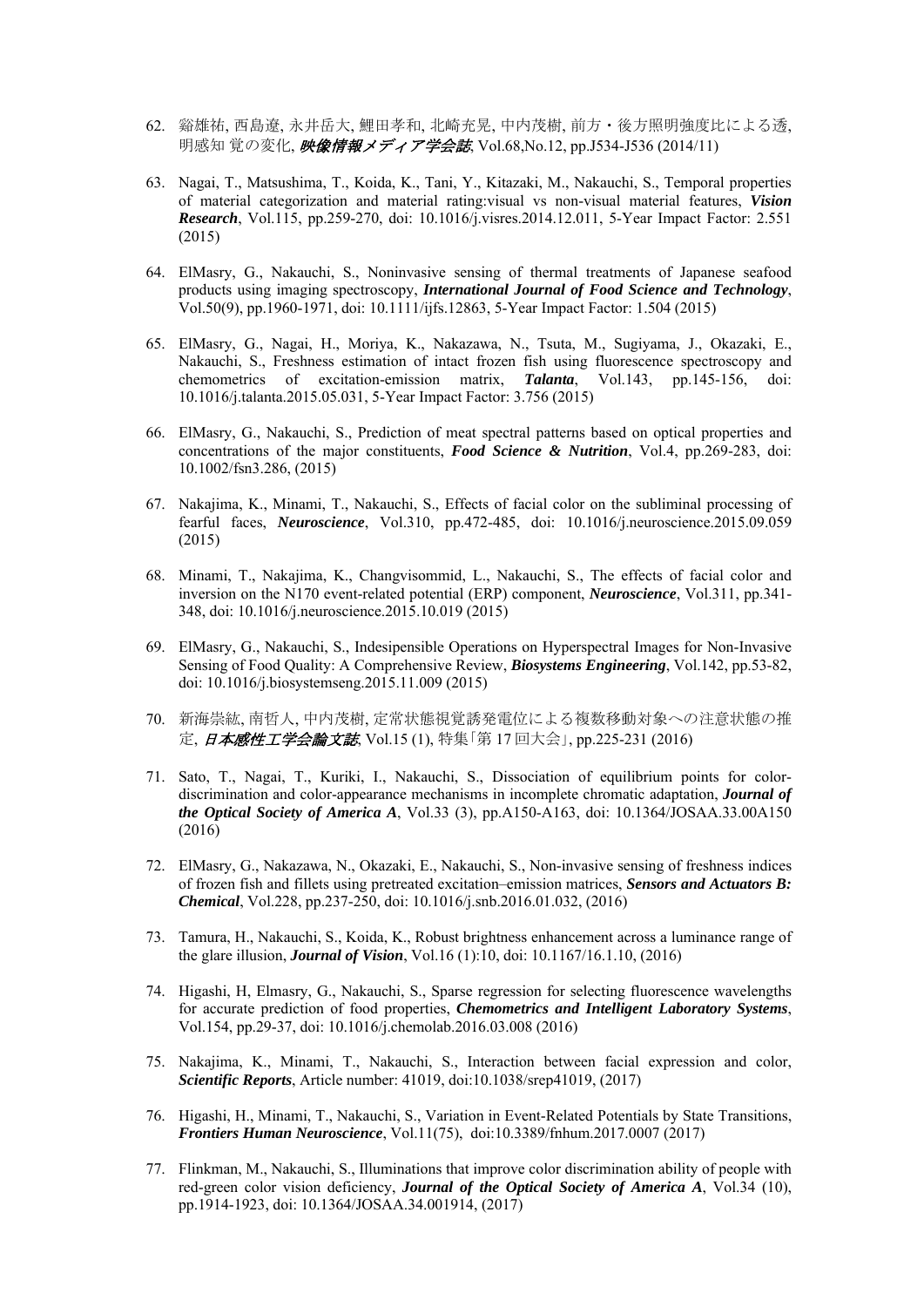62. 谿雄祐, 西島遼, 永井岳大, 鯉田孝和, 北崎充晃, 中内茂樹, 前方・後方照明強度比による透, 明感知 覚の変化, ***映像情報メディア学会誌***, Vol.68,No.12, pp.J534-J536 (2014/11)

63. Nagai, T., Matsushima, T., Koida, K., Tani, Y., Kitazaki, M., Nakauchi, S., Temporal properties of material categorization and material rating:visual vs non-visual material features, ***Vision Research***, Vol.115, pp.259-270, doi: 10.1016/j.visres.2014.12.011, 5-Year Impact Factor: 2.551 (2015)

64. ElMasry, G., Nakauchi, S., Noninvasive sensing of thermal treatments of Japanese seafood products using imaging spectroscopy, ***International Journal of Food Science and Technology***, Vol.50(9), pp.1960-1971, doi: 10.1111/ijfs.12863, 5-Year Impact Factor: 1.504 (2015)

65. ElMasry, G., Nagai, H., Moriya, K., Nakazawa, N., Tsuta, M., Sugiyama, J., Okazaki, E., Nakauchi, S., Freshness estimation of intact frozen fish using fluorescence spectroscopy and chemometrics of excitation-emission matrix, ***Talanta***, Vol.143, pp.145-156, doi: 10.1016/j.talanta.2015.05.031, 5-Year Impact Factor: 3.756 (2015)

66. ElMasry, G., Nakauchi, S., Prediction of meat spectral patterns based on optical properties and concentrations of the major constituents, ***Food Science & Nutrition***, Vol.4, pp.269-283, doi: 10.1002/fsn3.286, (2015)

67. Nakajima, K., Minami, T., Nakauchi, S., Effects of facial color on the subliminal processing of fearful faces, ***Neuroscience***, Vol.310, pp.472-485, doi: 10.1016/j.neuroscience.2015.09.059 (2015)

68. Minami, T., Nakajima, K., Changvisommid, L., Nakauchi, S., The effects of facial color and inversion on the N170 event-related potential (ERP) component, ***Neuroscience***, Vol.311, pp.341-348, doi: 10.1016/j.neuroscience.2015.10.019 (2015)

69. ElMasry, G., Nakauchi, S., Indesipensible Operations on Hyperspectral Images for Non-Invasive Sensing of Food Quality: A Comprehensive Review, ***Biosystems Engineering***, Vol.142, pp.53-82, doi: 10.1016/j.biosystemseng.2015.11.009 (2015)

70. 新海崇紘, 南哲人, 中内茂樹, 定常状態視覚誘発電位による複数移動対象への注意状態の推定, ***日本感性工学会論文誌***, Vol.15 (1), 特集「第 17 回大会」, pp.225-231 (2016)

71. Sato, T., Nagai, T., Kuriki, I., Nakauchi, S., Dissociation of equilibrium points for color-discrimination and color-appearance mechanisms in incomplete chromatic adaptation, ***Journal of the Optical Society of America A***, Vol.33 (3), pp.A150-A163, doi: 10.1364/JOSAA.33.00A150 (2016)

72. ElMasry, G., Nakazawa, N., Okazaki, E., Nakauchi, S., Non-invasive sensing of freshness indices of frozen fish and fillets using pretreated excitation–emission matrices, ***Sensors and Actuators B: Chemical***, Vol.228, pp.237-250, doi: 10.1016/j.snb.2016.01.032, (2016)

73. Tamura, H., Nakauchi, S., Koida, K., Robust brightness enhancement across a luminance range of the glare illusion, ***Journal of Vision***, Vol.16 (1):10, doi: 10.1167/16.1.10, (2016)

74. Higashi, H, Elmasry, G., Nakauchi, S., Sparse regression for selecting fluorescence wavelengths for accurate prediction of food properties, ***Chemometrics and Intelligent Laboratory Systems***, Vol.154, pp.29-37, doi: 10.1016/j.chemolab.2016.03.008 (2016)

75. Nakajima, K., Minami, T., Nakauchi, S., Interaction between facial expression and color, ***Scientific Reports***, Article number: 41019, doi:10.1038/srep41019, (2017)

76. Higashi, H., Minami, T., Nakauchi, S., Variation in Event-Related Potentials by State Transitions, ***Frontiers Human Neuroscience***, Vol.11(75), doi:10.3389/fnhum.2017.0007 (2017)

77. Flinkman, M., Nakauchi, S., Illuminations that improve color discrimination ability of people with red-green color vision deficiency, ***Journal of the Optical Society of America A***, Vol.34 (10), pp.1914-1923, doi: 10.1364/JOSAA.34.001914, (2017)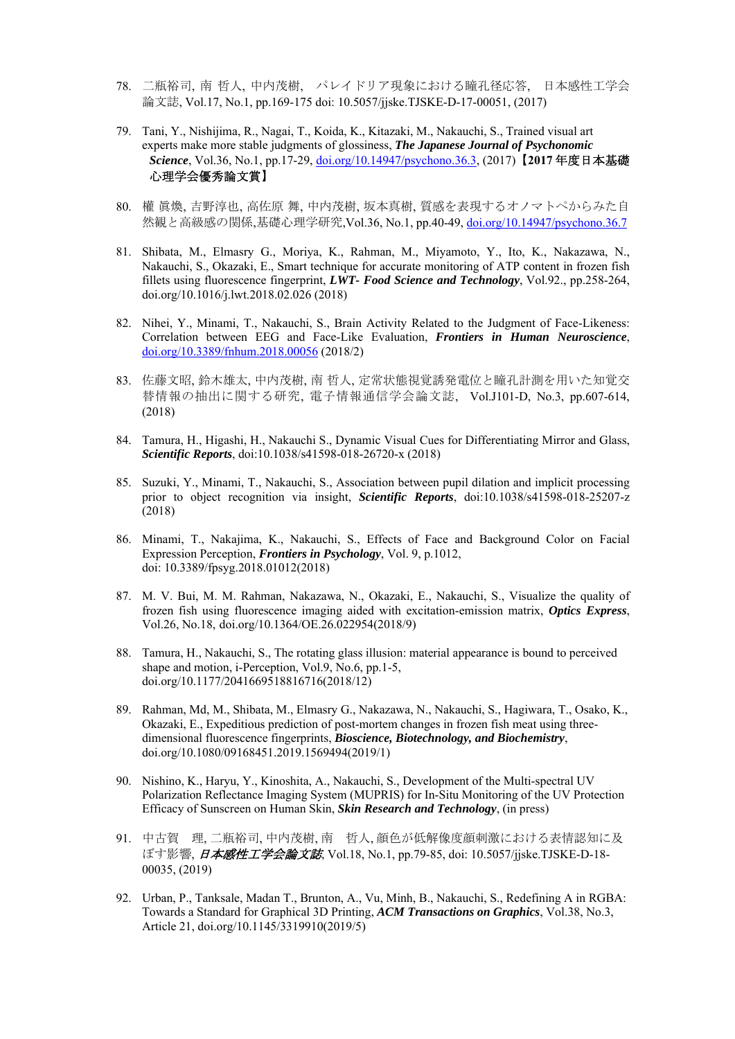78. 二瓶裕司, 南 哲人, 中内茂樹, パレイドリア現象における瞳孔径応答, 日本感性工学会論文誌, Vol.17, No.1, pp.169-175 doi: 10.5057/jjske.TJSKE-D-17-00051, (2017)

79. Tani, Y., Nishijima, R., Nagai, T., Koida, K., Kitazaki, M., Nakauchi, S., Trained visual art experts make more stable judgments of glossiness, ***The Japanese Journal of Psychonomic Science***, Vol.36, No.1, pp.17-29, doi.org/10.14947/psychono.36.3, (2017)【**2017 年度日本基礎心理学会優秀論文賞**】

80. 權 眞煥, 吉野淳也, 高佐原 舞, 中内茂樹, 坂本真樹, 質感を表現するオノマトペからみた自然観と高級感の関係,基礎心理学研究,Vol.36, No.1, pp.40-49, doi.org/10.14947/psychono.36.7

81. Shibata, M., Elmasry G., Moriya, K., Rahman, M., Miyamoto, Y., Ito, K., Nakazawa, N., Nakauchi, S., Okazaki, E., Smart technique for accurate monitoring of ATP content in frozen fish fillets using fluorescence fingerprint, ***LWT- Food Science and Technology***, Vol.92., pp.258-264, doi.org/10.1016/j.lwt.2018.02.026 (2018)

82. Nihei, Y., Minami, T., Nakauchi, S., Brain Activity Related to the Judgment of Face-Likeness: Correlation between EEG and Face-Like Evaluation, ***Frontiers in Human Neuroscience***, doi.org/10.3389/fnhum.2018.00056 (2018/2)

83. 佐藤文昭, 鈴木雄太, 中内茂樹, 南 哲人, 定常状態視覚誘発電位と瞳孔計測を用いた知覚交替情報の抽出に関する研究, 電子情報通信学会論文誌, Vol.J101-D, No.3, pp.607-614, (2018)

84. Tamura, H., Higashi, H., Nakauchi S., Dynamic Visual Cues for Differentiating Mirror and Glass, ***Scientific Reports***, doi:10.1038/s41598-018-26720-x (2018)

85. Suzuki, Y., Minami, T., Nakauchi, S., Association between pupil dilation and implicit processing prior to object recognition via insight, ***Scientific Reports***, doi:10.1038/s41598-018-25207-z (2018)

86. Minami, T., Nakajima, K., Nakauchi, S., Effects of Face and Background Color on Facial Expression Perception, ***Frontiers in Psychology***, Vol. 9, p.1012, doi: 10.3389/fpsyg.2018.01012(2018)

87. M. V. Bui, M. M. Rahman, Nakazawa, N., Okazaki, E., Nakauchi, S., Visualize the quality of frozen fish using fluorescence imaging aided with excitation-emission matrix, ***Optics Express***, Vol.26, No.18, doi.org/10.1364/OE.26.022954(2018/9)

88. Tamura, H., Nakauchi, S., The rotating glass illusion: material appearance is bound to perceived shape and motion, i-Perception, Vol.9, No.6, pp.1-5, doi.org/10.1177/2041669518816716(2018/12)

89. Rahman, Md, M., Shibata, M., Elmasry G., Nakazawa, N., Nakauchi, S., Hagiwara, T., Osako, K., Okazaki, E., Expeditious prediction of post-mortem changes in frozen fish meat using three-dimensional fluorescence fingerprints, ***Bioscience, Biotechnology, and Biochemistry***, doi.org/10.1080/09168451.2019.1569494(2019/1)

90. Nishino, K., Haryu, Y., Kinoshita, A., Nakauchi, S., Development of the Multi-spectral UV Polarization Reflectance Imaging System (MUPRIS) for In-Situ Monitoring of the UV Protection Efficacy of Sunscreen on Human Skin, ***Skin Research and Technology***, (in press)

91. 中古賀 理, 二瓶裕司, 中内茂樹, 南 哲人, 顔色が低解像度顔刺激における表情認知に及ぼす影響, ***日本感性工学会論文誌***, Vol.18, No.1, pp.79-85, doi: 10.5057/jjske.TJSKE-D-18-00035, (2019)

92. Urban, P., Tanksale, Madan T., Brunton, A., Vu, Minh, B., Nakauchi, S., Redefining A in RGBA: Towards a Standard for Graphical 3D Printing, ***ACM Transactions on Graphics***, Vol.38, No.3, Article 21, doi.org/10.1145/3319910(2019/5)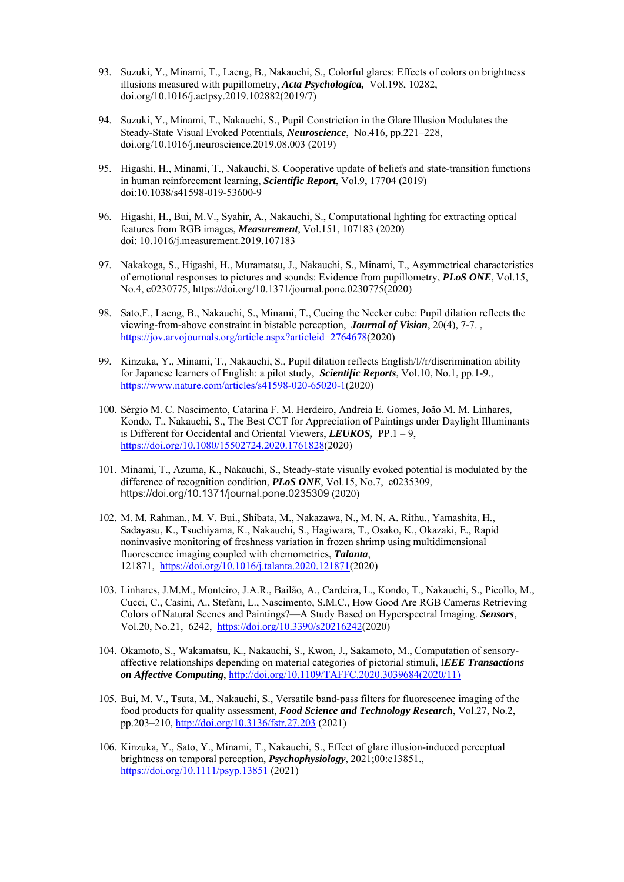93. Suzuki, Y., Minami, T., Laeng, B., Nakauchi, S., Colorful glares: Effects of colors on brightness illusions measured with pupillometry, ***Acta Psychologica,*** Vol.198, 10282, doi.org/10.1016/j.actpsy.2019.102882(2019/7)

94. Suzuki, Y., Minami, T., Nakauchi, S., Pupil Constriction in the Glare Illusion Modulates the Steady-State Visual Evoked Potentials, ***Neuroscience***, No.416, pp.221–228, doi.org/10.1016/j.neuroscience.2019.08.003 (2019)

95. Higashi, H., Minami, T., Nakauchi, S. Cooperative update of beliefs and state-transition functions in human reinforcement learning, ***Scientific Report***, Vol.9, 17704 (2019) doi:10.1038/s41598-019-53600-9

96. Higashi, H., Bui, M.V., Syahir, A., Nakauchi, S., Computational lighting for extracting optical features from RGB images, ***Measurement***, Vol.151, 107183 (2020) doi: 10.1016/j.measurement.2019.107183

97. Nakakoga, S., Higashi, H., Muramatsu, J., Nakauchi, S., Minami, T., Asymmetrical characteristics of emotional responses to pictures and sounds: Evidence from pupillometry, ***PLoS ONE***, Vol.15, No.4, e0230775, https://doi.org/10.1371/journal.pone.0230775(2020)

98. Sato,F., Laeng, B., Nakauchi, S., Minami, T., Cueing the Necker cube: Pupil dilation reflects the viewing-from-above constraint in bistable perception, ***Journal of Vision***, 20(4), 7-7. , https://jov.arvojournals.org/article.aspx?articleid=2764678(2020)

99. Kinzuka, Y., Minami, T., Nakauchi, S., Pupil dilation reflects English/l//r/discrimination ability for Japanese learners of English: a pilot study, ***Scientific Reports***, Vol.10, No.1, pp.1-9., https://www.nature.com/articles/s41598-020-65020-1(2020)

100. Sérgio M. C. Nascimento, Catarina F. M. Herdeiro, Andreia E. Gomes, João M. M. Linhares, Kondo, T., Nakauchi, S., The Best CCT for Appreciation of Paintings under Daylight Illuminants is Different for Occidental and Oriental Viewers, ***LEUKOS,*** PP.1 – 9, https://doi.org/10.1080/15502724.2020.1761828(2020)

101. Minami, T., Azuma, K., Nakauchi, S., Steady-state visually evoked potential is modulated by the difference of recognition condition, ***PLoS ONE***, Vol.15, No.7, e0235309, https://doi.org/10.1371/journal.pone.0235309 (2020)

102. M. M. Rahman., M. V. Bui., Shibata, M., Nakazawa, N., M. N. A. Rithu., Yamashita, H., Sadayasu, K., Tsuchiyama, K., Nakauchi, S., Hagiwara, T., Osako, K., Okazaki, E., Rapid noninvasive monitoring of freshness variation in frozen shrimp using multidimensional fluorescence imaging coupled with chemometrics, ***Talanta***, 121871, https://doi.org/10.1016/j.talanta.2020.121871(2020)

103. Linhares, J.M.M., Monteiro, J.A.R., Bailão, A., Cardeira, L., Kondo, T., Nakauchi, S., Picollo, M., Cucci, C., Casini, A., Stefani, L., Nascimento, S.M.C., How Good Are RGB Cameras Retrieving Colors of Natural Scenes and Paintings?—A Study Based on Hyperspectral Imaging. ***Sensors***, Vol.20, No.21, 6242, https://doi.org/10.3390/s20216242(2020)

104. Okamoto, S., Wakamatsu, K., Nakauchi, S., Kwon, J., Sakamoto, M., Computation of sensory-affective relationships depending on material categories of pictorial stimuli, I***EEE Transactions on Affective Computing***, http://doi.org/10.1109/TAFFC.2020.3039684(2020/11)

105. Bui, M. V., Tsuta, M., Nakauchi, S., Versatile band-pass filters for fluorescence imaging of the food products for quality assessment, ***Food Science and Technology Research***, Vol.27, No.2, pp.203–210, http://doi.org/10.3136/fstr.27.203 (2021)

106. Kinzuka, Y., Sato, Y., Minami, T., Nakauchi, S., Effect of glare illusion-induced perceptual brightness on temporal perception, ***Psychophysiology***, 2021;00:e13851., https://doi.org/10.1111/psyp.13851 (2021)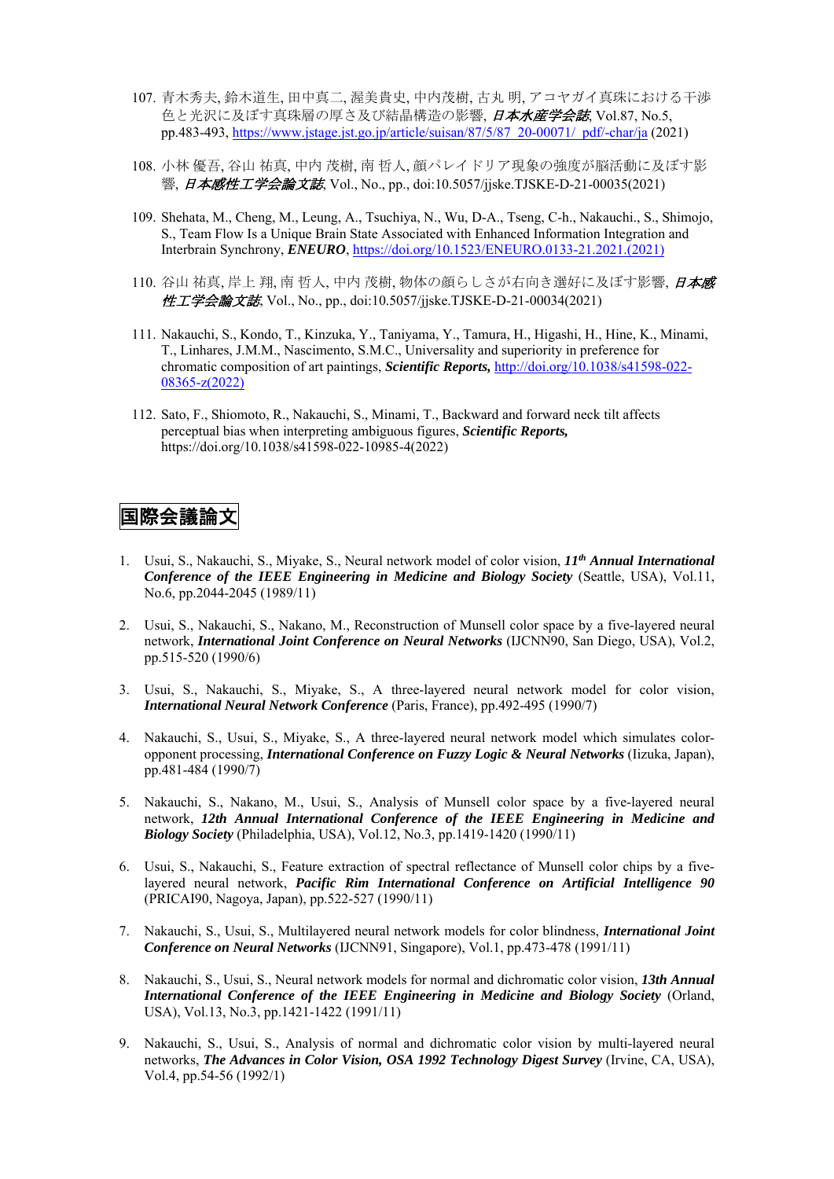107. 青木秀夫, 鈴木道生, 田中真二, 渥美貴史, 中内茂樹, 古丸 明, アコヤガイ真珠における干渉色と光沢に及ぼす真珠層の厚さ及び結晶構造の影響, ***日本水産学会誌***, Vol.87, No.5, pp.483-493, https://www.jstage.jst.go.jp/article/suisan/87/5/87_20-00071/_pdf/-char/ja (2021)

108. 小林 優吾, 谷山 祐真, 中内 茂樹, 南 哲人, 顔パレイドリア現象の強度が脳活動に及ぼす影響, ***日本感性工学会論文誌***, Vol., No., pp., doi:10.5057/jjske.TJSKE-D-21-00035(2021)

109. Shehata, M., Cheng, M., Leung, A., Tsuchiya, N., Wu, D-A., Tseng, C-h., Nakauchi., S., Shimojo, S., Team Flow Is a Unique Brain State Associated with Enhanced Information Integration and Interbrain Synchrony, ***ENEURO***, https://doi.org/10.1523/ENEURO.0133-21.2021.(2021)

110. 谷山 祐真, 岸上 翔, 南 哲人, 中内 茂樹, 物体の顔らしさが右向き選好に及ぼす影響, ***日本感性工学会論文誌***, Vol., No., pp., doi:10.5057/jjske.TJSKE-D-21-00034(2021)

111. Nakauchi, S., Kondo, T., Kinzuka, Y., Taniyama, Y., Tamura, H., Higashi, H., Hine, K., Minami, T., Linhares, J.M.M., Nascimento, S.M.C., Universality and superiority in preference for chromatic composition of art paintings, ***Scientific Reports,*** http://doi.org/10.1038/s41598-022-08365-z(2022)

112. Sato, F., Shiomoto, R., Nakauchi, S., Minami, T., Backward and forward neck tilt affects perceptual bias when interpreting ambiguous figures, ***Scientific Reports,*** https://doi.org/10.1038/s41598-022-10985-4(2022)

# 国際会議論文

1. Usui, S., Nakauchi, S., Miyake, S., Neural network model of color vision, ***11th Annual International Conference of the IEEE Engineering in Medicine and Biology Society*** (Seattle, USA), Vol.11, No.6, pp.2044-2045 (1989/11)

2. Usui, S., Nakauchi, S., Nakano, M., Reconstruction of Munsell color space by a five-layered neural network, ***International Joint Conference on Neural Networks*** (IJCNN90, San Diego, USA), Vol.2, pp.515-520 (1990/6)

3. Usui, S., Nakauchi, S., Miyake, S., A three-layered neural network model for color vision, ***International Neural Network Conference*** (Paris, France), pp.492-495 (1990/7)

4. Nakauchi, S., Usui, S., Miyake, S., A three-layered neural network model which simulates color-opponent processing, ***International Conference on Fuzzy Logic & Neural Networks*** (Iizuka, Japan), pp.481-484 (1990/7)

5. Nakauchi, S., Nakano, M., Usui, S., Analysis of Munsell color space by a five-layered neural network, ***12th Annual International Conference of the IEEE Engineering in Medicine and Biology Society*** (Philadelphia, USA), Vol.12, No.3, pp.1419-1420 (1990/11)

6. Usui, S., Nakauchi, S., Feature extraction of spectral reflectance of Munsell color chips by a five-layered neural network, ***Pacific Rim International Conference on Artificial Intelligence 90*** (PRICAI90, Nagoya, Japan), pp.522-527 (1990/11)

7. Nakauchi, S., Usui, S., Multilayered neural network models for color blindness, ***International Joint Conference on Neural Networks*** (IJCNN91, Singapore), Vol.1, pp.473-478 (1991/11)

8. Nakauchi, S., Usui, S., Neural network models for normal and dichromatic color vision, ***13th Annual International Conference of the IEEE Engineering in Medicine and Biology Society*** (Orland, USA), Vol.13, No.3, pp.1421-1422 (1991/11)

9. Nakauchi, S., Usui, S., Analysis of normal and dichromatic color vision by multi-layered neural networks, ***The Advances in Color Vision, OSA 1992 Technology Digest Survey*** (Irvine, CA, USA), Vol.4, pp.54-56 (1992/1)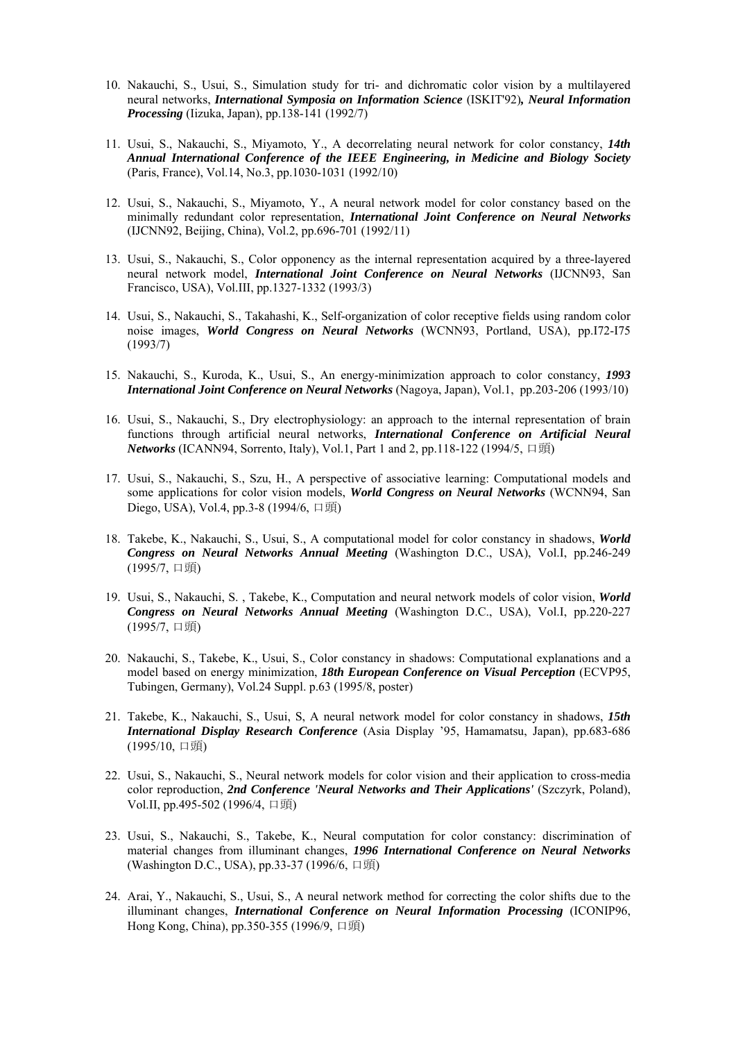10. Nakauchi, S., Usui, S., Simulation study for tri- and dichromatic color vision by a multilayered neural networks, ***International Symposia on Information Science*** (ISKIT'92)***, Neural Information Processing*** (Iizuka, Japan), pp.138-141 (1992/7)

11. Usui, S., Nakauchi, S., Miyamoto, Y., A decorrelating neural network for color constancy, ***14th Annual International Conference of the IEEE Engineering, in Medicine and Biology Society*** (Paris, France), Vol.14, No.3, pp.1030-1031 (1992/10)

12. Usui, S., Nakauchi, S., Miyamoto, Y., A neural network model for color constancy based on the minimally redundant color representation, ***International Joint Conference on Neural Networks*** (IJCNN92, Beijing, China), Vol.2, pp.696-701 (1992/11)

13. Usui, S., Nakauchi, S., Color opponency as the internal representation acquired by a three-layered neural network model, ***International Joint Conference on Neural Networks*** (IJCNN93, San Francisco, USA), Vol.III, pp.1327-1332 (1993/3)

14. Usui, S., Nakauchi, S., Takahashi, K., Self-organization of color receptive fields using random color noise images, ***World Congress on Neural Networks*** (WCNN93, Portland, USA), pp.I72-I75 (1993/7)

15. Nakauchi, S., Kuroda, K., Usui, S., An energy-minimization approach to color constancy, ***1993 International Joint Conference on Neural Networks*** (Nagoya, Japan), Vol.1, pp.203-206 (1993/10)

16. Usui, S., Nakauchi, S., Dry electrophysiology: an approach to the internal representation of brain functions through artificial neural networks, ***International Conference on Artificial Neural Networks*** (ICANN94, Sorrento, Italy), Vol.1, Part 1 and 2, pp.118-122 (1994/5, 口頭)

17. Usui, S., Nakauchi, S., Szu, H., A perspective of associative learning: Computational models and some applications for color vision models, ***World Congress on Neural Networks*** (WCNN94, San Diego, USA), Vol.4, pp.3-8 (1994/6, 口頭)

18. Takebe, K., Nakauchi, S., Usui, S., A computational model for color constancy in shadows, ***World Congress on Neural Networks Annual Meeting*** (Washington D.C., USA), Vol.I, pp.246-249 (1995/7, 口頭)

19. Usui, S., Nakauchi, S. , Takebe, K., Computation and neural network models of color vision, ***World Congress on Neural Networks Annual Meeting*** (Washington D.C., USA), Vol.I, pp.220-227 (1995/7, 口頭)

20. Nakauchi, S., Takebe, K., Usui, S., Color constancy in shadows: Computational explanations and a model based on energy minimization, ***18th European Conference on Visual Perception*** (ECVP95, Tubingen, Germany), Vol.24 Suppl. p.63 (1995/8, poster)

21. Takebe, K., Nakauchi, S., Usui, S, A neural network model for color constancy in shadows, ***15th International Display Research Conference*** (Asia Display '95, Hamamatsu, Japan), pp.683-686 (1995/10, 口頭)

22. Usui, S., Nakauchi, S., Neural network models for color vision and their application to cross-media color reproduction, ***2nd Conference 'Neural Networks and Their Applications'*** (Szczyrk, Poland), Vol.II, pp.495-502 (1996/4, 口頭)

23. Usui, S., Nakauchi, S., Takebe, K., Neural computation for color constancy: discrimination of material changes from illuminant changes, ***1996 International Conference on Neural Networks*** (Washington D.C., USA), pp.33-37 (1996/6, 口頭)

24. Arai, Y., Nakauchi, S., Usui, S., A neural network method for correcting the color shifts due to the illuminant changes, ***International Conference on Neural Information Processing*** (ICONIP96, Hong Kong, China), pp.350-355 (1996/9, 口頭)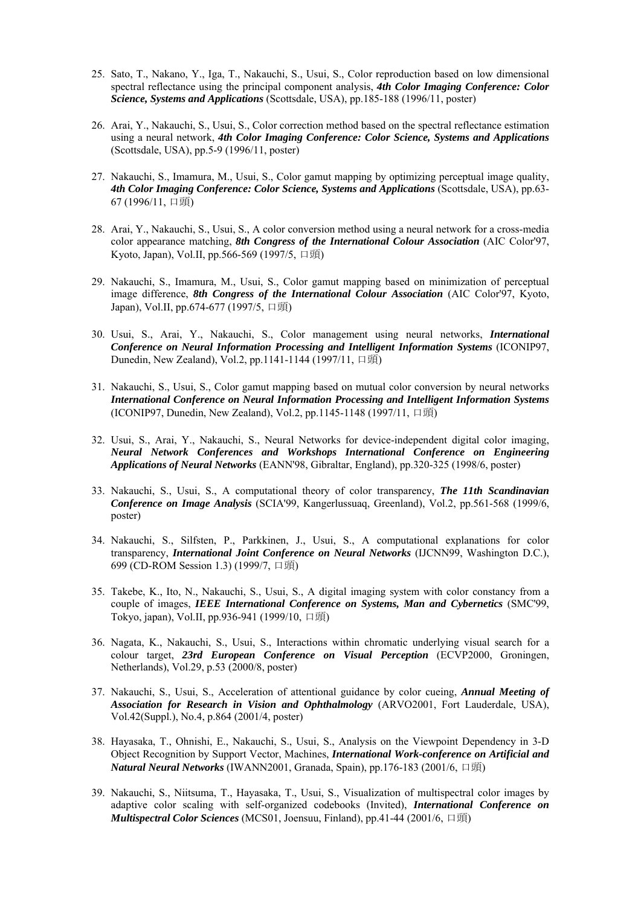25. Sato, T., Nakano, Y., Iga, T., Nakauchi, S., Usui, S., Color reproduction based on low dimensional spectral reflectance using the principal component analysis, ***4th Color Imaging Conference: Color Science, Systems and Applications*** (Scottsdale, USA), pp.185-188 (1996/11, poster)

26. Arai, Y., Nakauchi, S., Usui, S., Color correction method based on the spectral reflectance estimation using a neural network, ***4th Color Imaging Conference: Color Science, Systems and Applications*** (Scottsdale, USA), pp.5-9 (1996/11, poster)

27. Nakauchi, S., Imamura, M., Usui, S., Color gamut mapping by optimizing perceptual image quality, ***4th Color Imaging Conference: Color Science, Systems and Applications*** (Scottsdale, USA), pp.63-67 (1996/11, 口頭)

28. Arai, Y., Nakauchi, S., Usui, S., A color conversion method using a neural network for a cross-media color appearance matching, ***8th Congress of the International Colour Association*** (AIC Color'97, Kyoto, Japan), Vol.II, pp.566-569 (1997/5, 口頭)

29. Nakauchi, S., Imamura, M., Usui, S., Color gamut mapping based on minimization of perceptual image difference, ***8th Congress of the International Colour Association*** (AIC Color'97, Kyoto, Japan), Vol.II, pp.674-677 (1997/5, 口頭)

30. Usui, S., Arai, Y., Nakauchi, S., Color management using neural networks, ***International Conference on Neural Information Processing and Intelligent Information Systems*** (ICONIP97, Dunedin, New Zealand), Vol.2, pp.1141-1144 (1997/11, 口頭)

31. Nakauchi, S., Usui, S., Color gamut mapping based on mutual color conversion by neural networks ***International Conference on Neural Information Processing and Intelligent Information Systems*** (ICONIP97, Dunedin, New Zealand), Vol.2, pp.1145-1148 (1997/11, 口頭)

32. Usui, S., Arai, Y., Nakauchi, S., Neural Networks for device-independent digital color imaging, ***Neural Network Conferences and Workshops International Conference on Engineering Applications of Neural Networks*** (EANN'98, Gibraltar, England), pp.320-325 (1998/6, poster)

33. Nakauchi, S., Usui, S., A computational theory of color transparency, ***The 11th Scandinavian Conference on Image Analysis*** (SCIA'99, Kangerlussuaq, Greenland), Vol.2, pp.561-568 (1999/6, poster)

34. Nakauchi, S., Silfsten, P., Parkkinen, J., Usui, S., A computational explanations for color transparency, ***International Joint Conference on Neural Networks*** (IJCNN99, Washington D.C.), 699 (CD-ROM Session 1.3) (1999/7, 口頭)

35. Takebe, K., Ito, N., Nakauchi, S., Usui, S., A digital imaging system with color constancy from a couple of images, ***IEEE International Conference on Systems, Man and Cybernetics*** (SMC'99, Tokyo, japan), Vol.II, pp.936-941 (1999/10, 口頭)

36. Nagata, K., Nakauchi, S., Usui, S., Interactions within chromatic underlying visual search for a colour target, ***23rd European Conference on Visual Perception*** (ECVP2000, Groningen, Netherlands), Vol.29, p.53 (2000/8, poster)

37. Nakauchi, S., Usui, S., Acceleration of attentional guidance by color cueing, ***Annual Meeting of Association for Research in Vision and Ophthalmology*** (ARVO2001, Fort Lauderdale, USA), Vol.42(Suppl.), No.4, p.864 (2001/4, poster)

38. Hayasaka, T., Ohnishi, E., Nakauchi, S., Usui, S., Analysis on the Viewpoint Dependency in 3-D Object Recognition by Support Vector, Machines, ***International Work-conference on Artificial and Natural Neural Networks*** (IWANN2001, Granada, Spain), pp.176-183 (2001/6, 口頭)

39. Nakauchi, S., Niitsuma, T., Hayasaka, T., Usui, S., Visualization of multispectral color images by adaptive color scaling with self-organized codebooks (Invited), ***International Conference on Multispectral Color Sciences*** (MCS01, Joensuu, Finland), pp.41-44 (2001/6, 口頭)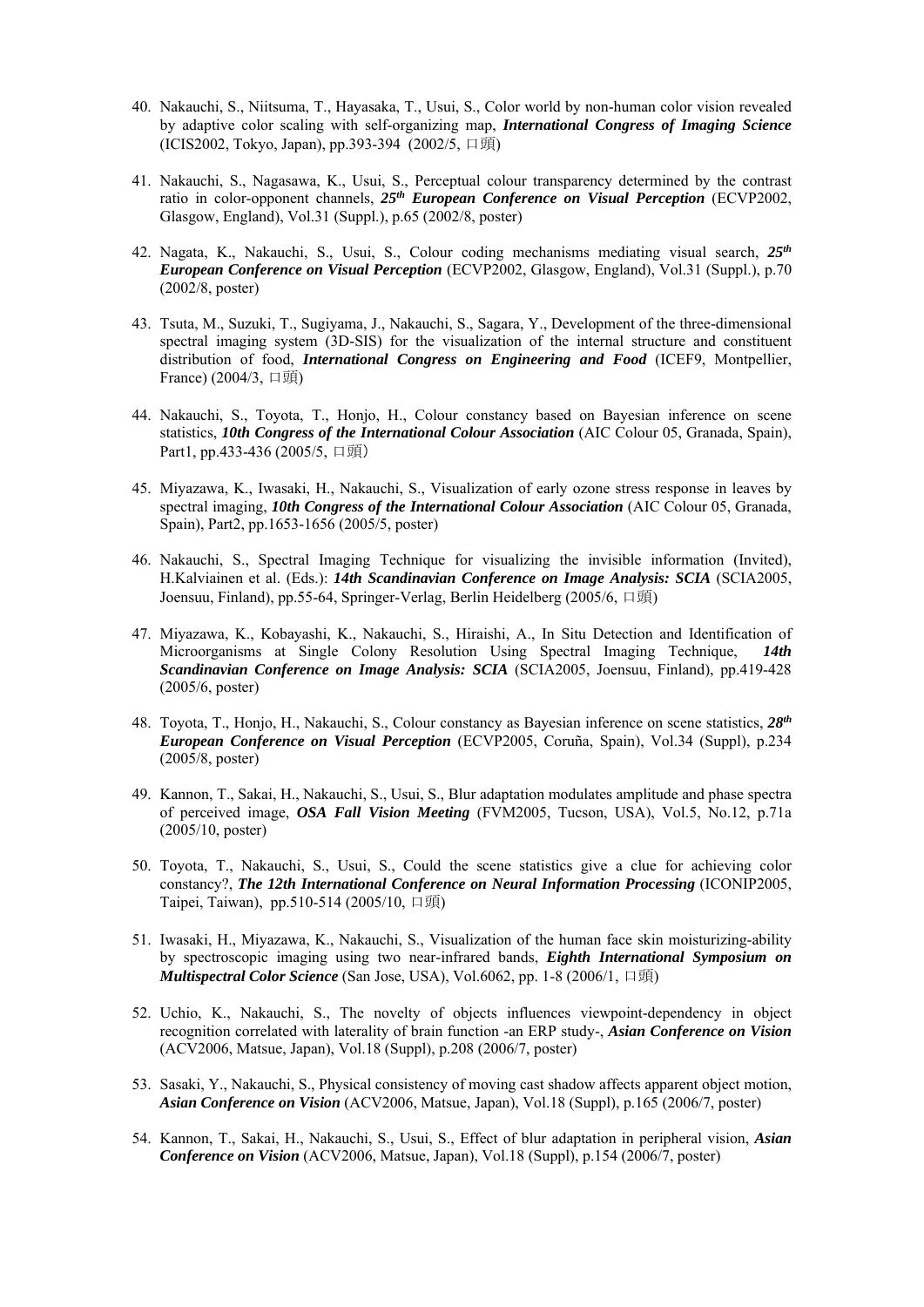40. Nakauchi, S., Niitsuma, T., Hayasaka, T., Usui, S., Color world by non-human color vision revealed by adaptive color scaling with self-organizing map, ***International Congress of Imaging Science*** (ICIS2002, Tokyo, Japan), pp.393-394 (2002/5, 口頭)

41. Nakauchi, S., Nagasawa, K., Usui, S., Perceptual colour transparency determined by the contrast ratio in color-opponent channels, ***25th European Conference on Visual Perception*** (ECVP2002, Glasgow, England), Vol.31 (Suppl.), p.65 (2002/8, poster)

42. Nagata, K., Nakauchi, S., Usui, S., Colour coding mechanisms mediating visual search, ***25th European Conference on Visual Perception*** (ECVP2002, Glasgow, England), Vol.31 (Suppl.), p.70 (2002/8, poster)

43. Tsuta, M., Suzuki, T., Sugiyama, J., Nakauchi, S., Sagara, Y., Development of the three-dimensional spectral imaging system (3D-SIS) for the visualization of the internal structure and constituent distribution of food, ***International Congress on Engineering and Food*** (ICEF9, Montpellier, France) (2004/3, 口頭)

44. Nakauchi, S., Toyota, T., Honjo, H., Colour constancy based on Bayesian inference on scene statistics, ***10th Congress of the International Colour Association*** (AIC Colour 05, Granada, Spain), Part1, pp.433-436 (2005/5, 口頭)

45. Miyazawa, K., Iwasaki, H., Nakauchi, S., Visualization of early ozone stress response in leaves by spectral imaging, ***10th Congress of the International Colour Association*** (AIC Colour 05, Granada, Spain), Part2, pp.1653-1656 (2005/5, poster)

46. Nakauchi, S., Spectral Imaging Technique for visualizing the invisible information (Invited), H.Kalviainen et al. (Eds.): ***14th Scandinavian Conference on Image Analysis: SCIA*** (SCIA2005, Joensuu, Finland), pp.55-64, Springer-Verlag, Berlin Heidelberg (2005/6, 口頭)

47. Miyazawa, K., Kobayashi, K., Nakauchi, S., Hiraishi, A., In Situ Detection and Identification of Microorganisms at Single Colony Resolution Using Spectral Imaging Technique, ***14th Scandinavian Conference on Image Analysis: SCIA*** (SCIA2005, Joensuu, Finland), pp.419-428 (2005/6, poster)

48. Toyota, T., Honjo, H., Nakauchi, S., Colour constancy as Bayesian inference on scene statistics, ***28th European Conference on Visual Perception*** (ECVP2005, Coruña, Spain), Vol.34 (Suppl), p.234 (2005/8, poster)

49. Kannon, T., Sakai, H., Nakauchi, S., Usui, S., Blur adaptation modulates amplitude and phase spectra of perceived image, ***OSA Fall Vision Meeting*** (FVM2005, Tucson, USA), Vol.5, No.12, p.71a (2005/10, poster)

50. Toyota, T., Nakauchi, S., Usui, S., Could the scene statistics give a clue for achieving color constancy?, ***The 12th International Conference on Neural Information Processing*** (ICONIP2005, Taipei, Taiwan), pp.510-514 (2005/10, 口頭)

51. Iwasaki, H., Miyazawa, K., Nakauchi, S., Visualization of the human face skin moisturizing-ability by spectroscopic imaging using two near-infrared bands, ***Eighth International Symposium on Multispectral Color Science*** (San Jose, USA), Vol.6062, pp. 1-8 (2006/1, 口頭)

52. Uchio, K., Nakauchi, S., The novelty of objects influences viewpoint-dependency in object recognition correlated with laterality of brain function -an ERP study-, ***Asian Conference on Vision*** (ACV2006, Matsue, Japan), Vol.18 (Suppl), p.208 (2006/7, poster)

53. Sasaki, Y., Nakauchi, S., Physical consistency of moving cast shadow affects apparent object motion, ***Asian Conference on Vision*** (ACV2006, Matsue, Japan), Vol.18 (Suppl), p.165 (2006/7, poster)

54. Kannon, T., Sakai, H., Nakauchi, S., Usui, S., Effect of blur adaptation in peripheral vision, ***Asian Conference on Vision*** (ACV2006, Matsue, Japan), Vol.18 (Suppl), p.154 (2006/7, poster)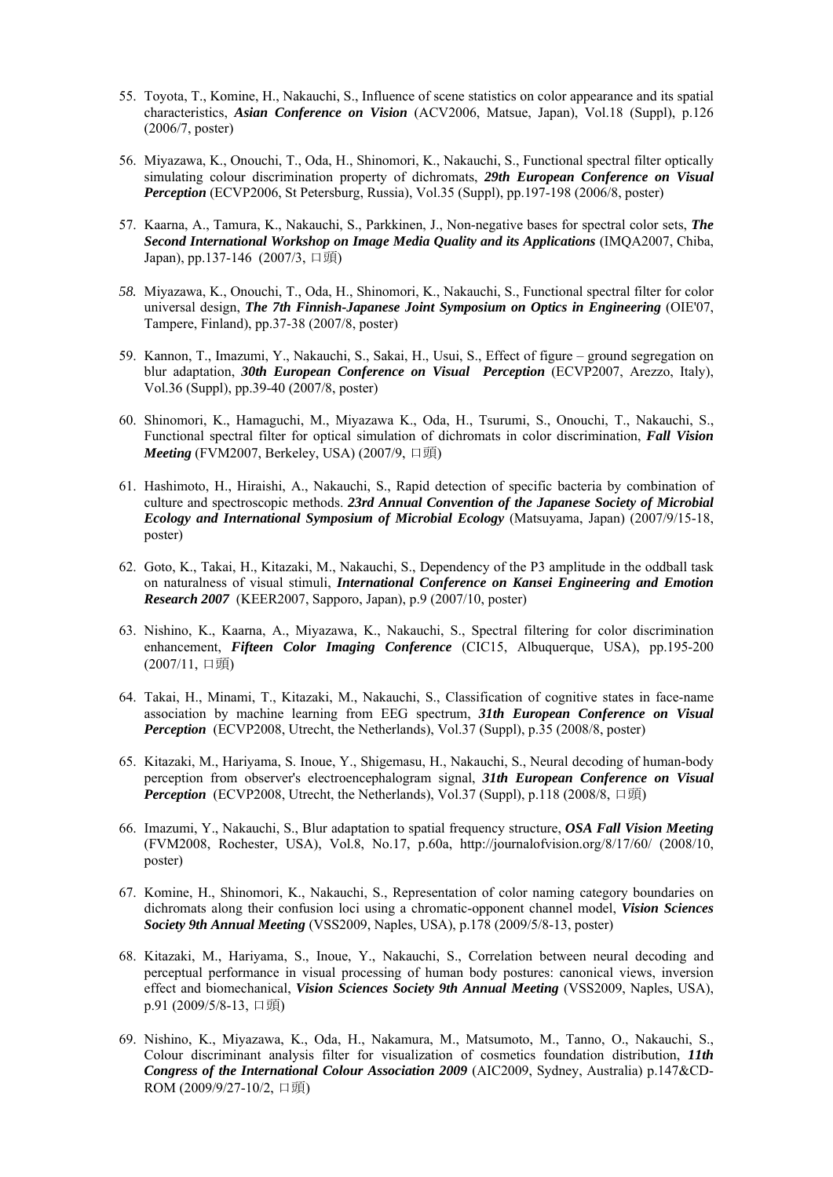55. Toyota, T., Komine, H., Nakauchi, S., Influence of scene statistics on color appearance and its spatial characteristics, ***Asian Conference on Vision*** (ACV2006, Matsue, Japan), Vol.18 (Suppl), p.126 (2006/7, poster)

56. Miyazawa, K., Onouchi, T., Oda, H., Shinomori, K., Nakauchi, S., Functional spectral filter optically simulating colour discrimination property of dichromats, ***29th European Conference on Visual Perception*** (ECVP2006, St Petersburg, Russia), Vol.35 (Suppl), pp.197-198 (2006/8, poster)

57. Kaarna, A., Tamura, K., Nakauchi, S., Parkkinen, J., Non-negative bases for spectral color sets, ***The Second International Workshop on Image Media Quality and its Applications*** (IMQA2007, Chiba, Japan), pp.137-146 (2007/3, 口頭)

58. Miyazawa, K., Onouchi, T., Oda, H., Shinomori, K., Nakauchi, S., Functional spectral filter for color universal design, ***The 7th Finnish-Japanese Joint Symposium on Optics in Engineering*** (OIE'07, Tampere, Finland), pp.37-38 (2007/8, poster)

59. Kannon, T., Imazumi, Y., Nakauchi, S., Sakai, H., Usui, S., Effect of figure – ground segregation on blur adaptation, ***30th European Conference on Visual Perception*** (ECVP2007, Arezzo, Italy), Vol.36 (Suppl), pp.39-40 (2007/8, poster)

60. Shinomori, K., Hamaguchi, M., Miyazawa K., Oda, H., Tsurumi, S., Onouchi, T., Nakauchi, S., Functional spectral filter for optical simulation of dichromats in color discrimination, ***Fall Vision Meeting*** (FVM2007, Berkeley, USA) (2007/9, 口頭)

61. Hashimoto, H., Hiraishi, A., Nakauchi, S., Rapid detection of specific bacteria by combination of culture and spectroscopic methods. ***23rd Annual Convention of the Japanese Society of Microbial Ecology and International Symposium of Microbial Ecology*** (Matsuyama, Japan) (2007/9/15-18, poster)

62. Goto, K., Takai, H., Kitazaki, M., Nakauchi, S., Dependency of the P3 amplitude in the oddball task on naturalness of visual stimuli, ***International Conference on Kansei Engineering and Emotion Research 2007*** (KEER2007, Sapporo, Japan), p.9 (2007/10, poster)

63. Nishino, K., Kaarna, A., Miyazawa, K., Nakauchi, S., Spectral filtering for color discrimination enhancement, ***Fifteen Color Imaging Conference*** (CIC15, Albuquerque, USA), pp.195-200 (2007/11, 口頭)

64. Takai, H., Minami, T., Kitazaki, M., Nakauchi, S., Classification of cognitive states in face-name association by machine learning from EEG spectrum, ***31th European Conference on Visual Perception*** (ECVP2008, Utrecht, the Netherlands), Vol.37 (Suppl), p.35 (2008/8, poster)

65. Kitazaki, M., Hariyama, S. Inoue, Y., Shigemasu, H., Nakauchi, S., Neural decoding of human-body perception from observer's electroencephalogram signal, ***31th European Conference on Visual Perception*** (ECVP2008, Utrecht, the Netherlands), Vol.37 (Suppl), p.118 (2008/8, 口頭)

66. Imazumi, Y., Nakauchi, S., Blur adaptation to spatial frequency structure, ***OSA Fall Vision Meeting*** (FVM2008, Rochester, USA), Vol.8, No.17, p.60a, http://journalofvision.org/8/17/60/ (2008/10, poster)

67. Komine, H., Shinomori, K., Nakauchi, S., Representation of color naming category boundaries on dichromats along their confusion loci using a chromatic-opponent channel model, ***Vision Sciences Society 9th Annual Meeting*** (VSS2009, Naples, USA), p.178 (2009/5/8-13, poster)

68. Kitazaki, M., Hariyama, S., Inoue, Y., Nakauchi, S., Correlation between neural decoding and perceptual performance in visual processing of human body postures: canonical views, inversion effect and biomechanical, ***Vision Sciences Society 9th Annual Meeting*** (VSS2009, Naples, USA), p.91 (2009/5/8-13, 口頭)

69. Nishino, K., Miyazawa, K., Oda, H., Nakamura, M., Matsumoto, M., Tanno, O., Nakauchi, S., Colour discriminant analysis filter for visualization of cosmetics foundation distribution, ***11th Congress of the International Colour Association 2009*** (AIC2009, Sydney, Australia) p.147&CD-ROM (2009/9/27-10/2, 口頭)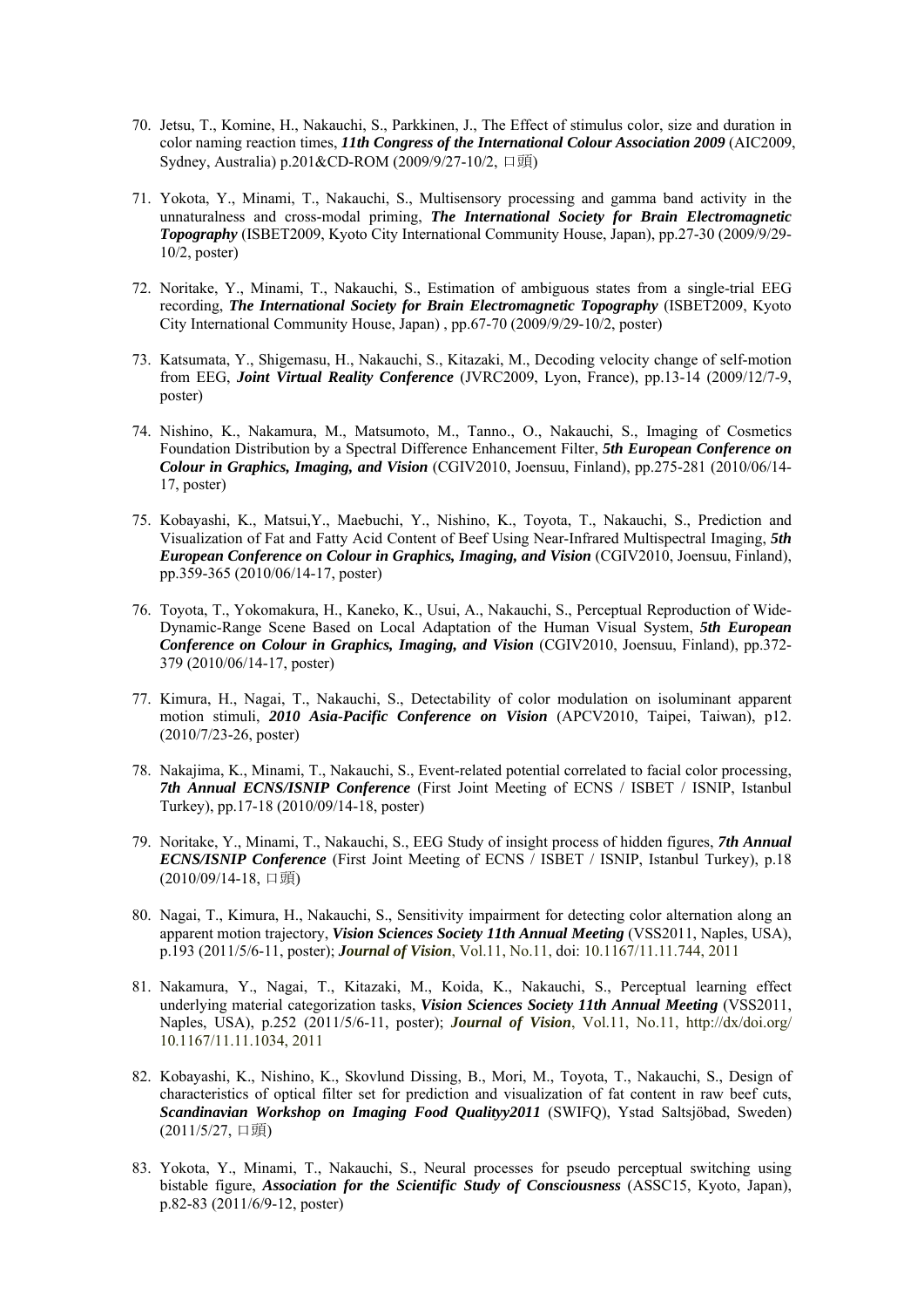70. Jetsu, T., Komine, H., Nakauchi, S., Parkkinen, J., The Effect of stimulus color, size and duration in color naming reaction times, ***11th Congress of the International Colour Association 2009*** (AIC2009, Sydney, Australia) p.201&CD-ROM (2009/9/27-10/2, 口頭)

71. Yokota, Y., Minami, T., Nakauchi, S., Multisensory processing and gamma band activity in the unnaturalness and cross-modal priming, ***The International Society for Brain Electromagnetic Topography*** (ISBET2009, Kyoto City International Community House, Japan), pp.27-30 (2009/9/29-10/2, poster)

72. Noritake, Y., Minami, T., Nakauchi, S., Estimation of ambiguous states from a single-trial EEG recording, ***The International Society for Brain Electromagnetic Topography*** (ISBET2009, Kyoto City International Community House, Japan) , pp.67-70 (2009/9/29-10/2, poster)

73. Katsumata, Y., Shigemasu, H., Nakauchi, S., Kitazaki, M., Decoding velocity change of self-motion from EEG, ***Joint Virtual Reality Conference*** (JVRC2009, Lyon, France), pp.13-14 (2009/12/7-9, poster)

74. Nishino, K., Nakamura, M., Matsumoto, M., Tanno., O., Nakauchi, S., Imaging of Cosmetics Foundation Distribution by a Spectral Difference Enhancement Filter, ***5th European Conference on Colour in Graphics, Imaging, and Vision*** (CGIV2010, Joensuu, Finland), pp.275-281 (2010/06/14-17, poster)

75. Kobayashi, K., Matsui,Y., Maebuchi, Y., Nishino, K., Toyota, T., Nakauchi, S., Prediction and Visualization of Fat and Fatty Acid Content of Beef Using Near-Infrared Multispectral Imaging, ***5th European Conference on Colour in Graphics, Imaging, and Vision*** (CGIV2010, Joensuu, Finland), pp.359-365 (2010/06/14-17, poster)

76. Toyota, T., Yokomakura, H., Kaneko, K., Usui, A., Nakauchi, S., Perceptual Reproduction of Wide-Dynamic-Range Scene Based on Local Adaptation of the Human Visual System, ***5th European Conference on Colour in Graphics, Imaging, and Vision*** (CGIV2010, Joensuu, Finland), pp.372-379 (2010/06/14-17, poster)

77. Kimura, H., Nagai, T., Nakauchi, S., Detectability of color modulation on isoluminant apparent motion stimuli, ***2010 Asia-Pacific Conference on Vision*** (APCV2010, Taipei, Taiwan), p12. (2010/7/23-26, poster)

78. Nakajima, K., Minami, T., Nakauchi, S., Event-related potential correlated to facial color processing, ***7th Annual ECNS/ISNIP Conference*** (First Joint Meeting of ECNS / ISBET / ISNIP, Istanbul Turkey), pp.17-18 (2010/09/14-18, poster)

79. Noritake, Y., Minami, T., Nakauchi, S., EEG Study of insight process of hidden figures, ***7th Annual ECNS/ISNIP Conference*** (First Joint Meeting of ECNS / ISBET / ISNIP, Istanbul Turkey), p.18 (2010/09/14-18, 口頭)

80. Nagai, T., Kimura, H., Nakauchi, S., Sensitivity impairment for detecting color alternation along an apparent motion trajectory, ***Vision Sciences Society 11th Annual Meeting*** (VSS2011, Naples, USA), p.193 (2011/5/6-11, poster); ***Journal of Vision***, Vol.11, No.11, doi: 10.1167/11.11.744, 2011

81. Nakamura, Y., Nagai, T., Kitazaki, M., Koida, K., Nakauchi, S., Perceptual learning effect underlying material categorization tasks, ***Vision Sciences Society 11th Annual Meeting*** (VSS2011, Naples, USA), p.252 (2011/5/6-11, poster); ***Journal of Vision***, Vol.11, No.11, http://dx/doi.org/10.1167/11.11.1034, 2011

82. Kobayashi, K., Nishino, K., Skovlund Dissing, B., Mori, M., Toyota, T., Nakauchi, S., Design of characteristics of optical filter set for prediction and visualization of fat content in raw beef cuts, ***Scandinavian Workshop on Imaging Food Qualityy2011*** (SWIFQ), Ystad Saltsjöbad, Sweden) (2011/5/27, 口頭)

83. Yokota, Y., Minami, T., Nakauchi, S., Neural processes for pseudo perceptual switching using bistable figure, ***Association for the Scientific Study of Consciousness*** (ASSC15, Kyoto, Japan), p.82-83 (2011/6/9-12, poster)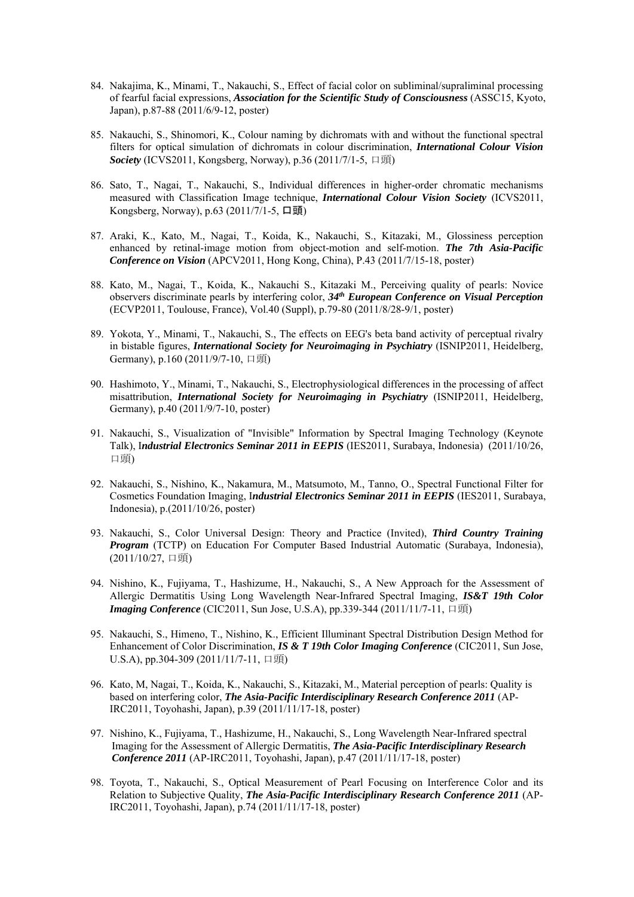84. Nakajima, K., Minami, T., Nakauchi, S., Effect of facial color on subliminal/supraliminal processing of fearful facial expressions, ***Association for the Scientific Study of Consciousness*** (ASSC15, Kyoto, Japan), p.87-88 (2011/6/9-12, poster)

85. Nakauchi, S., Shinomori, K., Colour naming by dichromats with and without the functional spectral filters for optical simulation of dichromats in colour discrimination, ***International Colour Vision Society*** (ICVS2011, Kongsberg, Norway), p.36 (2011/7/1-5, 口頭)

86. Sato, T., Nagai, T., Nakauchi, S., Individual differences in higher-order chromatic mechanisms measured with Classification Image technique, ***International Colour Vision Society*** (ICVS2011, Kongsberg, Norway), p.63 (2011/7/1-5, 口頭)

87. Araki, K., Kato, M., Nagai, T., Koida, K., Nakauchi, S., Kitazaki, M., Glossiness perception enhanced by retinal-image motion from object-motion and self-motion. ***The 7th Asia-Pacific Conference on Vision*** (APCV2011, Hong Kong, China), P.43 (2011/7/15-18, poster)

88. Kato, M., Nagai, T., Koida, K., Nakauchi S., Kitazaki M., Perceiving quality of pearls: Novice observers discriminate pearls by interfering color, ***34th European Conference on Visual Perception*** (ECVP2011, Toulouse, France), Vol.40 (Suppl), p.79-80 (2011/8/28-9/1, poster)

89. Yokota, Y., Minami, T., Nakauchi, S., The effects on EEG's beta band activity of perceptual rivalry in bistable figures, ***International Society for Neuroimaging in Psychiatry*** (ISNIP2011, Heidelberg, Germany), p.160 (2011/9/7-10, 口頭)

90. Hashimoto, Y., Minami, T., Nakauchi, S., Electrophysiological differences in the processing of affect misattribution, ***International Society for Neuroimaging in Psychiatry*** (ISNIP2011, Heidelberg, Germany), p.40 (2011/9/7-10, poster)

91. Nakauchi, S., Visualization of "Invisible" Information by Spectral Imaging Technology (Keynote Talk), I***ndustrial Electronics Seminar 2011 in EEPIS*** (IES2011, Surabaya, Indonesia) (2011/10/26, 口頭)

92. Nakauchi, S., Nishino, K., Nakamura, M., Matsumoto, M., Tanno, O., Spectral Functional Filter for Cosmetics Foundation Imaging, I***ndustrial Electronics Seminar 2011 in EEPIS*** (IES2011, Surabaya, Indonesia), p.(2011/10/26, poster)

93. Nakauchi, S., Color Universal Design: Theory and Practice (Invited), ***Third Country Training Program*** (TCTP) on Education For Computer Based Industrial Automatic (Surabaya, Indonesia), (2011/10/27, 口頭)

94. Nishino, K., Fujiyama, T., Hashizume, H., Nakauchi, S., A New Approach for the Assessment of Allergic Dermatitis Using Long Wavelength Near-Infrared Spectral Imaging, ***IS&T 19th Color Imaging Conference*** (CIC2011, Sun Jose, U.S.A), pp.339-344 (2011/11/7-11, 口頭)

95. Nakauchi, S., Himeno, T., Nishino, K., Efficient Illuminant Spectral Distribution Design Method for Enhancement of Color Discrimination, ***IS & T 19th Color Imaging Conference*** (CIC2011, Sun Jose, U.S.A), pp.304-309 (2011/11/7-11, 口頭)

96. Kato, M, Nagai, T., Koida, K., Nakauchi, S., Kitazaki, M., Material perception of pearls: Quality is based on interfering color, ***The Asia-Pacific Interdisciplinary Research Conference 2011*** (AP-IRC2011, Toyohashi, Japan), p.39 (2011/11/17-18, poster)

97. Nishino, K., Fujiyama, T., Hashizume, H., Nakauchi, S., Long Wavelength Near-Infrared spectral Imaging for the Assessment of Allergic Dermatitis, ***The Asia-Pacific Interdisciplinary Research Conference 2011*** (AP-IRC2011, Toyohashi, Japan), p.47 (2011/11/17-18, poster)

98. Toyota, T., Nakauchi, S., Optical Measurement of Pearl Focusing on Interference Color and its Relation to Subjective Quality, ***The Asia-Pacific Interdisciplinary Research Conference 2011*** (AP-IRC2011, Toyohashi, Japan), p.74 (2011/11/17-18, poster)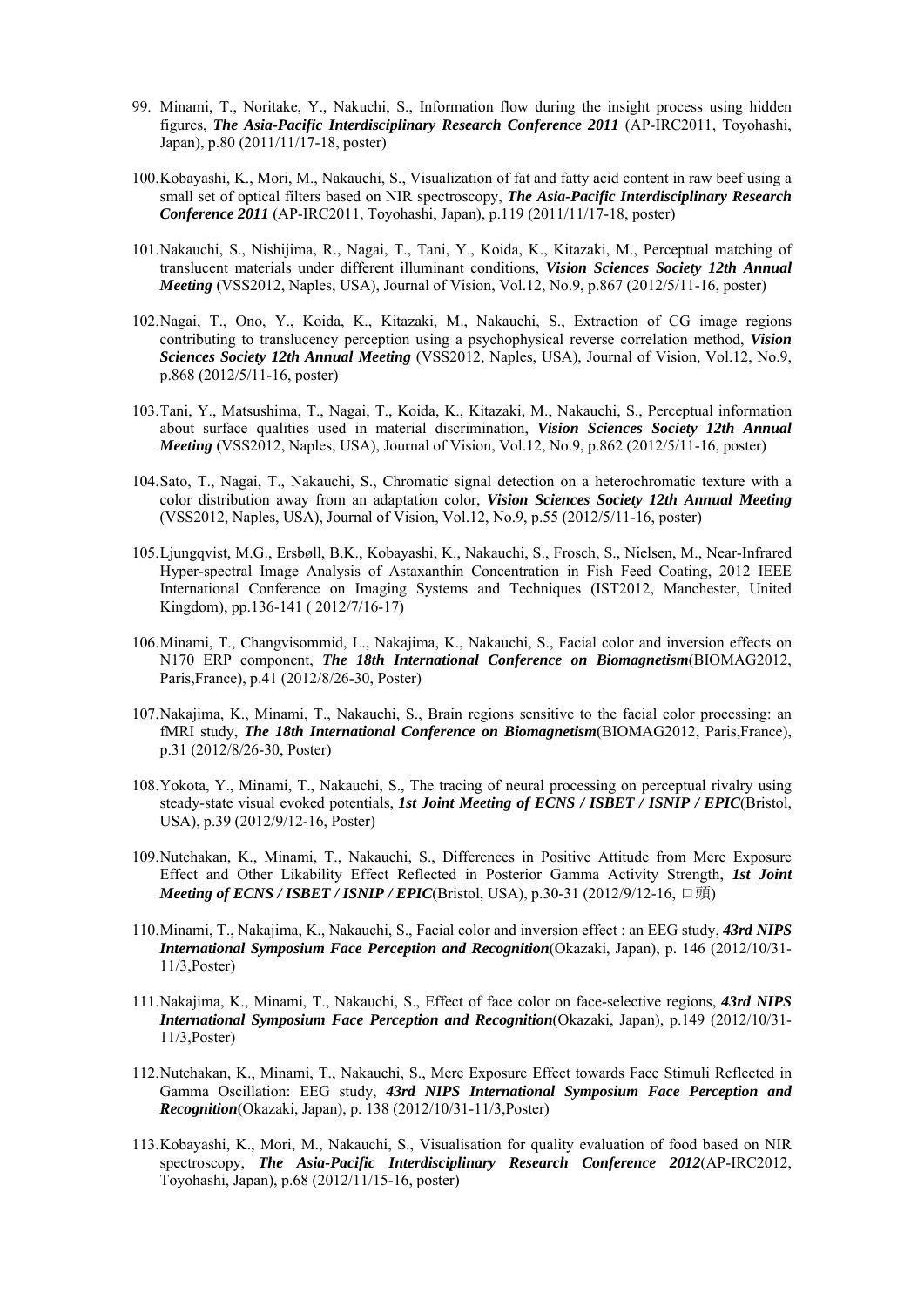99. Minami, T., Noritake, Y., Nakuchi, S., Information flow during the insight process using hidden figures, ***The Asia-Pacific Interdisciplinary Research Conference 2011*** (AP-IRC2011, Toyohashi, Japan), p.80 (2011/11/17-18, poster)

100. Kobayashi, K., Mori, M., Nakauchi, S., Visualization of fat and fatty acid content in raw beef using a small set of optical filters based on NIR spectroscopy, ***The Asia-Pacific Interdisciplinary Research Conference 2011*** (AP-IRC2011, Toyohashi, Japan), p.119 (2011/11/17-18, poster)

101. Nakauchi, S., Nishijima, R., Nagai, T., Tani, Y., Koida, K., Kitazaki, M., Perceptual matching of translucent materials under different illuminant conditions, ***Vision Sciences Society 12th Annual Meeting*** (VSS2012, Naples, USA), Journal of Vision, Vol.12, No.9, p.867 (2012/5/11-16, poster)

102. Nagai, T., Ono, Y., Koida, K., Kitazaki, M., Nakauchi, S., Extraction of CG image regions contributing to translucency perception using a psychophysical reverse correlation method, ***Vision Sciences Society 12th Annual Meeting*** (VSS2012, Naples, USA), Journal of Vision, Vol.12, No.9, p.868 (2012/5/11-16, poster)

103. Tani, Y., Matsushima, T., Nagai, T., Koida, K., Kitazaki, M., Nakauchi, S., Perceptual information about surface qualities used in material discrimination, ***Vision Sciences Society 12th Annual Meeting*** (VSS2012, Naples, USA), Journal of Vision, Vol.12, No.9, p.862 (2012/5/11-16, poster)

104. Sato, T., Nagai, T., Nakauchi, S., Chromatic signal detection on a heterochromatic texture with a color distribution away from an adaptation color, ***Vision Sciences Society 12th Annual Meeting*** (VSS2012, Naples, USA), Journal of Vision, Vol.12, No.9, p.55 (2012/5/11-16, poster)

105. Ljungqvist, M.G., Ersbøll, B.K., Kobayashi, K., Nakauchi, S., Frosch, S., Nielsen, M., Near-Infrared Hyper-spectral Image Analysis of Astaxanthin Concentration in Fish Feed Coating, 2012 IEEE International Conference on Imaging Systems and Techniques (IST2012, Manchester, United Kingdom), pp.136-141 ( 2012/7/16-17)

106. Minami, T., Changvisommid, L., Nakajima, K., Nakauchi, S., Facial color and inversion effects on N170 ERP component, ***The 18th International Conference on Biomagnetism***(BIOMAG2012, Paris,France), p.41 (2012/8/26-30, Poster)

107. Nakajima, K., Minami, T., Nakauchi, S., Brain regions sensitive to the facial color processing: an fMRI study, ***The 18th International Conference on Biomagnetism***(BIOMAG2012, Paris,France), p.31 (2012/8/26-30, Poster)

108. Yokota, Y., Minami, T., Nakauchi, S., The tracing of neural processing on perceptual rivalry using steady-state visual evoked potentials, ***1st Joint Meeting of ECNS / ISBET / ISNIP / EPIC***(Bristol, USA), p.39 (2012/9/12-16, Poster)

109. Nutchakan, K., Minami, T., Nakauchi, S., Differences in Positive Attitude from Mere Exposure Effect and Other Likability Effect Reflected in Posterior Gamma Activity Strength, ***1st Joint Meeting of ECNS / ISBET / ISNIP / EPIC***(Bristol, USA), p.30-31 (2012/9/12-16, 口頭)

110. Minami, T., Nakajima, K., Nakauchi, S., Facial color and inversion effect : an EEG study, ***43rd NIPS International Symposium Face Perception and Recognition***(Okazaki, Japan), p. 146 (2012/10/31-11/3,Poster)

111. Nakajima, K., Minami, T., Nakauchi, S., Effect of face color on face-selective regions, ***43rd NIPS International Symposium Face Perception and Recognition***(Okazaki, Japan), p.149 (2012/10/31-11/3,Poster)

112. Nutchakan, K., Minami, T., Nakauchi, S., Mere Exposure Effect towards Face Stimuli Reflected in Gamma Oscillation: EEG study, ***43rd NIPS International Symposium Face Perception and Recognition***(Okazaki, Japan), p. 138 (2012/10/31-11/3,Poster)

113. Kobayashi, K., Mori, M., Nakauchi, S., Visualisation for quality evaluation of food based on NIR spectroscopy, ***The Asia-Pacific Interdisciplinary Research Conference 2012***(AP-IRC2012, Toyohashi, Japan), p.68 (2012/11/15-16, poster)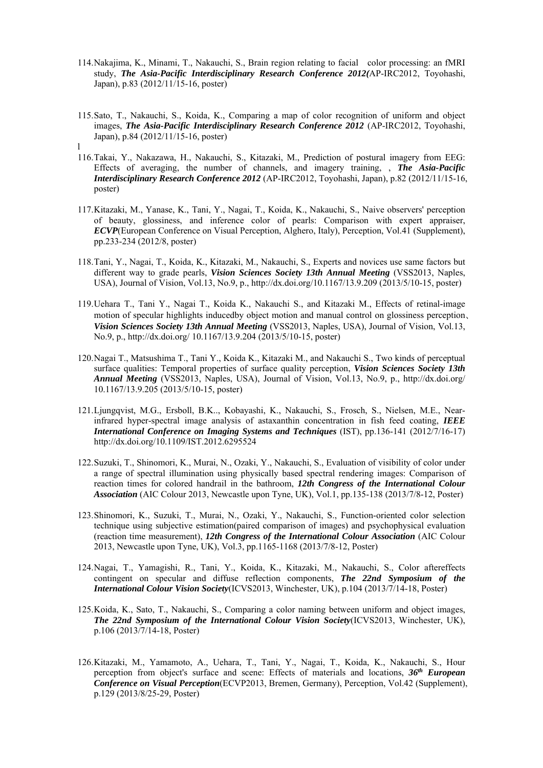114. Nakajima, K., Minami, T., Nakauchi, S., Brain region relating to facial color processing: an fMRI study, ***The Asia-Pacific Interdisciplinary Research Conference 2012(***AP-IRC2012, Toyohashi, Japan), p.83 (2012/11/15-16, poster)

115. Sato, T., Nakauchi, S., Koida, K., Comparing a map of color recognition of uniform and object images, ***The Asia-Pacific Interdisciplinary Research Conference 2012*** (AP-IRC2012, Toyohashi, Japan), p.84 (2012/11/15-16, poster)

l

116. Takai, Y., Nakazawa, H., Nakauchi, S., Kitazaki, M., Prediction of postural imagery from EEG: Effects of averaging, the number of channels, and imagery training, , ***The Asia-Pacific Interdisciplinary Research Conference 2012*** (AP-IRC2012, Toyohashi, Japan), p.82 (2012/11/15-16, poster)

117. Kitazaki, M., Yanase, K., Tani, Y., Nagai, T., Koida, K., Nakauchi, S., Naive observers' perception of beauty, glossiness, and inference color of pearls: Comparison with expert appraiser, ***ECVP***(European Conference on Visual Perception, Alghero, Italy), Perception, Vol.41 (Supplement), pp.233-234 (2012/8, poster)

118. Tani, Y., Nagai, T., Koida, K., Kitazaki, M., Nakauchi, S., Experts and novices use same factors but different way to grade pearls, ***Vision Sciences Society 13th Annual Meeting*** (VSS2013, Naples, USA), Journal of Vision, Vol.13, No.9, p., http://dx.doi.org/10.1167/13.9.209 (2013/5/10-15, poster)

119. Uehara T., Tani Y., Nagai T., Koida K., Nakauchi S., and Kitazaki M., Effects of retinal-image motion of specular highlights inducedby object motion and manual control on glossiness perception、***Vision Sciences Society 13th Annual Meeting*** (VSS2013, Naples, USA), Journal of Vision, Vol.13, No.9, p., http://dx.doi.org/ 10.1167/13.9.204 (2013/5/10-15, poster)

120. Nagai T., Matsushima T., Tani Y., Koida K., Kitazaki M., and Nakauchi S., Two kinds of perceptual surface qualities: Temporal properties of surface quality perception, ***Vision Sciences Society 13th Annual Meeting*** (VSS2013, Naples, USA), Journal of Vision, Vol.13, No.9, p., http://dx.doi.org/ 10.1167/13.9.205 (2013/5/10-15, poster)

121. Ljungqvist, M.G., Ersboll, B.K.., Kobayashi, K., Nakauchi, S., Frosch, S., Nielsen, M.E., Near-infrared hyper-spectral image analysis of astaxanthin concentration in fish feed coating, ***IEEE International Conference on Imaging Systems and Techniques*** (IST), pp.136-141 (2012/7/16-17) http://dx.doi.org/10.1109/IST.2012.6295524

122. Suzuki, T., Shinomori, K., Murai, N., Ozaki, Y., Nakauchi, S., Evaluation of visibility of color under a range of spectral illumination using physically based spectral rendering images: Comparison of reaction times for colored handrail in the bathroom, ***12th Congress of the International Colour Association*** (AIC Colour 2013, Newcastle upon Tyne, UK), Vol.1, pp.135-138 (2013/7/8-12, Poster)

123. Shinomori, K., Suzuki, T., Murai, N., Ozaki, Y., Nakauchi, S., Function-oriented color selection technique using subjective estimation(paired comparison of images) and psychophysical evaluation (reaction time measurement), ***12th Congress of the International Colour Association*** (AIC Colour 2013, Newcastle upon Tyne, UK), Vol.3, pp.1165-1168 (2013/7/8-12, Poster)

124. Nagai, T., Yamagishi, R., Tani, Y., Koida, K., Kitazaki, M., Nakauchi, S., Color aftereffects contingent on specular and diffuse reflection components, ***The 22nd Symposium of the International Colour Vision Society***(ICVS2013, Winchester, UK), p.104 (2013/7/14-18, Poster)

125. Koida, K., Sato, T., Nakauchi, S., Comparing a color naming between uniform and object images, ***The 22nd Symposium of the International Colour Vision Society***(ICVS2013, Winchester, UK), p.106 (2013/7/14-18, Poster)

126. Kitazaki, M., Yamamoto, A., Uehara, T., Tani, Y., Nagai, T., Koida, K., Nakauchi, S., Hour perception from object's surface and scene: Effects of materials and locations, ***36th European Conference on Visual Perception***(ECVP2013, Bremen, Germany), Perception, Vol.42 (Supplement), p.129 (2013/8/25-29, Poster)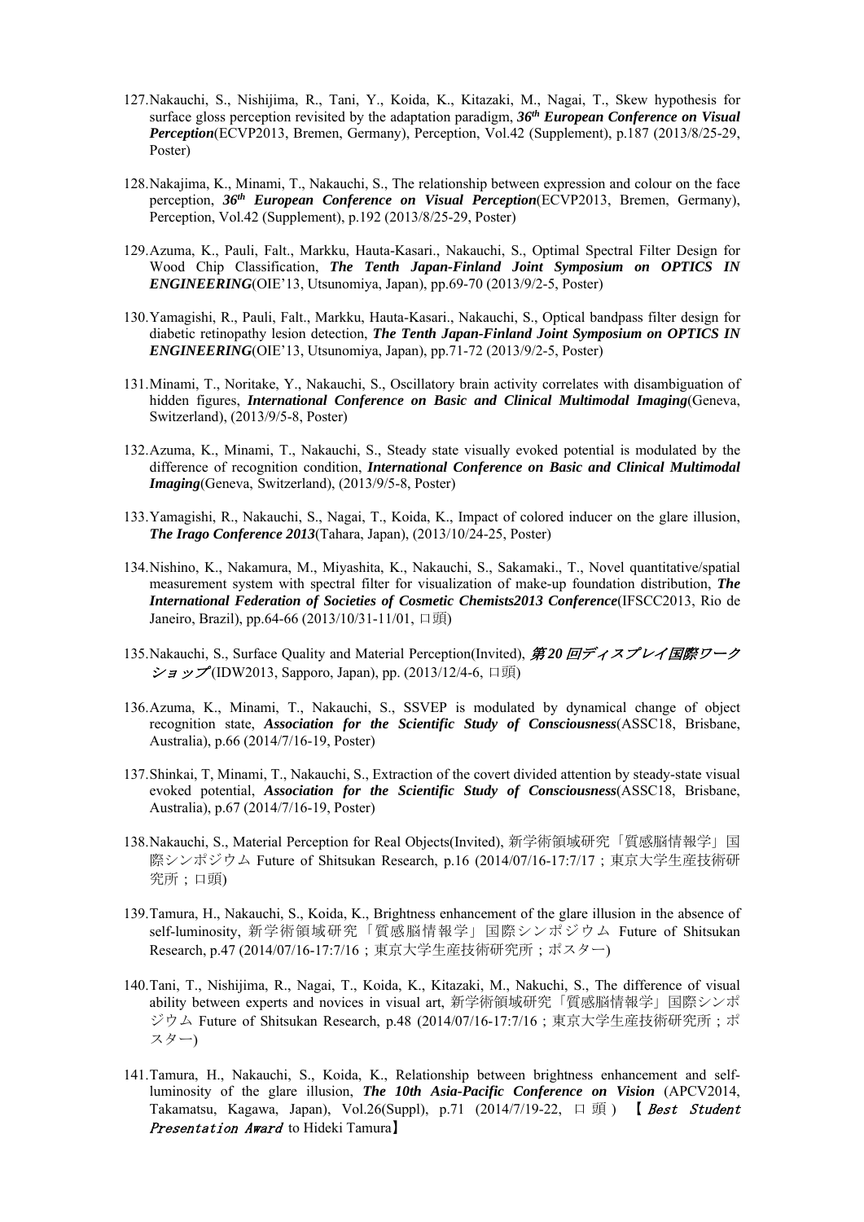127. Nakauchi, S., Nishijima, R., Tani, Y., Koida, K., Kitazaki, M., Nagai, T., Skew hypothesis for surface gloss perception revisited by the adaptation paradigm, ***36th European Conference on Visual Perception***(ECVP2013, Bremen, Germany), Perception, Vol.42 (Supplement), p.187 (2013/8/25-29, Poster)

128. Nakajima, K., Minami, T., Nakauchi, S., The relationship between expression and colour on the face perception, ***36th European Conference on Visual Perception***(ECVP2013, Bremen, Germany), Perception, Vol.42 (Supplement), p.192 (2013/8/25-29, Poster)

129. Azuma, K., Pauli, Falt., Markku, Hauta-Kasari., Nakauchi, S., Optimal Spectral Filter Design for Wood Chip Classification, ***The Tenth Japan-Finland Joint Symposium on OPTICS IN ENGINEERING***(OIE'13, Utsunomiya, Japan), pp.69-70 (2013/9/2-5, Poster)

130. Yamagishi, R., Pauli, Falt., Markku, Hauta-Kasari., Nakauchi, S., Optical bandpass filter design for diabetic retinopathy lesion detection, ***The Tenth Japan-Finland Joint Symposium on OPTICS IN ENGINEERING***(OIE'13, Utsunomiya, Japan), pp.71-72 (2013/9/2-5, Poster)

131. Minami, T., Noritake, Y., Nakauchi, S., Oscillatory brain activity correlates with disambiguation of hidden figures, ***International Conference on Basic and Clinical Multimodal Imaging***(Geneva, Switzerland), (2013/9/5-8, Poster)

132. Azuma, K., Minami, T., Nakauchi, S., Steady state visually evoked potential is modulated by the difference of recognition condition, ***International Conference on Basic and Clinical Multimodal Imaging***(Geneva, Switzerland), (2013/9/5-8, Poster)

133. Yamagishi, R., Nakauchi, S., Nagai, T., Koida, K., Impact of colored inducer on the glare illusion, ***The Irago Conference 2013***(Tahara, Japan), (2013/10/24-25, Poster)

134. Nishino, K., Nakamura, M., Miyashita, K., Nakauchi, S., Sakamaki., T., Novel quantitative/spatial measurement system with spectral filter for visualization of make-up foundation distribution, ***The International Federation of Societies of Cosmetic Chemists2013 Conference***(IFSCC2013, Rio de Janeiro, Brazil), pp.64-66 (2013/10/31-11/01, 口頭)

135. Nakauchi, S., Surface Quality and Material Perception(Invited), ***第20回ディスプレイ国際ワークショップ***(IDW2013, Sapporo, Japan), pp. (2013/12/4-6, 口頭)

136. Azuma, K., Minami, T., Nakauchi, S., SSVEP is modulated by dynamical change of object recognition state, ***Association for the Scientific Study of Consciousness***(ASSC18, Brisbane, Australia), p.66 (2014/7/16-19, Poster)

137. Shinkai, T, Minami, T., Nakauchi, S., Extraction of the covert divided attention by steady-state visual evoked potential, ***Association for the Scientific Study of Consciousness***(ASSC18, Brisbane, Australia), p.67 (2014/7/16-19, Poster)

138. Nakauchi, S., Material Perception for Real Objects(Invited), 新学術領域研究「質感脳情報学」国際シンポジウム Future of Shitsukan Research, p.16 (2014/07/16-17:7/17；東京大学生産技術研究所；口頭)

139. Tamura, H., Nakauchi, S., Koida, K., Brightness enhancement of the glare illusion in the absence of self-luminosity, 新学術領域研究「質感脳情報学」国際シンポジウム Future of Shitsukan Research, p.47 (2014/07/16-17:7/16；東京大学生産技術研究所；ポスター)

140. Tani, T., Nishijima, R., Nagai, T., Koida, K., Kitazaki, M., Nakuchi, S., The difference of visual ability between experts and novices in visual art, 新学術領域研究「質感脳情報学」国際シンポジウム Future of Shitsukan Research, p.48 (2014/07/16-17:7/16；東京大学生産技術研究所；ポスター)

141. Tamura, H., Nakauchi, S., Koida, K., Relationship between brightness enhancement and self-luminosity of the glare illusion, ***The 10th Asia-Pacific Conference on Vision*** (APCV2014, Takamatsu, Kagawa, Japan), Vol.26(Suppl), p.71 (2014/7/19-22, 口頭) 【*Best Student Presentation Award* to Hideki Tamura】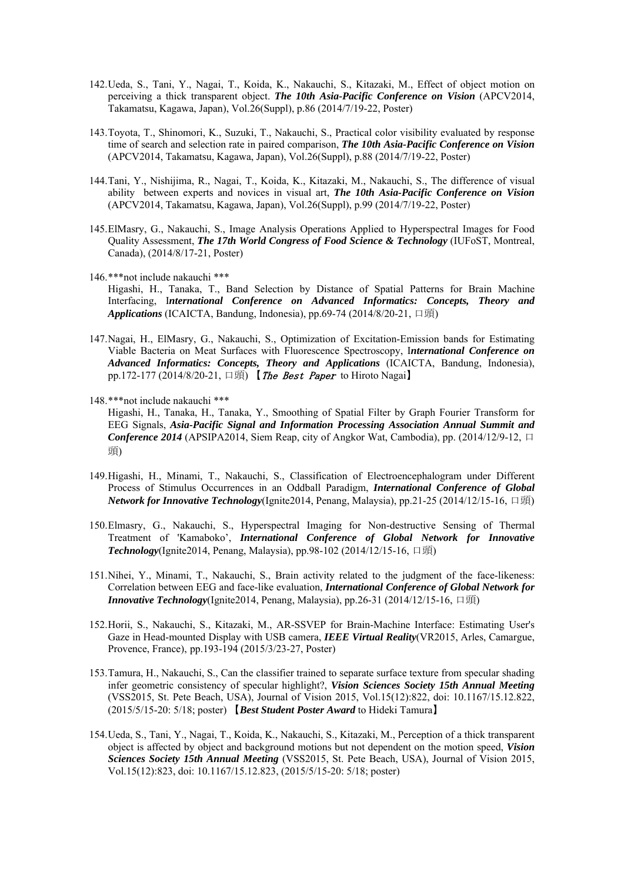142. Ueda, S., Tani, Y., Nagai, T., Koida, K., Nakauchi, S., Kitazaki, M., Effect of object motion on perceiving a thick transparent object. ***The 10th Asia-Pacific Conference on Vision*** (APCV2014, Takamatsu, Kagawa, Japan), Vol.26(Suppl), p.86 (2014/7/19-22, Poster)

143. Toyota, T., Shinomori, K., Suzuki, T., Nakauchi, S., Practical color visibility evaluated by response time of search and selection rate in paired comparison, ***The 10th Asia-Pacific Conference on Vision*** (APCV2014, Takamatsu, Kagawa, Japan), Vol.26(Suppl), p.88 (2014/7/19-22, Poster)

144. Tani, Y., Nishijima, R., Nagai, T., Koida, K., Kitazaki, M., Nakauchi, S., The difference of visual ability between experts and novices in visual art, ***The 10th Asia-Pacific Conference on Vision*** (APCV2014, Takamatsu, Kagawa, Japan), Vol.26(Suppl), p.99 (2014/7/19-22, Poster)

145. ElMasry, G., Nakauchi, S., Image Analysis Operations Applied to Hyperspectral Images for Food Quality Assessment, ***The 17th World Congress of Food Science & Technology*** (IUFoST, Montreal, Canada), (2014/8/17-21, Poster)

146. ***not include nakauchi ***
Higashi, H., Tanaka, T., Band Selection by Distance of Spatial Patterns for Brain Machine Interfacing, I***nternational Conference on Advanced Informatics: Concepts, Theory and Applications*** (ICAICTA, Bandung, Indonesia), pp.69-74 (2014/8/20-21, 口頭)

147. Nagai, H., ElMasry, G., Nakauchi, S., Optimization of Excitation-Emission bands for Estimating Viable Bacteria on Meat Surfaces with Fluorescence Spectroscopy, I***nternational Conference on Advanced Informatics: Concepts, Theory and Applications*** (ICAICTA, Bandung, Indonesia), pp.172-177 (2014/8/20-21, 口頭) 【*The Best Paper* to Hiroto Nagai】

148. ***not include nakauchi ***
Higashi, H., Tanaka, H., Tanaka, Y., Smoothing of Spatial Filter by Graph Fourier Transform for EEG Signals, ***Asia-Pacific Signal and Information Processing Association Annual Summit and Conference 2014*** (APSIPA2014, Siem Reap, city of Angkor Wat, Cambodia), pp. (2014/12/9-12, 口頭)

149. Higashi, H., Minami, T., Nakauchi, S., Classification of Electroencephalogram under Different Process of Stimulus Occurrences in an Oddball Paradigm, ***International Conference of Global Network for Innovative Technology***(Ignite2014, Penang, Malaysia), pp.21-25 (2014/12/15-16, 口頭)

150. Elmasry, G., Nakauchi, S., Hyperspectral Imaging for Non-destructive Sensing of Thermal Treatment of 'Kamaboko', ***International Conference of Global Network for Innovative Technology***(Ignite2014, Penang, Malaysia), pp.98-102 (2014/12/15-16, 口頭)

151. Nihei, Y., Minami, T., Nakauchi, S., Brain activity related to the judgment of the face-likeness: Correlation between EEG and face-like evaluation, ***International Conference of Global Network for Innovative Technology***(Ignite2014, Penang, Malaysia), pp.26-31 (2014/12/15-16, 口頭)

152. Horii, S., Nakauchi, S., Kitazaki, M., AR-SSVEP for Brain-Machine Interface: Estimating User's Gaze in Head-mounted Display with USB camera, ***IEEE Virtual Reality***(VR2015, Arles, Camargue, Provence, France), pp.193-194 (2015/3/23-27, Poster)

153. Tamura, H., Nakauchi, S., Can the classifier trained to separate surface texture from specular shading infer geometric consistency of specular highlight?, ***Vision Sciences Society 15th Annual Meeting*** (VSS2015, St. Pete Beach, USA), Journal of Vision 2015, Vol.15(12):822, doi: 10.1167/15.12.822, (2015/5/15-20: 5/18; poster) 【***Best Student Poster Award*** to Hideki Tamura】

154. Ueda, S., Tani, Y., Nagai, T., Koida, K., Nakauchi, S., Kitazaki, M., Perception of a thick transparent object is affected by object and background motions but not dependent on the motion speed, ***Vision Sciences Society 15th Annual Meeting*** (VSS2015, St. Pete Beach, USA), Journal of Vision 2015, Vol.15(12):823, doi: 10.1167/15.12.823, (2015/5/15-20: 5/18; poster)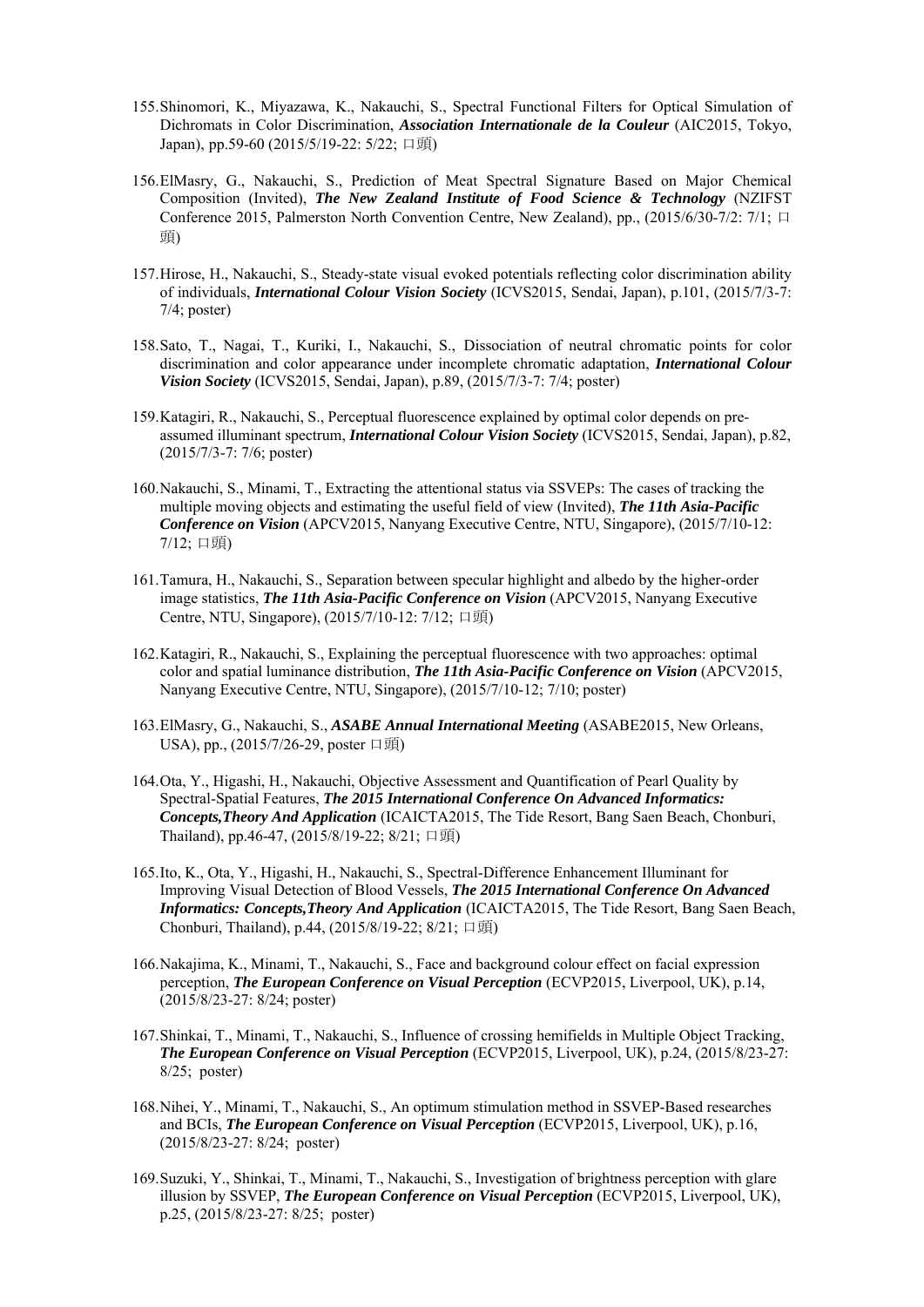155. Shinomori, K., Miyazawa, K., Nakauchi, S., Spectral Functional Filters for Optical Simulation of Dichromats in Color Discrimination, ***Association Internationale de la Couleur*** (AIC2015, Tokyo, Japan), pp.59-60 (2015/5/19-22: 5/22; 口頭)

156. ElMasry, G., Nakauchi, S., Prediction of Meat Spectral Signature Based on Major Chemical Composition (Invited), ***The New Zealand Institute of Food Science & Technology*** (NZIFST Conference 2015, Palmerston North Convention Centre, New Zealand), pp., (2015/6/30-7/2: 7/1; 口頭)

157. Hirose, H., Nakauchi, S., Steady-state visual evoked potentials reflecting color discrimination ability of individuals, ***International Colour Vision Society*** (ICVS2015, Sendai, Japan), p.101, (2015/7/3-7: 7/4; poster)

158. Sato, T., Nagai, T., Kuriki, I., Nakauchi, S., Dissociation of neutral chromatic points for color discrimination and color appearance under incomplete chromatic adaptation, ***International Colour Vision Society*** (ICVS2015, Sendai, Japan), p.89, (2015/7/3-7: 7/4; poster)

159. Katagiri, R., Nakauchi, S., Perceptual fluorescence explained by optimal color depends on pre-assumed illuminant spectrum, ***International Colour Vision Society*** (ICVS2015, Sendai, Japan), p.82, (2015/7/3-7: 7/6; poster)

160. Nakauchi, S., Minami, T., Extracting the attentional status via SSVEPs: The cases of tracking the multiple moving objects and estimating the useful field of view (Invited), ***The 11th Asia-Pacific Conference on Vision*** (APCV2015, Nanyang Executive Centre, NTU, Singapore), (2015/7/10-12: 7/12; 口頭)

161. Tamura, H., Nakauchi, S., Separation between specular highlight and albedo by the higher-order image statistics, ***The 11th Asia-Pacific Conference on Vision*** (APCV2015, Nanyang Executive Centre, NTU, Singapore), (2015/7/10-12: 7/12; 口頭)

162. Katagiri, R., Nakauchi, S., Explaining the perceptual fluorescence with two approaches: optimal color and spatial luminance distribution, ***The 11th Asia-Pacific Conference on Vision*** (APCV2015, Nanyang Executive Centre, NTU, Singapore), (2015/7/10-12; 7/10; poster)

163. ElMasry, G., Nakauchi, S., ***ASABE Annual International Meeting*** (ASABE2015, New Orleans, USA), pp., (2015/7/26-29, poster 口頭)

164. Ota, Y., Higashi, H., Nakauchi, Objective Assessment and Quantification of Pearl Quality by Spectral-Spatial Features, ***The 2015 International Conference On Advanced Informatics: Concepts,Theory And Application*** (ICAICTA2015, The Tide Resort, Bang Saen Beach, Chonburi, Thailand), pp.46-47, (2015/8/19-22; 8/21; 口頭)

165. Ito, K., Ota, Y., Higashi, H., Nakauchi, S., Spectral-Difference Enhancement Illuminant for Improving Visual Detection of Blood Vessels, ***The 2015 International Conference On Advanced Informatics: Concepts,Theory And Application*** (ICAICTA2015, The Tide Resort, Bang Saen Beach, Chonburi, Thailand), p.44, (2015/8/19-22; 8/21; 口頭)

166. Nakajima, K., Minami, T., Nakauchi, S., Face and background colour effect on facial expression perception, ***The European Conference on Visual Perception*** (ECVP2015, Liverpool, UK), p.14, (2015/8/23-27: 8/24; poster)

167. Shinkai, T., Minami, T., Nakauchi, S., Influence of crossing hemifields in Multiple Object Tracking, ***The European Conference on Visual Perception*** (ECVP2015, Liverpool, UK), p.24, (2015/8/23-27: 8/25; poster)

168. Nihei, Y., Minami, T., Nakauchi, S., An optimum stimulation method in SSVEP-Based researches and BCIs, ***The European Conference on Visual Perception*** (ECVP2015, Liverpool, UK), p.16, (2015/8/23-27: 8/24; poster)

169. Suzuki, Y., Shinkai, T., Minami, T., Nakauchi, S., Investigation of brightness perception with glare illusion by SSVEP, ***The European Conference on Visual Perception*** (ECVP2015, Liverpool, UK), p.25, (2015/8/23-27: 8/25; poster)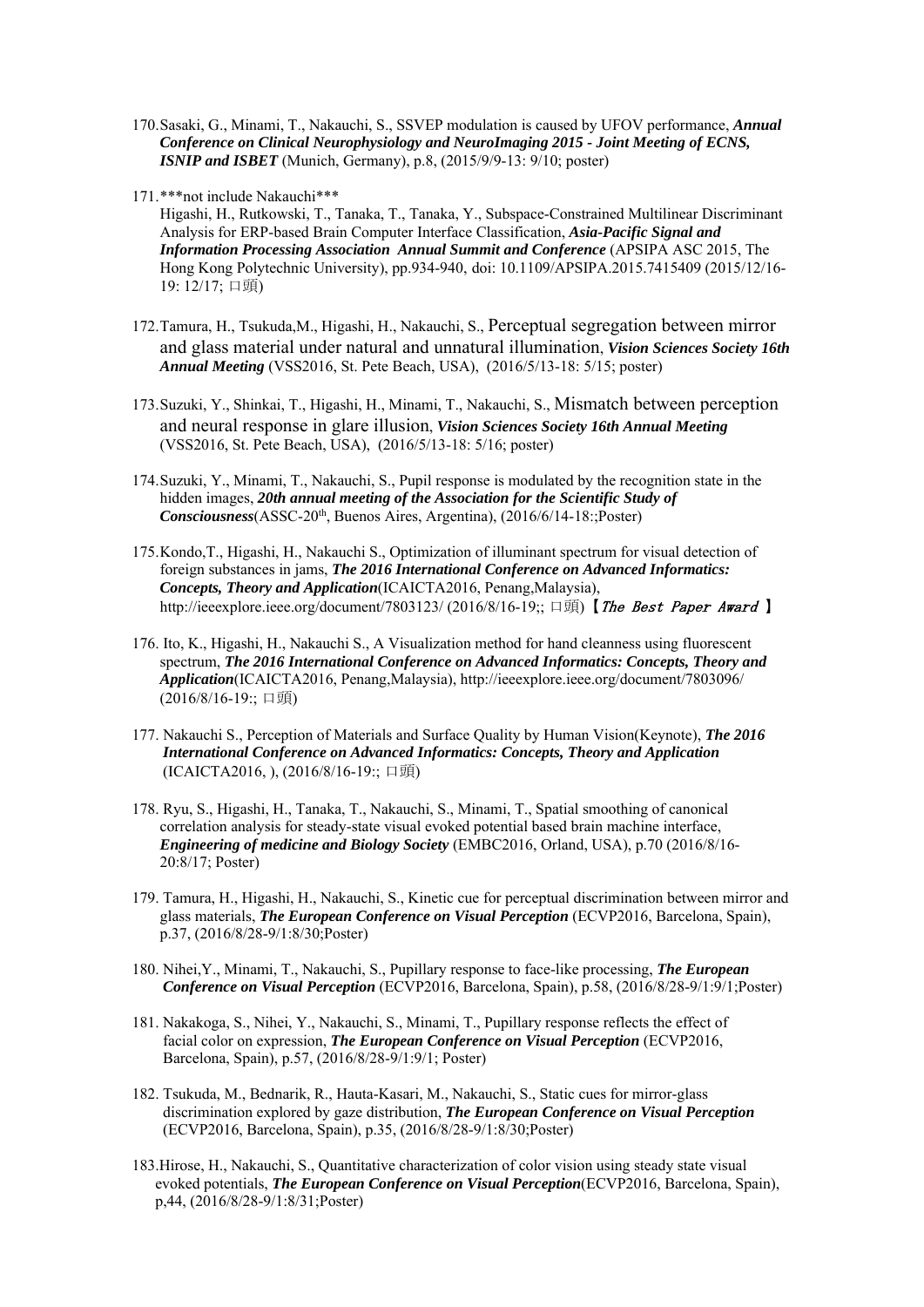170. Sasaki, G., Minami, T., Nakauchi, S., SSVEP modulation is caused by UFOV performance, ***Annual Conference on Clinical Neurophysiology and NeuroImaging 2015 - Joint Meeting of ECNS, ISNIP and ISBET*** (Munich, Germany), p.8, (2015/9/9-13: 9/10; poster)

171. ***not include Nakauchi***
Higashi, H., Rutkowski, T., Tanaka, T., Tanaka, Y., Subspace-Constrained Multilinear Discriminant Analysis for ERP-based Brain Computer Interface Classification, ***Asia-Pacific Signal and Information Processing Association Annual Summit and Conference*** (APSIPA ASC 2015, The Hong Kong Polytechnic University), pp.934-940, doi: 10.1109/APSIPA.2015.7415409 (2015/12/16-19: 12/17; 口頭)

172. Tamura, H., Tsukuda,M., Higashi, H., Nakauchi, S., Perceptual segregation between mirror and glass material under natural and unnatural illumination, ***Vision Sciences Society 16th Annual Meeting*** (VSS2016, St. Pete Beach, USA), (2016/5/13-18: 5/15; poster)

173. Suzuki, Y., Shinkai, T., Higashi, H., Minami, T., Nakauchi, S., Mismatch between perception and neural response in glare illusion, ***Vision Sciences Society 16th Annual Meeting*** (VSS2016, St. Pete Beach, USA), (2016/5/13-18: 5/16; poster)

174. Suzuki, Y., Minami, T., Nakauchi, S., Pupil response is modulated by the recognition state in the hidden images, ***20th annual meeting of the Association for the Scientific Study of Consciousness***(ASSC-20th, Buenos Aires, Argentina), (2016/6/14-18:;Poster)

175. Kondo,T., Higashi, H., Nakauchi S., Optimization of illuminant spectrum for visual detection of foreign substances in jams, ***The 2016 International Conference on Advanced Informatics: Concepts, Theory and Application***(ICAICTA2016, Penang,Malaysia), http://ieeexplore.ieee.org/document/7803123/ (2016/8/16-19;; 口頭)【*The Best Paper Award*】

176. Ito, K., Higashi, H., Nakauchi S., A Visualization method for hand cleanness using fluorescent spectrum, ***The 2016 International Conference on Advanced Informatics: Concepts, Theory and Application***(ICAICTA2016, Penang,Malaysia), http://ieeexplore.ieee.org/document/7803096/ (2016/8/16-19:; 口頭)

177. Nakauchi S., Perception of Materials and Surface Quality by Human Vision(Keynote), ***The 2016 International Conference on Advanced Informatics: Concepts, Theory and Application*** (ICAICTA2016, ), (2016/8/16-19:; 口頭)

178. Ryu, S., Higashi, H., Tanaka, T., Nakauchi, S., Minami, T., Spatial smoothing of canonical correlation analysis for steady-state visual evoked potential based brain machine interface, ***Engineering of medicine and Biology Society*** (EMBC2016, Orland, USA), p.70 (2016/8/16-20:8/17; Poster)

179. Tamura, H., Higashi, H., Nakauchi, S., Kinetic cue for perceptual discrimination between mirror and glass materials, ***The European Conference on Visual Perception*** (ECVP2016, Barcelona, Spain), p.37, (2016/8/28-9/1:8/30;Poster)

180. Nihei,Y., Minami, T., Nakauchi, S., Pupillary response to face-like processing, ***The European Conference on Visual Perception*** (ECVP2016, Barcelona, Spain), p.58, (2016/8/28-9/1:9/1;Poster)

181. Nakakoga, S., Nihei, Y., Nakauchi, S., Minami, T., Pupillary response reflects the effect of facial color on expression, ***The European Conference on Visual Perception*** (ECVP2016, Barcelona, Spain), p.57, (2016/8/28-9/1:9/1; Poster)

182. Tsukuda, M., Bednarik, R., Hauta-Kasari, M., Nakauchi, S., Static cues for mirror-glass discrimination explored by gaze distribution, ***The European Conference on Visual Perception*** (ECVP2016, Barcelona, Spain), p.35, (2016/8/28-9/1:8/30;Poster)

183. Hirose, H., Nakauchi, S., Quantitative characterization of color vision using steady state visual evoked potentials, ***The European Conference on Visual Perception***(ECVP2016, Barcelona, Spain), p,44, (2016/8/28-9/1:8/31;Poster)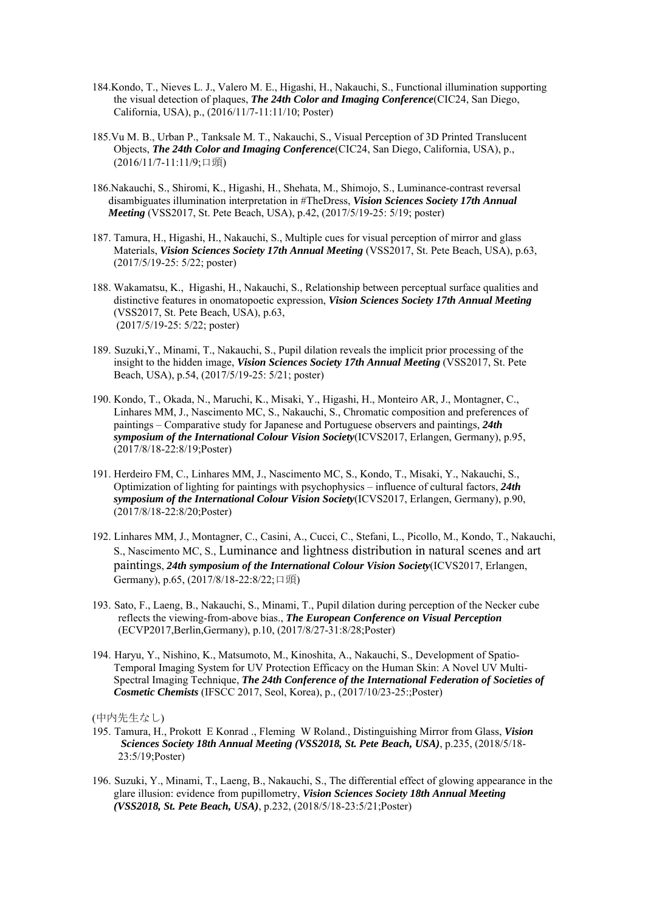184.Kondo, T., Nieves L. J., Valero M. E., Higashi, H., Nakauchi, S., Functional illumination supporting the visual detection of plaques, ***The 24th Color and Imaging Conference***(CIC24, San Diego, California, USA), p., (2016/11/7-11:11/10; Poster)

185.Vu M. B., Urban P., Tanksale M. T., Nakauchi, S., Visual Perception of 3D Printed Translucent Objects, ***The 24th Color and Imaging Conference***(CIC24, San Diego, California, USA), p., (2016/11/7-11:11/9;口頭)

186.Nakauchi, S., Shiromi, K., Higashi, H., Shehata, M., Shimojo, S., Luminance-contrast reversal disambiguates illumination interpretation in #TheDress, ***Vision Sciences Society 17th Annual Meeting*** (VSS2017, St. Pete Beach, USA), p.42, (2017/5/19-25: 5/19; poster)

187. Tamura, H., Higashi, H., Nakauchi, S., Multiple cues for visual perception of mirror and glass Materials, ***Vision Sciences Society 17th Annual Meeting*** (VSS2017, St. Pete Beach, USA), p.63, (2017/5/19-25: 5/22; poster)

188. Wakamatsu, K., Higashi, H., Nakauchi, S., Relationship between perceptual surface qualities and distinctive features in onomatopoetic expression, ***Vision Sciences Society 17th Annual Meeting*** (VSS2017, St. Pete Beach, USA), p.63, (2017/5/19-25: 5/22; poster)

189. Suzuki,Y., Minami, T., Nakauchi, S., Pupil dilation reveals the implicit prior processing of the insight to the hidden image, ***Vision Sciences Society 17th Annual Meeting*** (VSS2017, St. Pete Beach, USA), p.54, (2017/5/19-25: 5/21; poster)

190. Kondo, T., Okada, N., Maruchi, K., Misaki, Y., Higashi, H., Monteiro AR, J., Montagner, C., Linhares MM, J., Nascimento MC, S., Nakauchi, S., Chromatic composition and preferences of paintings – Comparative study for Japanese and Portuguese observers and paintings, ***24th symposium of the International Colour Vision Society***(ICVS2017, Erlangen, Germany), p.95, (2017/8/18-22:8/19;Poster)

191. Herdeiro FM, C., Linhares MM, J., Nascimento MC, S., Kondo, T., Misaki, Y., Nakauchi, S., Optimization of lighting for paintings with psychophysics – influence of cultural factors, ***24th symposium of the International Colour Vision Society***(ICVS2017, Erlangen, Germany), p.90, (2017/8/18-22:8/20;Poster)

192. Linhares MM, J., Montagner, C., Casini, A., Cucci, C., Stefani, L., Picollo, M., Kondo, T., Nakauchi, S., Nascimento MC, S., Luminance and lightness distribution in natural scenes and art paintings, ***24th symposium of the International Colour Vision Society***(ICVS2017, Erlangen, Germany), p.65, (2017/8/18-22:8/22;口頭)

193. Sato, F., Laeng, B., Nakauchi, S., Minami, T., Pupil dilation during perception of the Necker cube reflects the viewing-from-above bias., ***The European Conference on Visual Perception*** (ECVP2017,Berlin,Germany), p.10, (2017/8/27-31:8/28;Poster)

194. Haryu, Y., Nishino, K., Matsumoto, M., Kinoshita, A., Nakauchi, S., Development of Spatio-Temporal Imaging System for UV Protection Efficacy on the Human Skin: A Novel UV Multi-Spectral Imaging Technique, ***The 24th Conference of the International Federation of Societies of Cosmetic Chemists*** (IFSCC 2017, Seol, Korea), p., (2017/10/23-25:;Poster)

(中内先生なし)

195. Tamura, H., Prokott E Konrad ., Fleming W Roland., Distinguishing Mirror from Glass, ***Vision Sciences Society 18th Annual Meeting (VSS2018, St. Pete Beach, USA)***, p.235, (2018/5/18-23:5/19;Poster)

196. Suzuki, Y., Minami, T., Laeng, B., Nakauchi, S., The differential effect of glowing appearance in the glare illusion: evidence from pupillometry, ***Vision Sciences Society 18th Annual Meeting (VSS2018, St. Pete Beach, USA)***, p.232, (2018/5/18-23:5/21;Poster)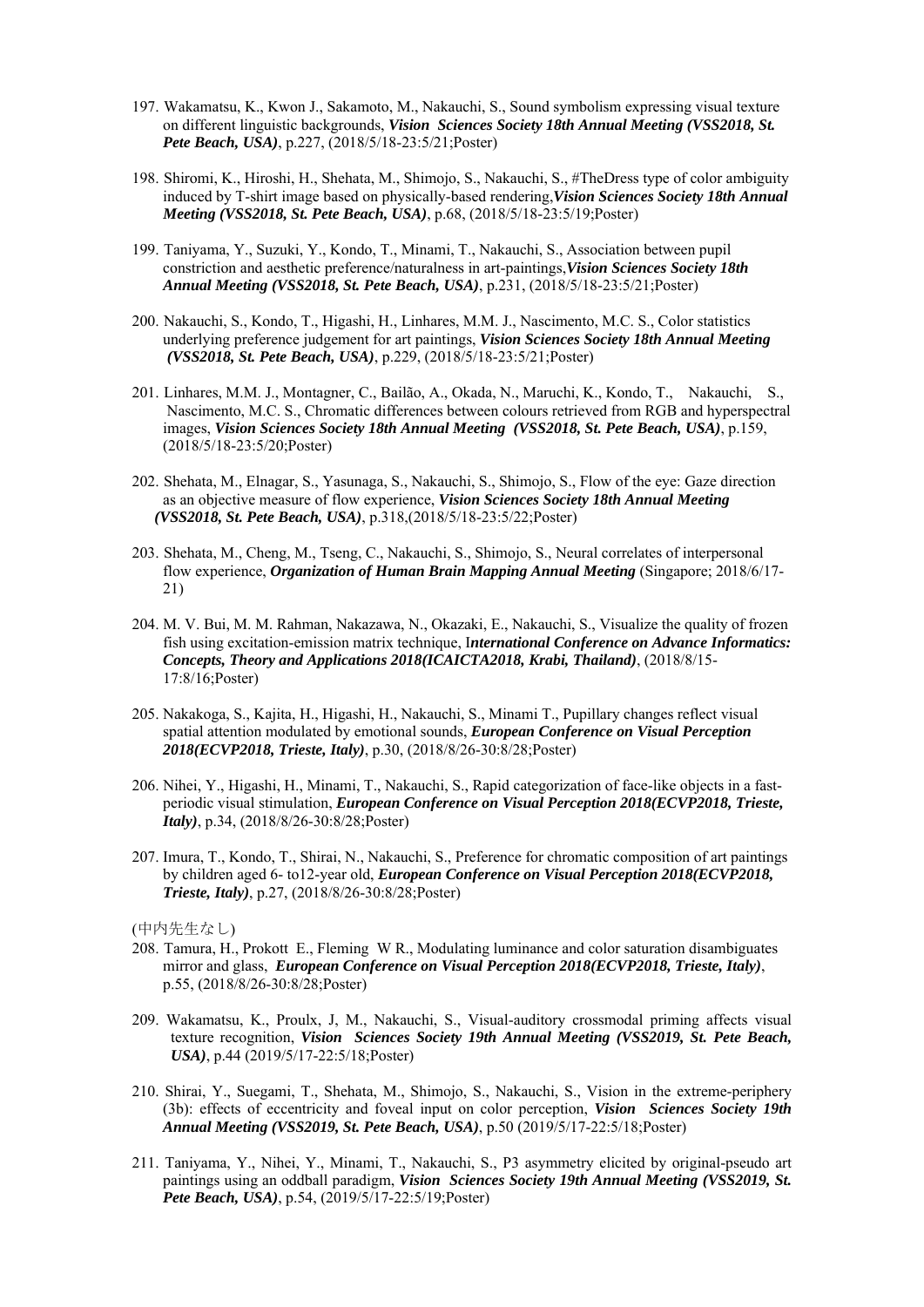197. Wakamatsu, K., Kwon J., Sakamoto, M., Nakauchi, S., Sound symbolism expressing visual texture on different linguistic backgrounds, ***Vision Sciences Society 18th Annual Meeting (VSS2018, St. Pete Beach, USA)***, p.227, (2018/5/18-23:5/21;Poster)

198. Shiromi, K., Hiroshi, H., Shehata, M., Shimojo, S., Nakauchi, S., #TheDress type of color ambiguity induced by T-shirt image based on physically-based rendering,***Vision Sciences Society 18th Annual Meeting (VSS2018, St. Pete Beach, USA)***, p.68, (2018/5/18-23:5/19;Poster)

199. Taniyama, Y., Suzuki, Y., Kondo, T., Minami, T., Nakauchi, S., Association between pupil constriction and aesthetic preference/naturalness in art-paintings,***Vision Sciences Society 18th Annual Meeting (VSS2018, St. Pete Beach, USA)***, p.231, (2018/5/18-23:5/21;Poster)

200. Nakauchi, S., Kondo, T., Higashi, H., Linhares, M.M. J., Nascimento, M.C. S., Color statistics underlying preference judgement for art paintings, ***Vision Sciences Society 18th Annual Meeting (VSS2018, St. Pete Beach, USA)***, p.229, (2018/5/18-23:5/21;Poster)

201. Linhares, M.M. J., Montagner, C., Bailão, A., Okada, N., Maruchi, K., Kondo, T., Nakauchi, S., Nascimento, M.C. S., Chromatic differences between colours retrieved from RGB and hyperspectral images, ***Vision Sciences Society 18th Annual Meeting (VSS2018, St. Pete Beach, USA)***, p.159, (2018/5/18-23:5/20;Poster)

202. Shehata, M., Elnagar, S., Yasunaga, S., Nakauchi, S., Shimojo, S., Flow of the eye: Gaze direction as an objective measure of flow experience, ***Vision Sciences Society 18th Annual Meeting (VSS2018, St. Pete Beach, USA)***, p.318,(2018/5/18-23:5/22;Poster)

203. Shehata, M., Cheng, M., Tseng, C., Nakauchi, S., Shimojo, S., Neural correlates of interpersonal flow experience, ***Organization of Human Brain Mapping Annual Meeting*** (Singapore; 2018/6/17-21)

204. M. V. Bui, M. M. Rahman, Nakazawa, N., Okazaki, E., Nakauchi, S., Visualize the quality of frozen fish using excitation-emission matrix technique, I***nternational Conference on Advance Informatics: Concepts, Theory and Applications 2018(ICAICTA2018, Krabi, Thailand)***, (2018/8/15-17:8/16;Poster)

205. Nakakoga, S., Kajita, H., Higashi, H., Nakauchi, S., Minami T., Pupillary changes reflect visual spatial attention modulated by emotional sounds, ***European Conference on Visual Perception 2018(ECVP2018, Trieste, Italy)***, p.30, (2018/8/26-30:8/28;Poster)

206. Nihei, Y., Higashi, H., Minami, T., Nakauchi, S., Rapid categorization of face-like objects in a fast-periodic visual stimulation, ***European Conference on Visual Perception 2018(ECVP2018, Trieste, Italy)***, p.34, (2018/8/26-30:8/28;Poster)

207. Imura, T., Kondo, T., Shirai, N., Nakauchi, S., Preference for chromatic composition of art paintings by children aged 6- to12-year old, ***European Conference on Visual Perception 2018(ECVP2018, Trieste, Italy)***, p.27, (2018/8/26-30:8/28;Poster)

(中内先生なし)

208. Tamura, H., Prokott E., Fleming W R., Modulating luminance and color saturation disambiguates mirror and glass, ***European Conference on Visual Perception 2018(ECVP2018, Trieste, Italy)***, p.55, (2018/8/26-30:8/28;Poster)

209. Wakamatsu, K., Proulx, J, M., Nakauchi, S., Visual-auditory crossmodal priming affects visual texture recognition, ***Vision Sciences Society 19th Annual Meeting (VSS2019, St. Pete Beach, USA)***, p.44 (2019/5/17-22:5/18;Poster)

210. Shirai, Y., Suegami, T., Shehata, M., Shimojo, S., Nakauchi, S., Vision in the extreme-periphery (3b): effects of eccentricity and foveal input on color perception, ***Vision Sciences Society 19th Annual Meeting (VSS2019, St. Pete Beach, USA)***, p.50 (2019/5/17-22:5/18;Poster)

211. Taniyama, Y., Nihei, Y., Minami, T., Nakauchi, S., P3 asymmetry elicited by original-pseudo art paintings using an oddball paradigm, ***Vision Sciences Society 19th Annual Meeting (VSS2019, St. Pete Beach, USA)***, p.54, (2019/5/17-22:5/19;Poster)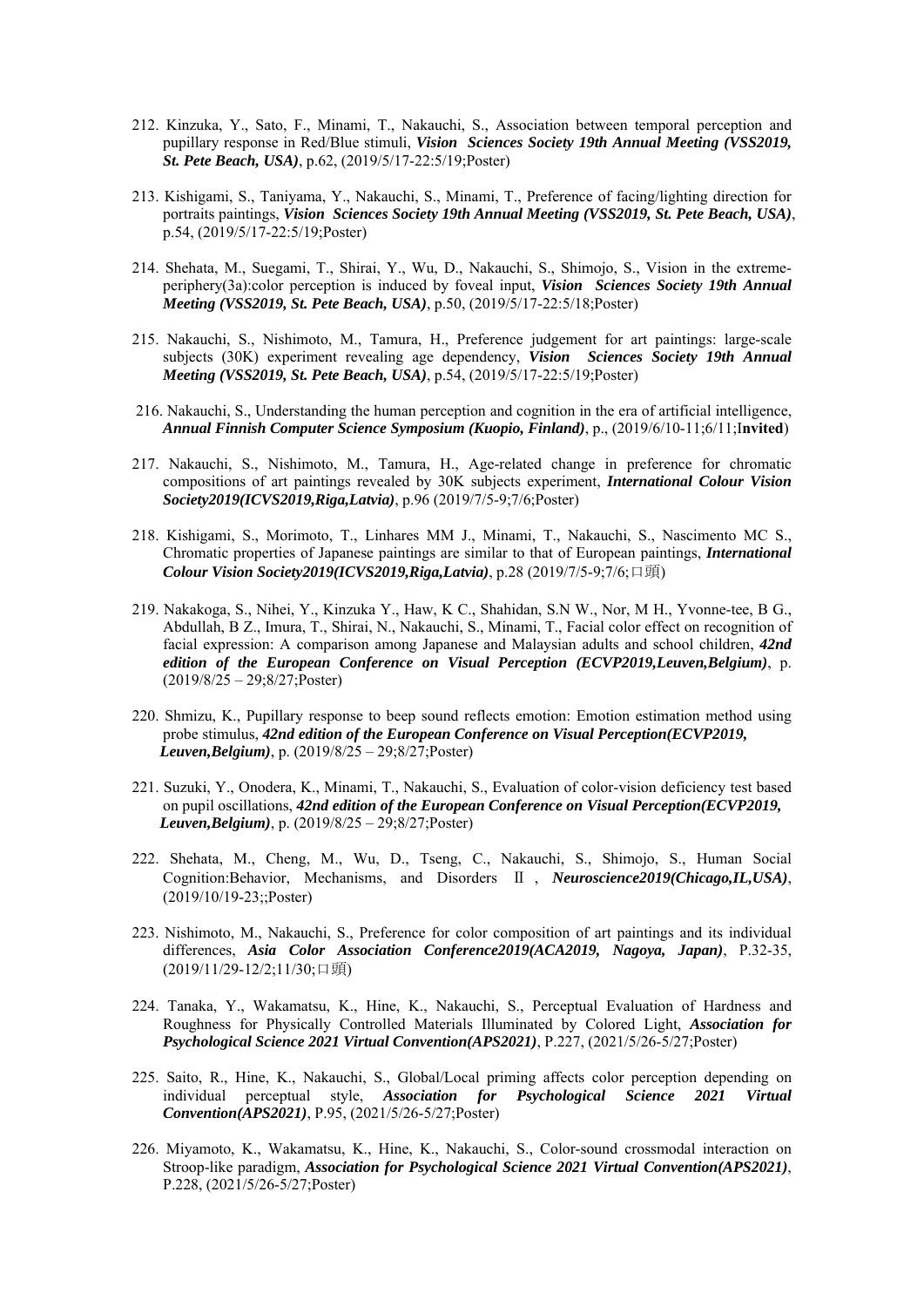212. Kinzuka, Y., Sato, F., Minami, T., Nakauchi, S., Association between temporal perception and pupillary response in Red/Blue stimuli, ***Vision Sciences Society 19th Annual Meeting (VSS2019, St. Pete Beach, USA)***, p.62, (2019/5/17-22:5/19;Poster)

213. Kishigami, S., Taniyama, Y., Nakauchi, S., Minami, T., Preference of facing/lighting direction for portraits paintings, ***Vision Sciences Society 19th Annual Meeting (VSS2019, St. Pete Beach, USA)***, p.54, (2019/5/17-22:5/19;Poster)

214. Shehata, M., Suegami, T., Shirai, Y., Wu, D., Nakauchi, S., Shimojo, S., Vision in the extreme-periphery(3a):color perception is induced by foveal input, ***Vision Sciences Society 19th Annual Meeting (VSS2019, St. Pete Beach, USA)***, p.50, (2019/5/17-22:5/18;Poster)

215. Nakauchi, S., Nishimoto, M., Tamura, H., Preference judgement for art paintings: large-scale subjects (30K) experiment revealing age dependency, ***Vision Sciences Society 19th Annual Meeting (VSS2019, St. Pete Beach, USA)***, p.54, (2019/5/17-22:5/19;Poster)

216. Nakauchi, S., Understanding the human perception and cognition in the era of artificial intelligence, ***Annual Finnish Computer Science Symposium (Kuopio, Finland)***, p., (2019/6/10-11;6/11;I**nvited**)

217. Nakauchi, S., Nishimoto, M., Tamura, H., Age-related change in preference for chromatic compositions of art paintings revealed by 30K subjects experiment, ***International Colour Vision Society2019(ICVS2019,Riga,Latvia)***, p.96 (2019/7/5-9;7/6;Poster)

218. Kishigami, S., Morimoto, T., Linhares MM J., Minami, T., Nakauchi, S., Nascimento MC S., Chromatic properties of Japanese paintings are similar to that of European paintings, ***International Colour Vision Society2019(ICVS2019,Riga,Latvia)***, p.28 (2019/7/5-9;7/6;口頭)

219. Nakakoga, S., Nihei, Y., Kinzuka Y., Haw, K C., Shahidan, S.N W., Nor, M H., Yvonne-tee, B G., Abdullah, B Z., Imura, T., Shirai, N., Nakauchi, S., Minami, T., Facial color effect on recognition of facial expression: A comparison among Japanese and Malaysian adults and school children, ***42nd edition of the European Conference on Visual Perception (ECVP2019,Leuven,Belgium)***, p. (2019/8/25 – 29;8/27;Poster)

220. Shmizu, K., Pupillary response to beep sound reflects emotion: Emotion estimation method using probe stimulus, ***42nd edition of the European Conference on Visual Perception(ECVP2019, Leuven,Belgium)***, p. (2019/8/25 – 29;8/27;Poster)

221. Suzuki, Y., Onodera, K., Minami, T., Nakauchi, S., Evaluation of color-vision deficiency test based on pupil oscillations, ***42nd edition of the European Conference on Visual Perception(ECVP2019, Leuven,Belgium)***, p. (2019/8/25 – 29;8/27;Poster)

222. Shehata, M., Cheng, M., Wu, D., Tseng, C., Nakauchi, S., Shimojo, S., Human Social Cognition:Behavior, Mechanisms, and Disorders Ⅱ , ***Neuroscience2019(Chicago,IL,USA)***, (2019/10/19-23;;Poster)

223. Nishimoto, M., Nakauchi, S., Preference for color composition of art paintings and its individual differences, ***Asia Color Association Conference2019(ACA2019, Nagoya, Japan)***, P.32-35, (2019/11/29-12/2;11/30;口頭)

224. Tanaka, Y., Wakamatsu, K., Hine, K., Nakauchi, S., Perceptual Evaluation of Hardness and Roughness for Physically Controlled Materials Illuminated by Colored Light, ***Association for Psychological Science 2021 Virtual Convention(APS2021)***, P.227, (2021/5/26-5/27;Poster)

225. Saito, R., Hine, K., Nakauchi, S., Global/Local priming affects color perception depending on individual perceptual style, ***Association for Psychological Science 2021 Virtual Convention(APS2021)***, P.95, (2021/5/26-5/27;Poster)

226. Miyamoto, K., Wakamatsu, K., Hine, K., Nakauchi, S., Color-sound crossmodal interaction on Stroop-like paradigm, ***Association for Psychological Science 2021 Virtual Convention(APS2021)***, P.228, (2021/5/26-5/27;Poster)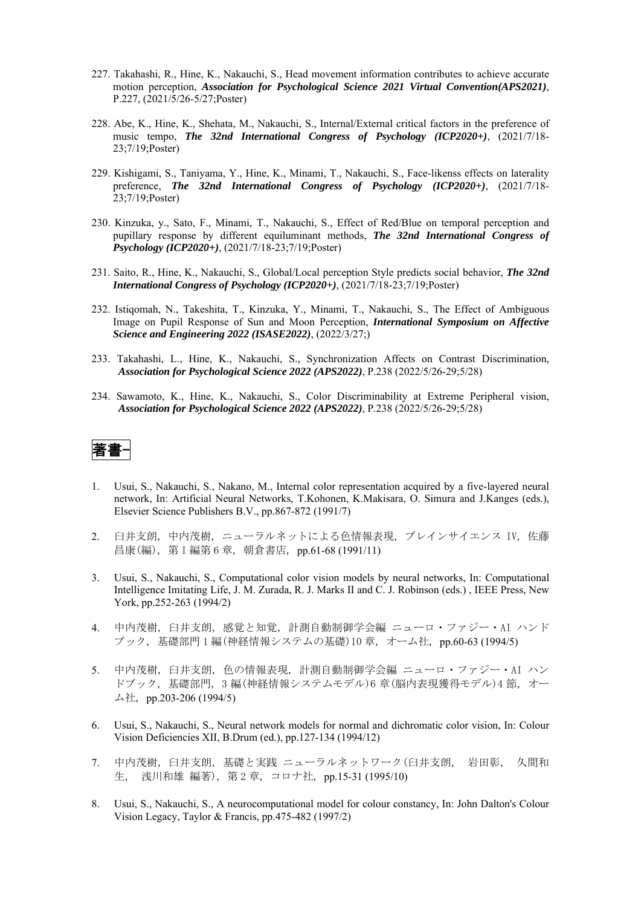227. Takahashi, R., Hine, K., Nakauchi, S., Head movement information contributes to achieve accurate motion perception, ***Association for Psychological Science 2021 Virtual Convention(APS2021)***, P.227, (2021/5/26-5/27;Poster)

228. Abe, K., Hine, K., Shehata, M., Nakauchi, S., Internal/External critical factors in the preference of music tempo, ***The 32nd International Congress of Psychology (ICP2020+)***, (2021/7/18-23;7/19;Poster)

229. Kishigami, S., Taniyama, Y., Hine, K., Minami, T., Nakauchi, S., Face-likenss effects on laterality preference, ***The 32nd International Congress of Psychology (ICP2020+)***, (2021/7/18-23;7/19;Poster)

230. Kinzuka, y., Sato, F., Minami, T., Nakauchi, S., Effect of Red/Blue on temporal perception and pupillary response by different equiluminant methods, ***The 32nd International Congress of Psychology (ICP2020+)***, (2021/7/18-23;7/19;Poster)

231. Saito, R., Hine, K., Nakauchi, S., Global/Local perception Style predicts social behavior, ***The 32nd International Congress of Psychology (ICP2020+)***, (2021/7/18-23;7/19;Poster)

232. Istiqomah, N., Takeshita, T., Kinzuka, Y., Minami, T., Nakauchi, S., The Effect of Ambiguous Image on Pupil Response of Sun and Moon Perception, ***International Symposium on Affective Science and Engineering 2022 (ISASE2022)***, (2022/3/27;)

233. Takahashi, L., Hine, K., Nakauchi, S., Synchronization Affects on Contrast Discrimination, ***Association for Psychological Science 2022 (APS2022)***, P.238 (2022/5/26-29;5/28)

234. Sawamoto, K., Hine, K., Nakauchi, S., Color Discriminability at Extreme Peripheral vision, ***Association for Psychological Science 2022 (APS2022)***, P.238 (2022/5/26-29;5/28)

## 著書–

1. Usui, S., Nakauchi, S., Nakano, M., Internal color representation acquired by a five-layered neural network, In: Artificial Neural Networks, T.Kohonen, K.Makisara, O. Simura and J.Kanges (eds.), Elsevier Science Publishers B.V., pp.867-872 (1991/7)

2. 臼井支朗，中内茂樹，ニューラルネットによる色情報表現，ブレインサイエンス IV，佐藤昌康(編)，第 I 編第 6 章，朝倉書店，pp.61-68 (1991/11)

3. Usui, S., Nakauchi, S., Computational color vision models by neural networks, In: Computational Intelligence Imitating Life, J. M. Zurada, R. J. Marks II and C. J. Robinson (eds.) , IEEE Press, New York, pp.252-263 (1994/2)

4. 中内茂樹，臼井支朗，感覚と知覚，計測自動制御学会編 ニューロ・ファジー・AI ハンドブック，基礎部門 1 編(神経情報システムの基礎)10 章，オーム社，pp.60-63 (1994/5)

5. 中内茂樹，臼井支朗，色の情報表現，計測自動制御学会編 ニューロ・ファジー・AI ハンドブック，基礎部門，3 編(神経情報システムモデル)6 章(脳内表現獲得モデル)4 節，オーム社，pp.203-206 (1994/5)

6. Usui, S., Nakauchi, S., Neural network models for normal and dichromatic color vision, In: Colour Vision Deficiencies XII, B.Drum (ed.), pp.127-134 (1994/12)

7. 中内茂樹，臼井支朗，基礎と実践 ニューラルネットワーク(臼井支朗， 岩田彰， 久間和生， 浅川和雄 編著)，第 2 章，コロナ社，pp.15-31 (1995/10)

8. Usui, S., Nakauchi, S., A neurocomputational model for colour constancy, In: John Dalton's Colour Vision Legacy, Taylor & Francis, pp.475-482 (1997/2)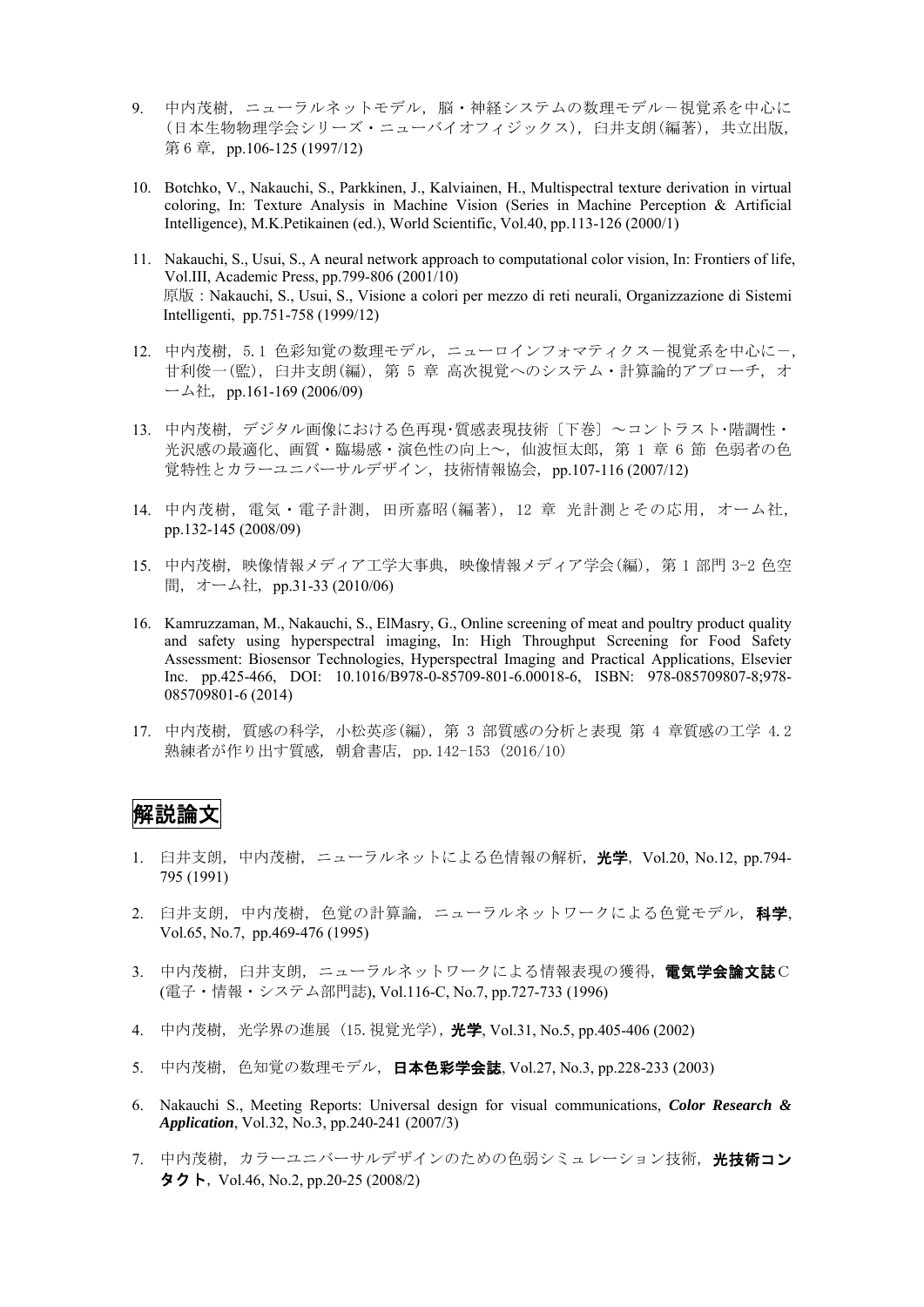9. 中内茂樹，ニューラルネットモデル，脳・神経システムの数理モデル－視覚系を中心に（日本生物物理学会シリーズ・ニューバイオフィジックス），臼井支朗(編著)，共立出版，第 6 章，pp.106-125 (1997/12)

10. Botchko, V., Nakauchi, S., Parkkinen, J., Kalviainen, H., Multispectral texture derivation in virtual coloring, In: Texture Analysis in Machine Vision (Series in Machine Perception & Artificial Intelligence), M.K.Petikainen (ed.), World Scientific, Vol.40, pp.113-126 (2000/1)

11. Nakauchi, S., Usui, S., A neural network approach to computational color vision, In: Frontiers of life, Vol.III, Academic Press, pp.799-806 (2001/10)
    原版：Nakauchi, S., Usui, S., Visione a colori per mezzo di reti neurali, Organizzazione di Sistemi Intelligenti, pp.751-758 (1999/12)

12. 中内茂樹，5.1 色彩知覚の数理モデル，ニューロインフォマティクス－視覚系を中心に－，甘利俊一(監)，臼井支朗(編)，第 5 章 高次視覚へのシステム・計算論的アプローチ，オーム社，pp.161-169 (2006/09)

13. 中内茂樹，デジタル画像における色再現･質感表現技術〔下巻〕～コントラスト･階調性・光沢感の最適化、画質・臨場感・演色性の向上～，仙波恒太郎，第 1 章 6 節 色弱者の色覚特性とカラーユニバーサルデザイン，技術情報協会，pp.107-116 (2007/12)

14. 中内茂樹，電気・電子計測，田所嘉昭(編著)，12 章 光計測とその応用，オーム社，pp.132-145 (2008/09)

15. 中内茂樹，映像情報メディア工学大事典，映像情報メディア学会(編)，第 1 部門 3-2 色空間，オーム社，pp.31-33 (2010/06)

16. Kamruzzaman, M., Nakauchi, S., ElMasry, G., Online screening of meat and poultry product quality and safety using hyperspectral imaging, In: High Throughput Screening for Food Safety Assessment: Biosensor Technologies, Hyperspectral Imaging and Practical Applications, Elsevier Inc. pp.425-466, DOI: 10.1016/B978-0-85709-801-6.00018-6, ISBN: 978-085709807-8;978-085709801-6 (2014)

17. 中内茂樹，質感の科学，小松英彦(編)，第 3 部質感の分析と表現 第 4 章質感の工学 4.2 熟練者が作り出す質感，朝倉書店，pp.142-153 (2016/10)

## 解説論文

1. 臼井支朗，中内茂樹，ニューラルネットによる色情報の解析，**光学**，Vol.20, No.12, pp.794-795 (1991)

2. 臼井支朗，中内茂樹，色覚の計算論，ニューラルネットワークによる色覚モデル，**科学**，Vol.65, No.7, pp.469-476 (1995)

3. 中内茂樹，臼井支朗，ニューラルネットワークによる情報表現の獲得，**電気学会論文誌**C (電子・情報・システム部門誌), Vol.116-C, No.7, pp.727-733 (1996)

4. 中内茂樹，光学界の進展（15.視覚光学），**光学**, Vol.31, No.5, pp.405-406 (2002)

5. 中内茂樹，色知覚の数理モデル，**日本色彩学会誌**, Vol.27, No.3, pp.228-233 (2003)

6. Nakauchi S., Meeting Reports: Universal design for visual communications, ***Color Research & Application***, Vol.32, No.3, pp.240-241 (2007/3)

7. 中内茂樹，カラーユニバーサルデザインのための色弱シミュレーション技術，**光技術コンタクト**，Vol.46, No.2, pp.20-25 (2008/2)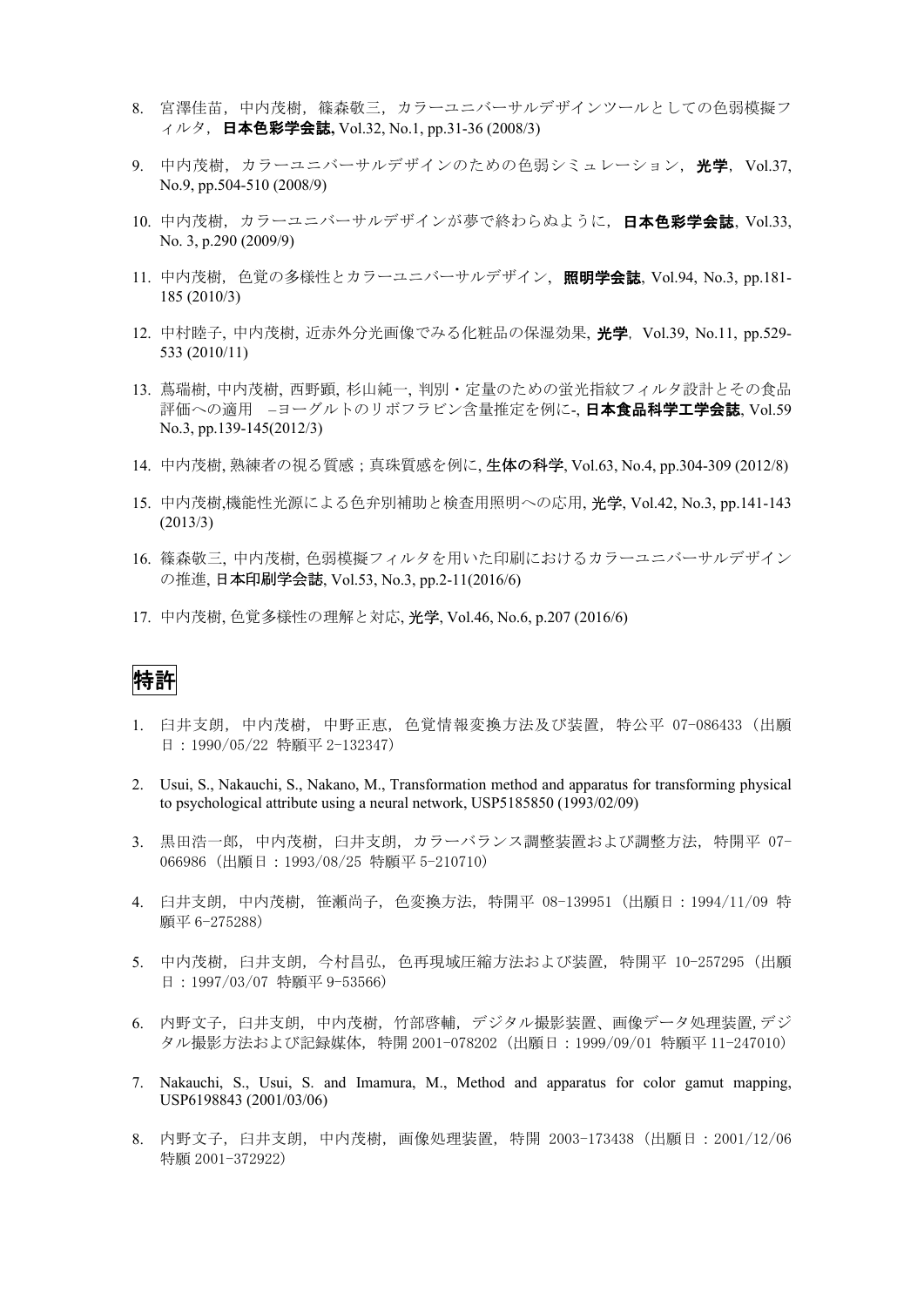8. 宮澤佳苗，中内茂樹，篠森敬三，カラーユニバーサルデザインツールとしての色弱模擬フィルタ，**日本色彩学会誌,** Vol.32, No.1, pp.31-36 (2008/3)

9. 中内茂樹，カラーユニバーサルデザインのための色弱シミュレーション，**光学**，Vol.37, No.9, pp.504-510 (2008/9)

10. 中内茂樹，カラーユニバーサルデザインが夢で終わらぬように，**日本色彩学会誌**, Vol.33, No. 3, p.290 (2009/9)

11. 中内茂樹，色覚の多様性とカラーユニバーサルデザイン，**照明学会誌**, Vol.94, No.3, pp.181-185 (2010/3)

12. 中村睦子, 中内茂樹, 近赤外分光画像でみる化粧品の保湿効果, **光学**，Vol.39, No.11, pp.529-533 (2010/11)

13. 蔦瑞樹, 中内茂樹, 西野顕, 杉山純一, 判別・定量のための蛍光指紋フィルタ設計とその食品評価への適用　−ヨーグルトのリボフラビン含量推定を例に-, **日本食品科学工学会誌**, Vol.59 No.3, pp.139-145(2012/3)

14. 中内茂樹, 熟練者の視る質感；真珠質感を例に, **生体の科学**, Vol.63, No.4, pp.304-309 (2012/8)

15. 中内茂樹,機能性光源による色弁別補助と検査用照明への応用, **光学**, Vol.42, No.3, pp.141-143 (2013/3)

16. 篠森敬三, 中内茂樹, 色弱模擬フィルタを用いた印刷におけるカラーユニバーサルデザインの推進, **日本印刷学会誌**, Vol.53, No.3, pp.2-11(2016/6)

17. 中内茂樹, 色覚多様性の理解と対応, **光学**, Vol.46, No.6, p.207 (2016/6)

## 特許

1. 臼井支朗，中内茂樹，中野正恵，色覚情報変換方法及び装置，特公平 07-086433（出願日：1990/05/22 特願平 2-132347）

2. Usui, S., Nakauchi, S., Nakano, M., Transformation method and apparatus for transforming physical to psychological attribute using a neural network, USP5185850 (1993/02/09)

3. 黒田浩一郎，中内茂樹，臼井支朗，カラーバランス調整装置および調整方法，特開平 07-066986（出願日：1993/08/25 特願平 5-210710）

4. 臼井支朗，中内茂樹，笹瀬尚子，色変換方法，特開平 08-139951（出願日：1994/11/09 特願平 6-275288）

5. 中内茂樹，臼井支朗，今村昌弘，色再現域圧縮方法および装置，特開平 10-257295（出願日：1997/03/07 特願平 9-53566）

6. 内野文子，臼井支朗，中内茂樹，竹部啓輔，デジタル撮影装置、画像データ処理装置, デジタル撮影方法および記録媒体，特開 2001-078202（出願日：1999/09/01 特願平 11-247010）

7. Nakauchi, S., Usui, S. and Imamura, M., Method and apparatus for color gamut mapping, USP6198843 (2001/03/06)

8. 内野文子，臼井支朗，中内茂樹，画像処理装置，特開 2003-173438（出願日：2001/12/06 特願 2001-372922）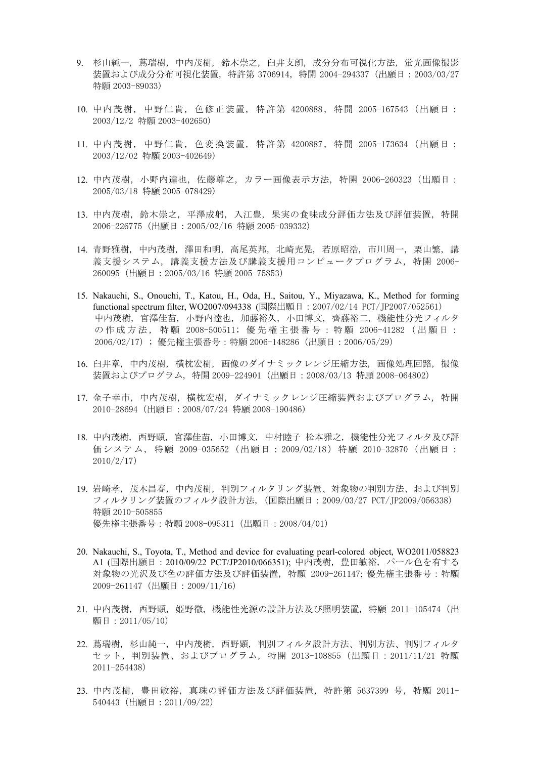9. 杉山純一，蔦瑞樹，中内茂樹，鈴木崇之，臼井支朗，成分分布可視化方法，蛍光画像撮影装置および成分分布可視化装置，特許第 3706914，特開 2004-294337（出願日：2003/03/27 特願 2003-89033）

10. 中内茂樹，中野仁貴，色修正装置，特許第 4200888，特開 2005-167543（出願日：2003/12/2 特願 2003-402650）

11. 中内茂樹，中野仁貴，色変換装置，特許第 4200887，特開 2005-173634（出願日：2003/12/02 特願 2003-402649）

12. 中内茂樹，小野内達也，佐藤尊之，カラー画像表示方法，特開 2006-260323（出願日：2005/03/18 特願 2005-078429）

13. 中内茂樹，鈴木崇之，平澤成躬，入江豊，果実の食味成分評価方法及び評価装置，特開 2006-226775（出願日：2005/02/16 特願 2005-039332）

14. 青野雅樹，中内茂樹，澤田和明，高尾英邦，北崎充晃，若原昭浩，市川周一，栗山繁，講義支援システム，講義支援方法及び講義支援用コンピュータプログラム，特開 2006-260095（出願日：2005/03/16 特願 2005-75853）

15. Nakauchi, S., Onouchi, T., Katou, H., Oda, H., Saitou, Y., Miyazawa, K., Method for forming functional spectrum filter, WO2007/094338 (国際出願日：2007/02/14 PCT/JP2007/052561)
中内茂樹，宮澤佳苗，小野内達也，加藤裕久，小田博文，齊藤裕二，機能性分光フィルタの作成方法，特願 2008-500511；優先権主張番号：特願 2006-41282（出願日：2006/02/17）；優先権主張番号：特願 2006-148286（出願日：2006/05/29）

16. 臼井章，中内茂樹，横枕宏樹，画像のダイナミックレンジ圧縮方法，画像処理回路，撮像装置およびプログラム，特開 2009-224901（出願日：2008/03/13 特願 2008-064802）

17. 金子幸市，中内茂樹，横枕宏樹，ダイナミックレンジ圧縮装置およびプログラム，特開 2010-28694（出願日：2008/07/24 特願 2008-190486）

18. 中内茂樹，西野顕，宮澤佳苗，小田博文，中村睦子 松本雅之，機能性分光フィルタ及び評価システム，特願 2009-035652（出願日：2009/02/18）特願 2010-32870（出願日：2010/2/17）

19. 岩崎孝，茂木昌春，中内茂樹，判別フィルタリング装置、対象物の判別方法、および判別フィルタリング装置のフィルタ設計方法，（国際出願日：2009/03/27 PCT/JP2009/056338）特願 2010-505855
優先権主張番号：特願 2008-095311（出願日：2008/04/01）

20. Nakauchi, S., Toyota, T., Method and device for evaluating pearl-colored object, WO2011/058823 A1 (国際出願日：2010/09/22 PCT/JP2010/066351); 中内茂樹，豊田敏裕，パール色を有する対象物の光沢及び色の評価方法及び評価装置，特願 2009-261147; 優先権主張番号：特願 2009-261147（出願日：2009/11/16）

21. 中内茂樹，西野顕，姫野徹，機能性光源の設計方法及び照明装置，特願 2011-105474（出願日：2011/05/10）

22. 蔦瑞樹，杉山純一，中内茂樹，西野顕，判別フィルタ設計方法、判別方法、判別フィルタセット，判別装置、およびプログラム，特開 2013-108855（出願日：2011/11/21 特願 2011-254438）

23. 中内茂樹，豊田敏裕，真珠の評価方法及び評価装置，特許第 5637399 号，特願 2011-540443（出願日：2011/09/22）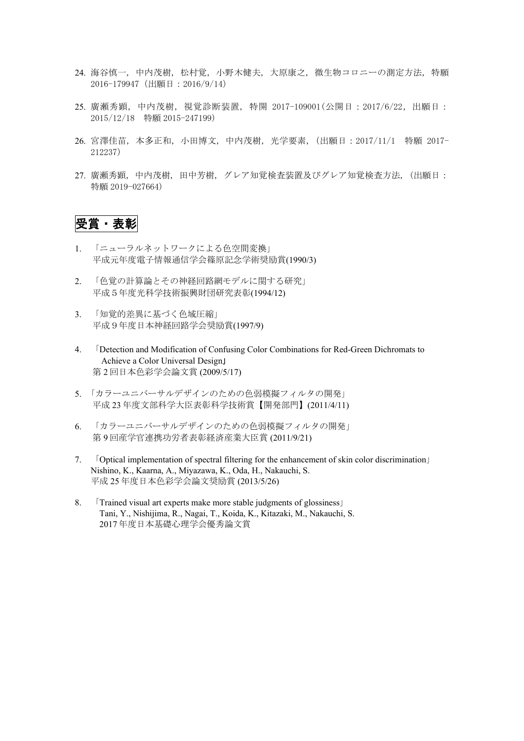24. 海谷慎一, 中内茂樹, 松村覚, 小野木健夫, 大原康之, 微生物コロニーの測定方法, 特願 2016-179947（出願日：2016/9/14）

25. 廣瀬秀顕, 中内茂樹, 視覚診断装置, 特開 2017-109001(公開日：2017/6/22, 出願日：2015/12/18　特願 2015-247199)

26. 宮澤佳苗, 本多正和, 小田博文, 中内茂樹, 光学要素, (出願日：2017/11/1　特願 2017-212237)

27. 廣瀬秀顕, 中内茂樹, 田中芳樹, グレア知覚検査装置及びグレア知覚検査方法, (出願日：特願 2019-027664)

## 受賞・表彰

1. 「ニューラルネットワークによる色空間変換」
   平成元年度電子情報通信学会篠原記念学術奨励賞(1990/3)

2. 「色覚の計算論とその神経回路網モデルに関する研究」
   平成５年度光科学技術振興財団研究表彰(1994/12)

3. 「知覚的差異に基づく色域圧縮」
   平成９年度日本神経回路学会奨励賞(1997/9)

4. 「Detection and Modification of Confusing Color Combinations for Red-Green Dichromats to Achieve a Color Universal Design」
   第 2 回日本色彩学会論文賞 (2009/5/17)

5. 「カラーユニバーサルデザインのための色弱模擬フィルタの開発」
   平成 23 年度文部科学大臣表彰科学技術賞【開発部門】(2011/4/11)

6. 「カラーユニバーサルデザインのための色弱模擬フィルタの開発」
   第 9 回産学官連携功労者表彰経済産業大臣賞 (2011/9/21)

7. 「Optical implementation of spectral filtering for the enhancement of skin color discrimination」
   Nishino, K., Kaarna, A., Miyazawa, K., Oda, H., Nakauchi, S.
   平成 25 年度日本色彩学会論文奨励賞 (2013/5/26)

8. 「Trained visual art experts make more stable judgments of glossiness」
   Tani, Y., Nishijima, R., Nagai, T., Koida, K., Kitazaki, M., Nakauchi, S.
   2017 年度日本基礎心理学会優秀論文賞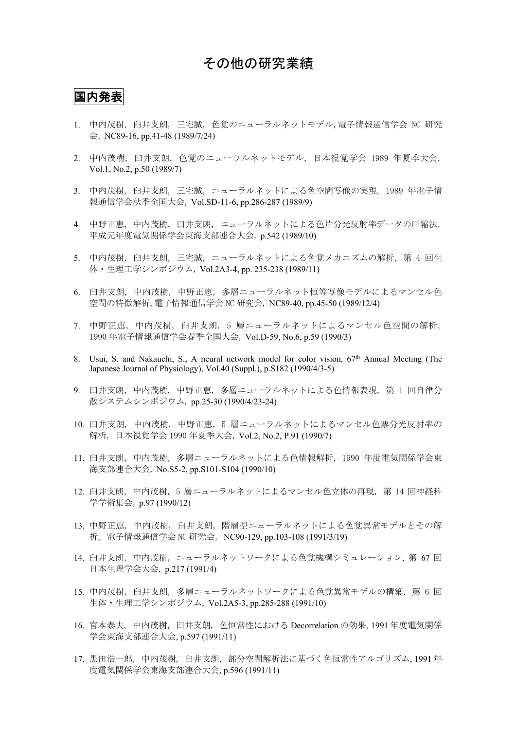# その他の研究業績

## 国内発表

1. 中内茂樹，臼井支朗，三宅誠，色覚のニューラルネットモデル, 電子情報通信学会 NC 研究会，NC89-16, pp.41-48 (1989/7/24)

2. 中内茂樹，臼井支朗，色覚のニューラルネットモデル，日本視覚学会 1989 年夏季大会，Vol.1, No.2, p.50 (1989/7)

3. 中内茂樹，臼井支朗，三宅誠，ニューラルネットによる色空間写像の実現，1989 年電子情報通信学会秋季全国大会，Vol.SD-11-6, pp.286-287 (1989/9)

4. 中野正恵，中内茂樹，臼井支朗，ニューラルネットによる色片分光反射率データの圧縮法，平成元年度電気関係学会東海支部連合大会，p.542 (1989/10)

5. 中内茂樹，臼井支朗，三宅誠，ニューラルネットによる色覚メカニズムの解析，第 4 回生体・生理工学シンポジウム，Vol.2A3-4, pp. 235-238 (1989/11)

6. 臼井支朗，中内茂樹，中野正恵，多層ニューラルネット恒等写像モデルによるマンセル色空間の特徴解析, 電子情報通信学会 NC 研究会，NC89-40, pp.45-50 (1989/12/4)

7. 中野正恵，中内茂樹，臼井支朗，5 層ニューラルネットによるマンセル色空間の解析，1990 年電子情報通信学会春季全国大会，Vol.D-59, No.6, p.59 (1990/3)

8. Usui, S. and Nakauchi, S., A neural network model for color vision, 67$^{th}$ Annual Meeting (The Japanese Journal of Physiology), Vol.40 (Suppl.), p.S182 (1990/4/3-5)

9. 臼井支朗，中内茂樹，中野正恵，多層ニューラルネットによる色情報表現，第 1 回自律分散システムシンポジウム，pp.25-30 (1990/4/23-24)

10. 臼井支朗，中内茂樹，中野正恵，5 層ニューラルネットによるマンセル色票分光反射率の解析，日本視覚学会 1990 年夏季大会，Vol.2, No.2, P.91 (1990/7)

11. 臼井支朗，中内茂樹，多層ニューラルネットによる色情報解析，1990 年度電気関係学会東海支部連合大会，No.S5-2, pp.S101-S104 (1990/10)

12. 臼井支朗，中内茂樹，5 層ニューラルネットによるマンセル色立体の再現，第 14 回神経科学学術集会，p.97 (1990/12)

13. 中野正恵，中内茂樹，臼井支朗，階層型ニューラルネットによる色覚異常モデルとその解析，電子情報通信学会 NC 研究会，NC90-129, pp.103-108 (1991/3/19)

14. 臼井支朗，中内茂樹，ニューラルネットワークによる色覚機構シミュレーション, 第 67 回日本生理学会大会，p.217 (1991/4)

15. 中内茂樹，臼井支朗，多層ニューラルネットワークによる色覚異常モデルの構築，第 6 回生体・生理工学シンポジウム，Vol.2A5-3, pp.285-288 (1991/10)

16. 宮本泰夫，中内茂樹，臼井支朗，色恒常性における Decorrelation の効果, 1991 年度電気関係学会東海支部連合大会, p.597 (1991/11)

17. 黒田浩一郎，中内茂樹，臼井支朗，部分空間解析法に基づく色恒常性アルゴリズム, 1991 年度電気関係学会東海支部連合大会, p.596 (1991/11)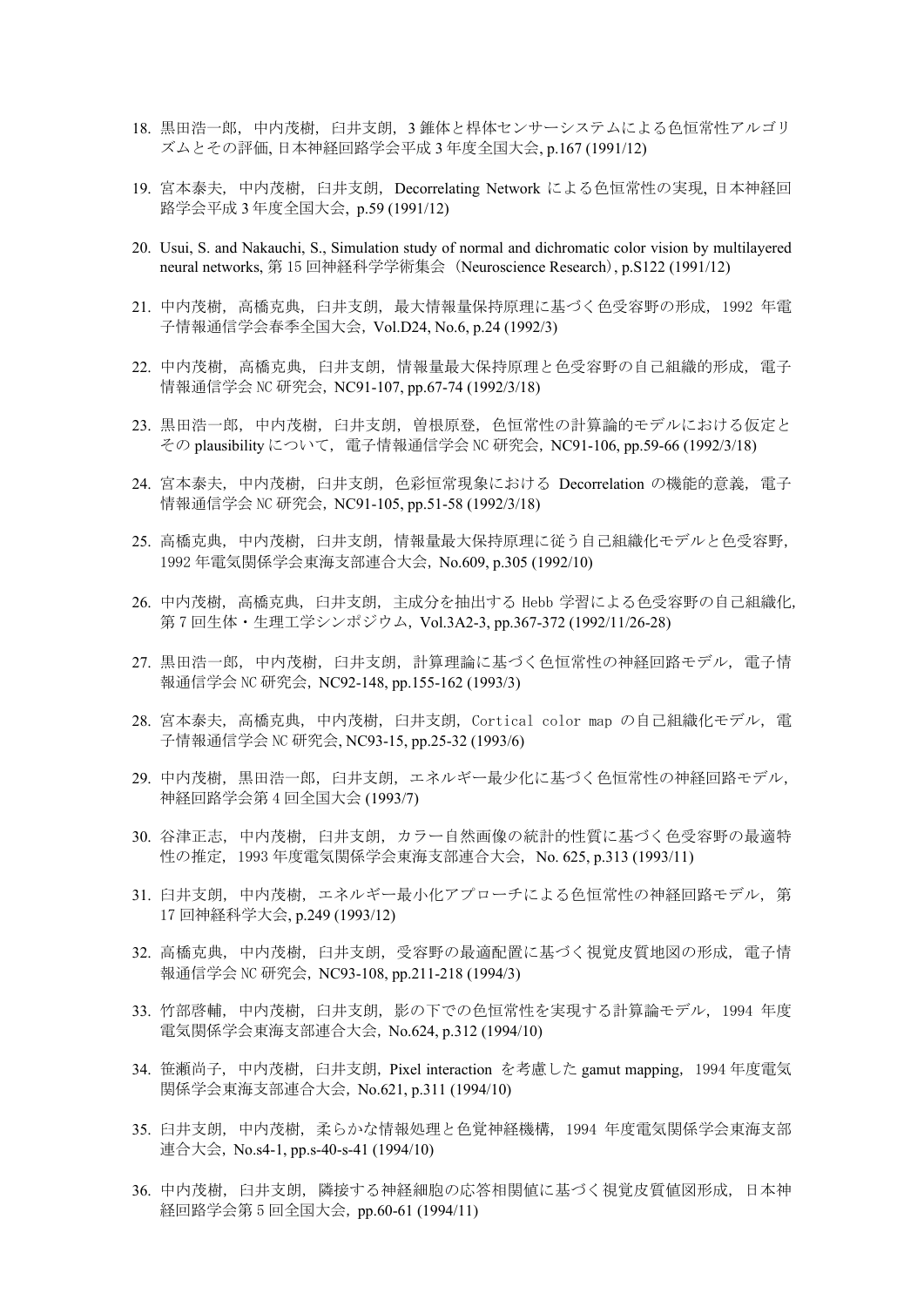18. 黒田浩一郎，中内茂樹，臼井支朗，3 錐体と桿体センサーシステムによる色恒常性アルゴリズムとその評価, 日本神経回路学会平成 3 年度全国大会, p.167 (1991/12)

19. 宮本泰夫，中内茂樹，臼井支朗，Decorrelating Network による色恒常性の実現, 日本神経回路学会平成 3 年度全国大会，p.59 (1991/12)

20. Usui, S. and Nakauchi, S., Simulation study of normal and dichromatic color vision by multilayered neural networks, 第 15 回神経科学学術集会（Neuroscience Research）, p.S122 (1991/12)

21. 中内茂樹，高橋克典，臼井支朗，最大情報量保持原理に基づく色受容野の形成，1992 年電子情報通信学会春季全国大会，Vol.D24, No.6, p.24 (1992/3)

22. 中内茂樹，高橋克典，臼井支朗，情報量最大保持原理と色受容野の自己組織的形成，電子情報通信学会 NC 研究会，NC91-107, pp.67-74 (1992/3/18)

23. 黒田浩一郎，中内茂樹，臼井支朗，曽根原登，色恒常性の計算論的モデルにおける仮定とその plausibility について，電子情報通信学会 NC 研究会，NC91-106, pp.59-66 (1992/3/18)

24. 宮本泰夫，中内茂樹，臼井支朗，色彩恒常現象における Decorrelation の機能的意義，電子情報通信学会 NC 研究会，NC91-105, pp.51-58 (1992/3/18)

25. 高橋克典，中内茂樹，臼井支朗，情報量最大保持原理に従う自己組織化モデルと色受容野，1992 年電気関係学会東海支部連合大会，No.609, p.305 (1992/10)

26. 中内茂樹，高橋克典，臼井支朗，主成分を抽出する Hebb 学習による色受容野の自己組織化, 第 7 回生体・生理工学シンポジウム，Vol.3A2-3, pp.367-372 (1992/11/26-28)

27. 黒田浩一郎，中内茂樹，臼井支朗，計算理論に基づく色恒常性の神経回路モデル，電子情報通信学会 NC 研究会，NC92-148, pp.155-162 (1993/3)

28. 宮本泰夫，高橋克典，中内茂樹，臼井支朗，Cortical color map の自己組織化モデル，電子情報通信学会 NC 研究会, NC93-15, pp.25-32 (1993/6)

29. 中内茂樹，黒田浩一郎，臼井支朗，エネルギー最少化に基づく色恒常性の神経回路モデル, 神経回路学会第 4 回全国大会 (1993/7)

30. 谷津正志，中内茂樹，臼井支朗，カラー自然画像の統計的性質に基づく色受容野の最適特性の推定，1993 年度電気関係学会東海支部連合大会，No. 625, p.313 (1993/11)

31. 臼井支朗，中内茂樹，エネルギー最小化アプローチによる色恒常性の神経回路モデル，第 17 回神経科学大会, p.249 (1993/12)

32. 高橋克典，中内茂樹，臼井支朗，受容野の最適配置に基づく視覚皮質地図の形成，電子情報通信学会 NC 研究会，NC93-108, pp.211-218 (1994/3)

33. 竹部啓輔，中内茂樹，臼井支朗，影の下での色恒常性を実現する計算論モデル，1994 年度電気関係学会東海支部連合大会，No.624, p.312 (1994/10)

34. 笹瀬尚子，中内茂樹，臼井支朗，Pixel interaction を考慮した gamut mapping，1994 年度電気関係学会東海支部連合大会，No.621, p.311 (1994/10)

35. 臼井支朗，中内茂樹，柔らかな情報処理と色覚神経機構，1994 年度電気関係学会東海支部連合大会，No.s4-1, pp.s-40-s-41 (1994/10)

36. 中内茂樹，臼井支朗，隣接する神経細胞の応答相関値に基づく視覚皮質値図形成，日本神経回路学会第 5 回全国大会，pp.60-61 (1994/11)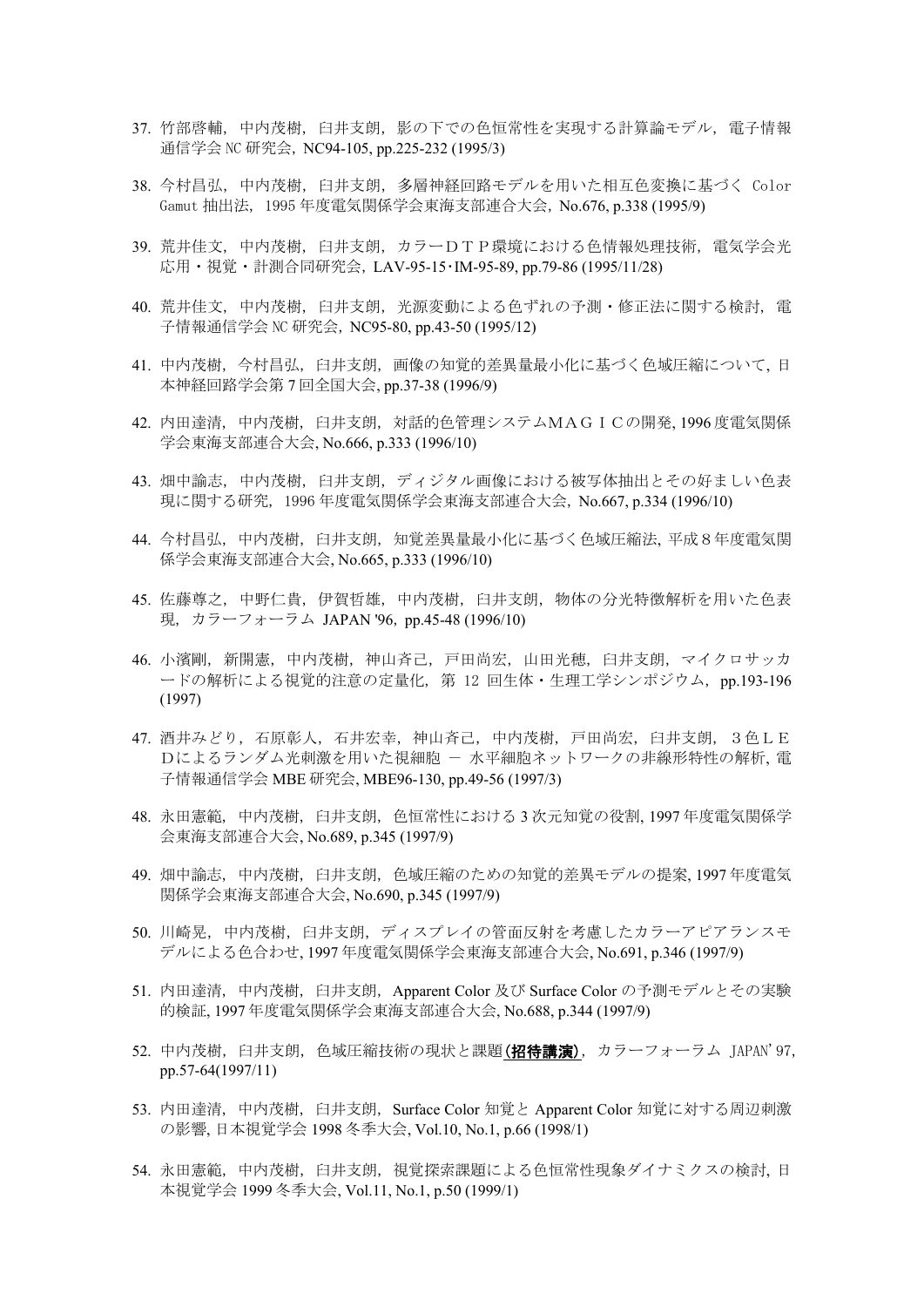37. 竹部啓輔，中内茂樹，臼井支朗，影の下での色恒常性を実現する計算論モデル，電子情報通信学会 NC 研究会，NC94-105, pp.225-232 (1995/3)

38. 今村昌弘，中内茂樹，臼井支朗，多層神経回路モデルを用いた相互色変換に基づく Color Gamut 抽出法，1995 年度電気関係学会東海支部連合大会，No.676, p.338 (1995/9)

39. 荒井佳文，中内茂樹，臼井支朗，カラーＤＴＰ環境における色情報処理技術，電気学会光応用・視覚・計測合同研究会，LAV-95-15･IM-95-89, pp.79-86 (1995/11/28)

40. 荒井佳文，中内茂樹，臼井支朗，光源変動による色ずれの予測・修正法に関する検討，電子情報通信学会 NC 研究会，NC95-80, pp.43-50 (1995/12)

41. 中内茂樹，今村昌弘，臼井支朗，画像の知覚的差異量最小化に基づく色域圧縮について, 日本神経回路学会第 7 回全国大会, pp.37-38 (1996/9)

42. 内田達清，中内茂樹，臼井支朗，対話的色管理システムＭＡＧＩＣの開発, 1996 度電気関係学会東海支部連合大会, No.666, p.333 (1996/10)

43. 畑中諭志，中内茂樹，臼井支朗，ディジタル画像における被写体抽出とその好ましい色表現に関する研究，1996 年度電気関係学会東海支部連合大会，No.667, p.334 (1996/10)

44. 今村昌弘，中内茂樹，臼井支朗，知覚差異量最小化に基づく色域圧縮法, 平成８年度電気関係学会東海支部連合大会, No.665, p.333 (1996/10)

45. 佐藤尊之，中野仁貴，伊賀哲雄，中内茂樹，臼井支朗，物体の分光特徴解析を用いた色表現，カラーフォーラム JAPAN '96, pp.45-48 (1996/10)

46. 小濱剛，新開憲，中内茂樹，神山斉己，戸田尚宏，山田光穂，臼井支朗，マイクロサッカードの解析による視覚的注意の定量化，第 12 回生体・生理工学シンポジウム，pp.193-196 (1997)

47. 酒井みどり，石原彰人，石井宏幸，神山斉己，中内茂樹，戸田尚宏，臼井支朗，３色ＬＥＤによるランダム光刺激を用いた視細胞 － 水平細胞ネットワークの非線形特性の解析, 電子情報通信学会 MBE 研究会, MBE96-130, pp.49-56 (1997/3)

48. 永田憲範，中内茂樹，臼井支朗，色恒常性における 3 次元知覚の役割, 1997 年度電気関係学会東海支部連合大会, No.689, p.345 (1997/9)

49. 畑中諭志，中内茂樹，臼井支朗，色域圧縮のための知覚的差異モデルの提案, 1997 年度電気関係学会東海支部連合大会, No.690, p.345 (1997/9)

50. 川崎晃，中内茂樹，臼井支朗，ディスプレイの管面反射を考慮したカラーアピアランスモデルによる色合わせ, 1997 年度電気関係学会東海支部連合大会, No.691, p.346 (1997/9)

51. 内田達清，中内茂樹，臼井支朗，Apparent Color 及び Surface Color の予測モデルとその実験的検証, 1997 年度電気関係学会東海支部連合大会, No.688, p.344 (1997/9)

52. 中内茂樹，臼井支朗，色域圧縮技術の現状と課題**(招待講演)**，カラーフォーラム JAPAN'97, pp.57-64(1997/11)

53. 内田達清，中内茂樹，臼井支朗，Surface Color 知覚と Apparent Color 知覚に対する周辺刺激の影響, 日本視覚学会 1998 冬季大会, Vol.10, No.1, p.66 (1998/1)

54. 永田憲範，中内茂樹，臼井支朗，視覚探索課題による色恒常性現象ダイナミクスの検討, 日本視覚学会 1999 冬季大会, Vol.11, No.1, p.50 (1999/1)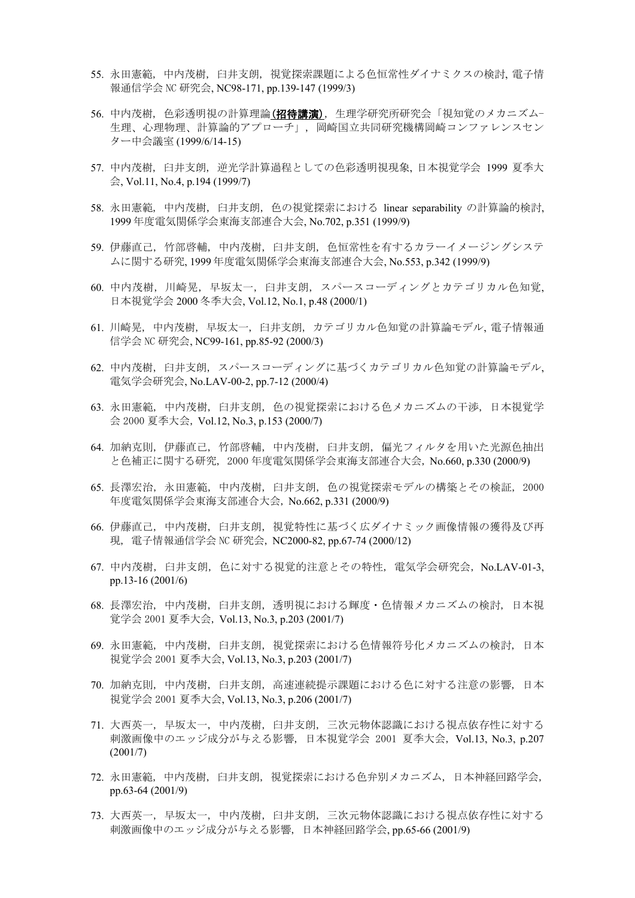55. 永田憲範，中内茂樹，臼井支朗，視覚探索課題による色恒常性ダイナミクスの検討, 電子情報通信学会 NC 研究会, NC98-171, pp.139-147 (1999/3)

56. 中内茂樹，色彩透明視の計算理論**(招待講演)**，生理学研究所研究会「視知覚のメカニズム-生理、心理物理、計算論的アプローチ」，岡崎国立共同研究機構岡崎コンファレンスセンター中会議室 (1999/6/14-15)

57. 中内茂樹，臼井支朗，逆光学計算過程としての色彩透明視現象, 日本視覚学会 1999 夏季大会, Vol.11, No.4, p.194 (1999/7)

58. 永田憲範，中内茂樹，臼井支朗，色の視覚探索における linear separability の計算論的検討, 1999 年度電気関係学会東海支部連合大会, No.702, p.351 (1999/9)

59. 伊藤直己，竹部啓輔，中内茂樹，臼井支朗，色恒常性を有するカラーイメージングシステムに関する研究, 1999 年度電気関係学会東海支部連合大会, No.553, p.342 (1999/9)

60. 中内茂樹，川崎晃，早坂太一，臼井支朗，スパースコーディングとカテゴリカル色知覚, 日本視覚学会 2000 冬季大会, Vol.12, No.1, p.48 (2000/1)

61. 川崎晃，中内茂樹，早坂太一，臼井支朗，カテゴリカル色知覚の計算論モデル, 電子情報通信学会 NC 研究会, NC99-161, pp.85-92 (2000/3)

62. 中内茂樹，臼井支朗，スパースコーディングに基づくカテゴリカル色知覚の計算論モデル, 電気学会研究会, No.LAV-00-2, pp.7-12 (2000/4)

63. 永田憲範，中内茂樹，臼井支朗，色の視覚探索における色メカニズムの干渉，日本視覚学会 2000 夏季大会，Vol.12, No.3, p.153 (2000/7)

64. 加納克則，伊藤直己，竹部啓輔，中内茂樹，臼井支朗，偏光フィルタを用いた光源色抽出と色補正に関する研究，2000 年度電気関係学会東海支部連合大会，No.660, p.330 (2000/9)

65. 長澤宏治，永田憲範，中内茂樹，臼井支朗，色の視覚探索モデルの構築とその検証，2000 年度電気関係学会東海支部連合大会，No.662, p.331 (2000/9)

66. 伊藤直己，中内茂樹，臼井支朗，視覚特性に基づく広ダイナミック画像情報の獲得及び再現，電子情報通信学会 NC 研究会，NC2000-82, pp.67-74 (2000/12)

67. 中内茂樹，臼井支朗，色に対する視覚的注意とその特性，電気学会研究会，No.LAV-01-3, pp.13-16 (2001/6)

68. 長澤宏治，中内茂樹，臼井支朗，透明視における輝度・色情報メカニズムの検討，日本視覚学会 2001 夏季大会，Vol.13, No.3, p.203 (2001/7)

69. 永田憲範，中内茂樹，臼井支朗，視覚探索における色情報符号化メカニズムの検討，日本視覚学会 2001 夏季大会, Vol.13, No.3, p.203 (2001/7)

70. 加納克則，中内茂樹，臼井支朗，高速連続提示課題における色に対する注意の影響，日本視覚学会 2001 夏季大会, Vol.13, No.3, p.206 (2001/7)

71. 大西英一，早坂太一，中内茂樹，臼井支朗，三次元物体認識における視点依存性に対する刺激画像中のエッジ成分が与える影響，日本視覚学会 2001 夏季大会，Vol.13, No.3, p.207 (2001/7)

72. 永田憲範，中内茂樹，臼井支朗，視覚探索における色弁別メカニズム，日本神経回路学会, pp.63-64 (2001/9)

73. 大西英一，早坂太一，中内茂樹，臼井支朗，三次元物体認識における視点依存性に対する刺激画像中のエッジ成分が与える影響，日本神経回路学会, pp.65-66 (2001/9)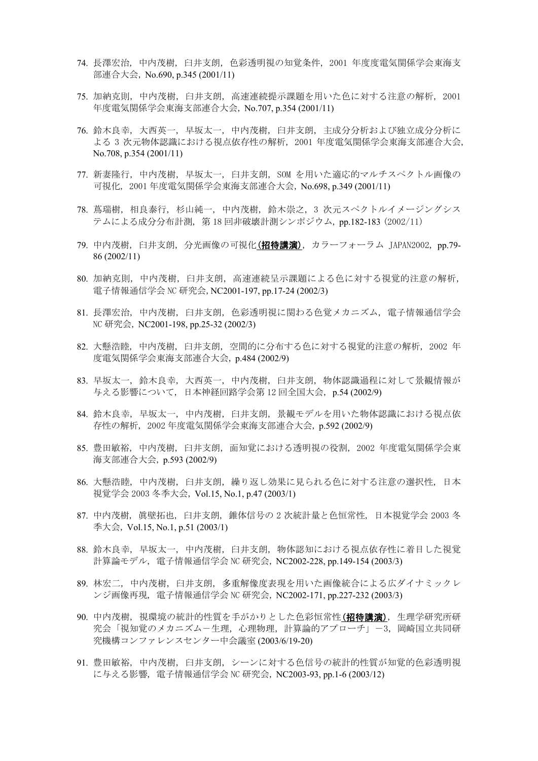74. 長澤宏治，中内茂樹，臼井支朗，色彩透明視の知覚条件，2001 年度度電気関係学会東海支部連合大会，No.690, p.345 (2001/11)

75. 加納克則，中内茂樹，臼井支朗，高速連続提示課題を用いた色に対する注意の解析，2001 年度電気関係学会東海支部連合大会，No.707, p.354 (2001/11)

76. 鈴木良幸，大西英一，早坂太一，中内茂樹，臼井支朗，主成分分析および独立成分分析による 3 次元物体認識における視点依存性の解析，2001 年度電気関係学会東海支部連合大会，No.708, p.354 (2001/11)

77. 新妻隆行，中内茂樹，早坂太一，臼井支朗，SOM を用いた適応的マルチスペクトル画像の可視化，2001 年度電気関係学会東海支部連合大会，No.698, p.349 (2001/11)

78. 蔦瑞樹，相良泰行，杉山純一，中内茂樹，鈴木崇之，3 次元スペクトルイメージングシステムによる成分分布計測，第 18 回非破壊計測シンポジウム，pp.182-183（2002/11）

79. 中内茂樹，臼井支朗，分光画像の可視化**（招待講演）**，カラーフォーラム JAPAN2002，pp.79-86 (2002/11)

80. 加納克則，中内茂樹，臼井支朗，高速連続呈示課題による色に対する視覚的注意の解析，電子情報通信学会 NC 研究会, NC2001-197, pp.17-24 (2002/3)

81. 長澤宏治，中内茂樹，臼井支朗，色彩透明視に関わる色覚メカニズム，電子情報通信学会 NC 研究会，NC2001-198, pp.25-32 (2002/3)

82. 大懸浩睦，中内茂樹，臼井支朗，空間的に分布する色に対する視覚的注意の解析，2002 年度電気関係学会東海支部連合大会，p.484 (2002/9)

83. 早坂太一，鈴木良幸，大西英一，中内茂樹，臼井支朗，物体認識過程に対して景観情報が与える影響について，日本神経回路学会第 12 回全国大会，p.54 (2002/9)

84. 鈴木良幸，早坂太一，中内茂樹，臼井支朗，景観モデルを用いた物体認識における視点依存性の解析，2002 年度電気関係学会東海支部連合大会，p.592 (2002/9)

85. 豊田敏裕，中内茂樹，臼井支朗，面知覚における透明視の役割，2002 年度電気関係学会東海支部連合大会，p.593 (2002/9)

86. 大懸浩睦，中内茂樹，臼井支朗，繰り返し効果に見られる色に対する注意の選択性，日本視覚学会 2003 冬季大会，Vol.15, No.1, p.47 (2003/1)

87. 中内茂樹，眞壁拓也，臼井支朗，錐体信号の 2 次統計量と色恒常性，日本視覚学会 2003 冬季大会，Vol.15, No.1, p.51 (2003/1)

88. 鈴木良幸，早坂太一，中内茂樹，臼井支朗，物体認知における視点依存性に着目した視覚計算論モデル，電子情報通信学会 NC 研究会，NC2002-228, pp.149-154 (2003/3)

89. 林宏二，中内茂樹，臼井支朗，多重解像度表現を用いた画像統合による広ダイナミックレンジ画像再現，電子情報通信学会 NC 研究会，NC2002-171, pp.227-232 (2003/3)

90. 中内茂樹，視環境の統計的性質を手がかりとした色彩恒常性**（招待講演）**，生理学研究所研究会「視知覚のメカニズム－生理，心理物理，計算論的アプローチ」－3，岡崎国立共同研究機構コンファレンスセンター中会議室 (2003/6/19-20)

91. 豊田敏裕，中内茂樹，臼井支朗，シーンに対する色信号の統計的性質が知覚的色彩透明視に与える影響，電子情報通信学会 NC 研究会，NC2003-93, pp.1-6 (2003/12)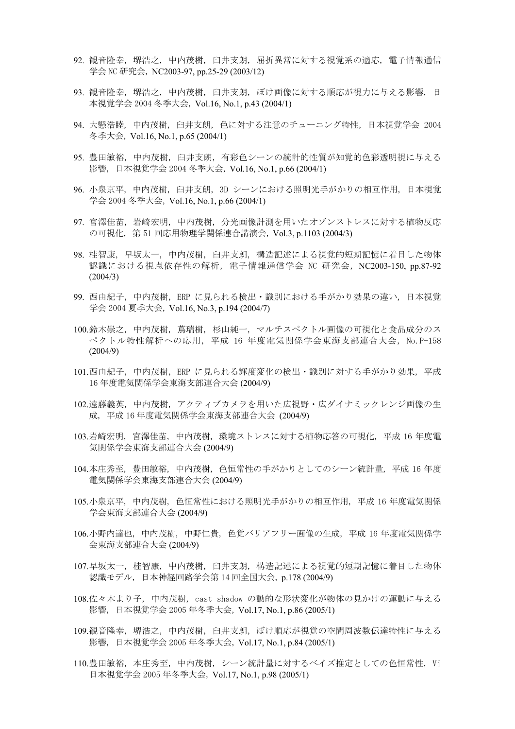92. 観音隆幸，堺浩之，中内茂樹，臼井支朗，屈折異常に対する視覚系の適応，電子情報通信学会 NC 研究会，NC2003-97, pp.25-29 (2003/12)

93. 観音隆幸，堺浩之，中内茂樹，臼井支朗，ぼけ画像に対する順応が視力に与える影響，日本視覚学会 2004 冬季大会，Vol.16, No.1, p.43 (2004/1)

94. 大懸浩睦，中内茂樹，臼井支朗，色に対する注意のチューニング特性，日本視覚学会 2004 冬季大会，Vol.16, No.1, p.65 (2004/1)

95. 豊田敏裕，中内茂樹，臼井支朗，有彩色シーンの統計的性質が知覚的色彩透明視に与える影響，日本視覚学会 2004 冬季大会，Vol.16, No.1, p.66 (2004/1)

96. 小泉京平，中内茂樹，臼井支朗，3D シーンにおける照明光手がかりの相互作用，日本視覚学会 2004 冬季大会，Vol.16, No.1, p.66 (2004/1)

97. 宮澤佳苗，岩崎宏明，中内茂樹，分光画像計測を用いたオゾンストレスに対する植物反応の可視化，第 51 回応用物理学関係連合講演会，Vol.3, p.1103 (2004/3)

98. 桂智康，早坂太一，中内茂樹，臼井支朗，構造記述による視覚的短期記憶に着目した物体認識における視点依存性の解析，電子情報通信学会 NC 研究会，NC2003-150, pp.87-92 (2004/3)

99. 西由紀子，中内茂樹，ERP に見られる検出・識別における手がかり効果の違い，日本視覚学会 2004 夏季大会，Vol.16, No.3, p.194 (2004/7)

100. 鈴木崇之，中内茂樹，蔦瑞樹，杉山純一，マルチスペクトル画像の可視化と食品成分のスペクトル特性解析への応用，平成 16 年度電気関係学会東海支部連合大会，No.P-158 (2004/9)

101. 西由紀子，中内茂樹，ERP に見られる輝度変化の検出・識別に対する手がかり効果，平成 16 年度電気関係学会東海支部連合大会 (2004/9)

102. 遠藤義英，中内茂樹，アクティブカメラを用いた広視野・広ダイナミックレンジ画像の生成，平成 16 年度電気関係学会東海支部連合大会 (2004/9)

103. 岩崎宏明，宮澤佳苗，中内茂樹，環境ストレスに対する植物応答の可視化，平成 16 年度電気関係学会東海支部連合大会 (2004/9)

104. 本庄秀至，豊田敏裕，中内茂樹，色恒常性の手がかりとしてのシーン統計量，平成 16 年度電気関係学会東海支部連合大会 (2004/9)

105. 小泉京平，中内茂樹，色恒常性における照明光手がかりの相互作用，平成 16 年度電気関係学会東海支部連合大会 (2004/9)

106. 小野内達也，中内茂樹，中野仁貴，色覚バリアフリー画像の生成，平成 16 年度電気関係学会東海支部連合大会 (2004/9)

107. 早坂太一，桂智康，中内茂樹，臼井支朗，構造記述による視覚的短期記憶に着目した物体認識モデル，日本神経回路学会第 14 回全国大会，p.178 (2004/9)

108. 佐々木より子，中内茂樹，cast shadow の動的な形状変化が物体の見かけの運動に与える影響，日本視覚学会 2005 年冬季大会，Vol.17, No.1, p.86 (2005/1)

109. 観音隆幸，堺浩之，中内茂樹，臼井支朗，ぼけ順応が視覚の空間周波数伝達特性に与える影響，日本視覚学会 2005 年冬季大会，Vol.17, No.1, p.84 (2005/1)

110. 豊田敏裕，本庄秀至，中内茂樹，シーン統計量に対するベイズ推定としての色恒常性，Vi 日本視覚学会 2005 年冬季大会，Vol.17, No.1, p.98 (2005/1)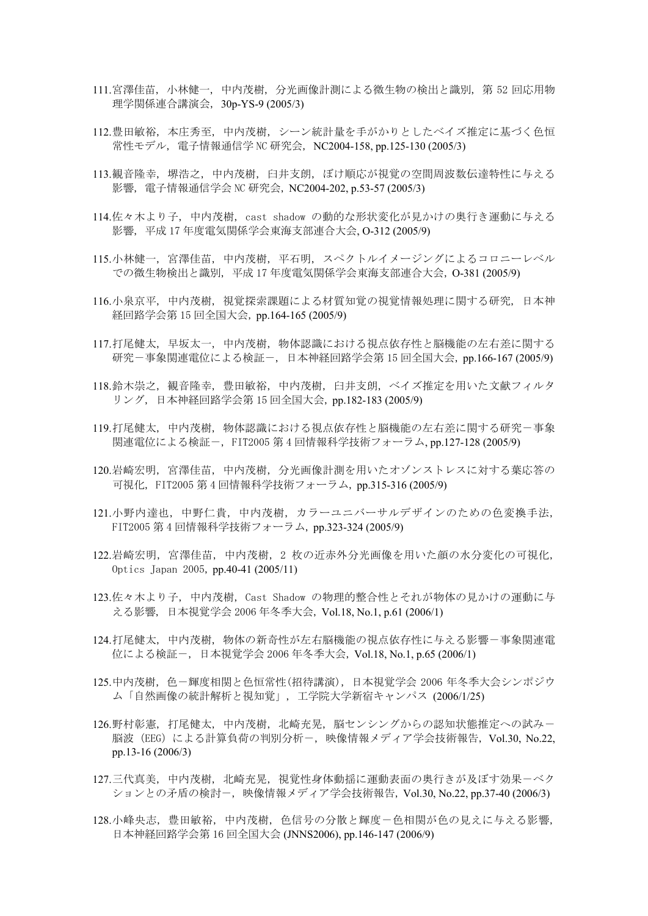111. 宮澤佳苗，小林健一，中内茂樹，分光画像計測による微生物の検出と識別，第 52 回応用物理学関係連合講演会，30p-YS-9 (2005/3)

112. 豊田敏裕，本庄秀至，中内茂樹，シーン統計量を手がかりとしたベイズ推定に基づく色恒常性モデル，電子情報通信学 NC 研究会，NC2004-158, pp.125-130 (2005/3)

113. 観音隆幸，堺浩之，中内茂樹，臼井支朗，ぼけ順応が視覚の空間周波数伝達特性に与える影響，電子情報通信学会 NC 研究会，NC2004-202, p.53-57 (2005/3)

114. 佐々木より子，中内茂樹，cast shadow の動的な形状変化が見かけの奥行き運動に与える影響，平成 17 年度電気関係学会東海支部連合大会, O-312 (2005/9)

115. 小林健一，宮澤佳苗，中内茂樹，平石明，スペクトルイメージングによるコロニーレベルでの微生物検出と識別，平成 17 年度電気関係学会東海支部連合大会，O-381 (2005/9)

116. 小泉京平，中内茂樹，視覚探索課題による材質知覚の視覚情報処理に関する研究，日本神経回路学会第 15 回全国大会，pp.164-165 (2005/9)

117. 打尾健太，早坂太一，中内茂樹，物体認識における視点依存性と脳機能の左右差に関する研究－事象関連電位による検証－，日本神経回路学会第 15 回全国大会，pp.166-167 (2005/9)

118. 鈴木崇之，観音隆幸，豊田敏裕，中内茂樹，臼井支朗，ベイズ推定を用いた文献フィルタリング，日本神経回路学会第 15 回全国大会，pp.182-183 (2005/9)

119. 打尾健太，中内茂樹，物体認識における視点依存性と脳機能の左右差に関する研究－事象関連電位による検証－，FIT2005 第 4 回情報科学技術フォーラム, pp.127-128 (2005/9)

120. 岩崎宏明，宮澤佳苗，中内茂樹，分光画像計測を用いたオゾンストレスに対する葉応答の可視化，FIT2005 第 4 回情報科学技術フォーラム，pp.315-316 (2005/9)

121. 小野内達也，中野仁貴，中内茂樹，カラーユニバーサルデザインのための色変換手法，FIT2005 第 4 回情報科学技術フォーラム，pp.323-324 (2005/9)

122. 岩崎宏明，宮澤佳苗，中内茂樹，2 枚の近赤外分光画像を用いた顔の水分変化の可視化，Optics Japan 2005, pp.40-41 (2005/11)

123. 佐々木より子，中内茂樹，Cast Shadow の物理的整合性とそれが物体の見かけの運動に与える影響，日本視覚学会 2006 年冬季大会，Vol.18, No.1, p.61 (2006/1)

124. 打尾健太，中内茂樹，物体の新奇性が左右脳機能の視点依存性に与える影響－事象関連電位による検証－，日本視覚学会 2006 年冬季大会，Vol.18, No.1, p.65 (2006/1)

125. 中内茂樹，色－輝度相関と色恒常性(招待講演)，日本視覚学会 2006 年冬季大会シンポジウム「自然画像の統計解析と視知覚」，工学院大学新宿キャンパス (2006/1/25)

126. 野村彰憲，打尾健太，中内茂樹，北崎充晃，脳センシングからの認知状態推定への試み－脳波（EEG）による計算負荷の判別分析－，映像情報メディア学会技術報告，Vol.30, No.22, pp.13-16 (2006/3)

127. 三代真美，中内茂樹，北崎充晃，視覚性身体動揺に運動表面の奥行きが及ぼす効果－ベクションとの矛盾の検討－，映像情報メディア学会技術報告，Vol.30, No.22, pp.37-40 (2006/3)

128. 小峰央志，豊田敏裕，中内茂樹，色信号の分散と輝度－色相関が色の見えに与える影響，日本神経回路学会第 16 回全国大会 (JNNS2006), pp.146-147 (2006/9)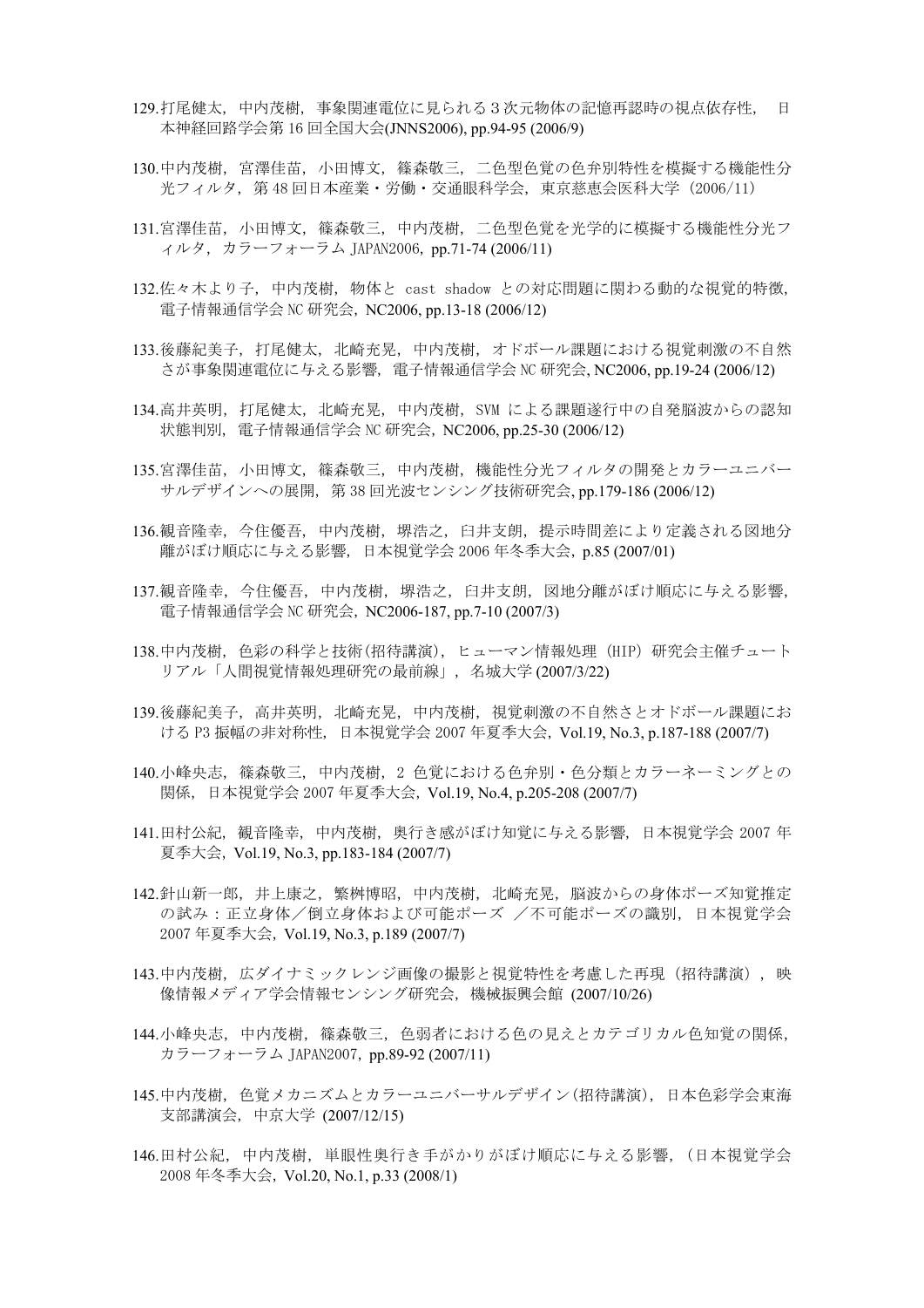129. 打尾健太, 中内茂樹, 事象関連電位に見られる３次元物体の記憶再認時の視点依存性, 日本神経回路学会第 16 回全国大会(JNNS2006), pp.94-95 (2006/9)

130. 中内茂樹, 宮澤佳苗, 小田博文, 篠森敬三, 二色型色覚の色弁別特性を模擬する機能性分光フィルタ, 第 48 回日本産業・労働・交通眼科学会, 東京慈恵会医科大学 (2006/11)

131. 宮澤佳苗, 小田博文, 篠森敬三, 中内茂樹, 二色型色覚を光学的に模擬する機能性分光フィルタ, カラーフォーラム JAPAN2006, pp.71-74 (2006/11)

132. 佐々木より子, 中内茂樹, 物体と cast shadow との対応問題に関わる動的な視覚的特徴, 電子情報通信学会 NC 研究会, NC2006, pp.13-18 (2006/12)

133. 後藤紀美子, 打尾健太, 北崎充晃, 中内茂樹, オドボール課題における視覚刺激の不自然さが事象関連電位に与える影響, 電子情報通信学会 NC 研究会, NC2006, pp.19-24 (2006/12)

134. 高井英明, 打尾健太, 北崎充晃, 中内茂樹, SVM による課題遂行中の自発脳波からの認知状態判別, 電子情報通信学会 NC 研究会, NC2006, pp.25-30 (2006/12)

135. 宮澤佳苗, 小田博文, 篠森敬三, 中内茂樹, 機能性分光フィルタの開発とカラーユニバーサルデザインへの展開, 第 38 回光波センシング技術研究会, pp.179-186 (2006/12)

136. 覩音隆幸, 今住優吾, 中内茂樹, 堺浩之, 臼井支朗, 提示時間差により定義される図地分離がぼけ順応に与える影響, 日本視覚学会 2006 年冬季大会, p.85 (2007/01)

137. 覩音隆幸, 今住優吾, 中内茂樹, 堺浩之, 臼井支朗, 図地分離がぼけ順応に与える影響, 電子情報通信学会 NC 研究会, NC2006-187, pp.7-10 (2007/3)

138. 中内茂樹, 色彩の科学と技術(招待講演), ヒューマン情報処理 (HIP) 研究会主催チュートリアル「人間視覚情報処理研究の最前線」, 名城大学 (2007/3/22)

139. 後藤紀美子, 高井英明, 北崎充晃, 中内茂樹, 視覚刺激の不自然さとオドボール課題における P3 振幅の非対称性, 日本視覚学会 2007 年夏季大会, Vol.19, No.3, p.187-188 (2007/7)

140. 小峰央志, 篠森敬三, 中内茂樹, 2 色覚における色弁別・色分類とカラーネーミングとの関係, 日本視覚学会 2007 年夏季大会, Vol.19, No.4, p.205-208 (2007/7)

141. 田村公紀, 覩音隆幸, 中内茂樹, 奥行き感がぼけ知覚に与える影響, 日本視覚学会 2007 年夏季大会, Vol.19, No.3, pp.183-184 (2007/7)

142. 針山新一郎, 井上康之, 繁桝博昭, 中内茂樹, 北崎充晃, 脳波からの身体ポーズ知覚推定の試み：正立身体／倒立身体および可能ポーズ ／不可能ポーズの識別, 日本視覚学会 2007 年夏季大会, Vol.19, No.3, p.189 (2007/7)

143. 中内茂樹, 広ダイナミックレンジ画像の撮影と視覚特性を考慮した再現（招待講演）, 映像情報メディア学会情報センシング研究会, 機械振興会館 (2007/10/26)

144. 小峰央志, 中内茂樹, 篠森敬三, 色弱者における色の見えとカテゴリカル色知覚の関係, カラーフォーラム JAPAN2007, pp.89-92 (2007/11)

145. 中内茂樹, 色覚メカニズムとカラーユニバーサルデザイン(招待講演), 日本色彩学会東海支部講演会, 中京大学 (2007/12/15)

146. 田村公紀, 中内茂樹, 単眼性奥行き手がかりがぼけ順応に与える影響, （日本視覚学会 2008 年冬季大会, Vol.20, No.1, p.33 (2008/1)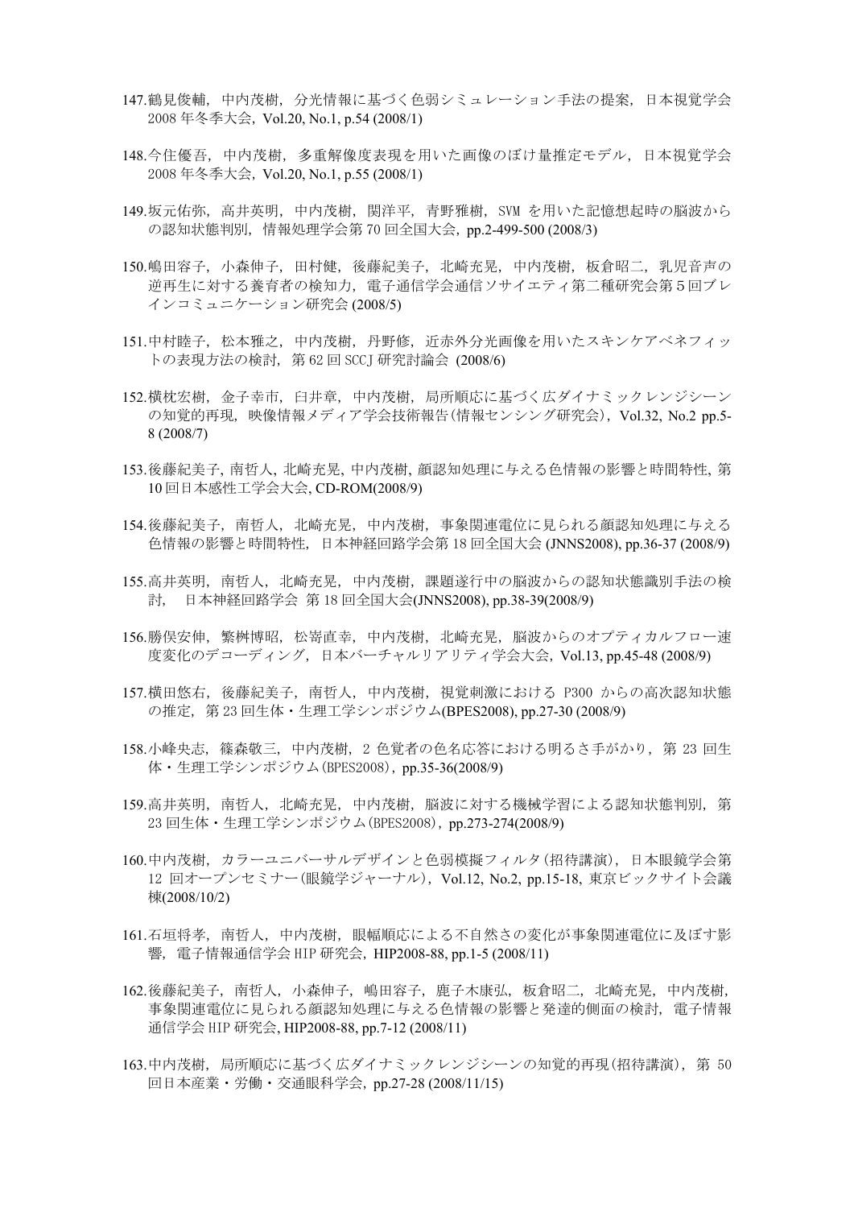147. 鶴見俊輔，中内茂樹，分光情報に基づく色弱シミュレーション手法の提案，日本視覚学会 2008 年冬季大会，Vol.20, No.1, p.54 (2008/1)

148. 今住優吾，中内茂樹，多重解像度表現を用いた画像のぼけ量推定モデル，日本視覚学会 2008 年冬季大会，Vol.20, No.1, p.55 (2008/1)

149. 坂元佑弥，高井英明，中内茂樹，関洋平，青野雅樹，SVM を用いた記憶想起時の脳波からの認知状態判別，情報処理学会第 70 回全国大会，pp.2-499-500 (2008/3)

150. 嶋田容子，小森伸子，田村健，後藤紀美子，北崎充晃，中内茂樹，板倉昭二，乳児音声の逆再生に対する養育者の検知力，電子通信学会通信ソサイエティ第二種研究会第５回ブレインコミュニケーション研究会 (2008/5)

151. 中村睦子，松本雅之，中内茂樹，丹野修，近赤外分光画像を用いたスキンケアベネフィットの表現方法の検討，第 62 回 SCCJ 研究討論会 (2008/6)

152. 横枕宏樹，金子幸市，臼井章，中内茂樹，局所順応に基づく広ダイナミックレンジシーンの知覚的再現，映像情報メディア学会技術報告(情報センシング研究会)，Vol.32, No.2 pp.5-8 (2008/7)

153. 後藤紀美子, 南哲人, 北崎充晃, 中内茂樹, 顔認知処理に与える色情報の影響と時間特性, 第 10 回日本感性工学会大会, CD-ROM(2008/9)

154. 後藤紀美子，南哲人，北崎充晃，中内茂樹，事象関連電位に見られる顔認知処理に与える色情報の影響と時間特性，日本神経回路学会第 18 回全国大会 (JNNS2008), pp.36-37 (2008/9)

155. 高井英明，南哲人，北崎充晃，中内茂樹，課題遂行中の脳波からの認知状態識別手法の検討，日本神経回路学会 第 18 回全国大会(JNNS2008), pp.38-39(2008/9)

156. 勝俣安伸，繁桝博昭，松嵜直幸，中内茂樹，北崎充晃，脳波からのオプティカルフロー速度変化のデコーディング，日本バーチャルリアリティ学会大会，Vol.13, pp.45-48 (2008/9)

157. 横田悠右，後藤紀美子，南哲人，中内茂樹，視覚刺激における P300 からの高次認知状態の推定，第 23 回生体・生理工学シンポジウム(BPES2008), pp.27-30 (2008/9)

158. 小峰央志，篠森敬三，中内茂樹，2 色覚者の色名応答における明るさ手がかり，第 23 回生体・生理工学シンポジウム(BPES2008)，pp.35-36(2008/9)

159. 高井英明，南哲人，北崎充晃，中内茂樹，脳波に対する機械学習による認知状態判別，第 23 回生体・生理工学シンポジウム(BPES2008)，pp.273-274(2008/9)

160. 中内茂樹，カラーユニバーサルデザインと色弱模擬フィルタ(招待講演)，日本眼鏡学会第 12 回オープンセミナー(眼鏡学ジャーナル)，Vol.12, No.2, pp.15-18, 東京ビックサイト会議棟(2008/10/2)

161. 石垣将孝，南哲人，中内茂樹，眼幅順応による不自然さの変化が事象関連電位に及ぼす影響，電子情報通信学会 HIP 研究会，HIP2008-88, pp.1-5 (2008/11)

162. 後藤紀美子，南哲人，小森伸子，嶋田容子，鹿子木康弘，板倉昭二，北崎充晃，中内茂樹，事象関連電位に見られる顔認知処理に与える色情報の影響と発達的側面の検討，電子情報通信学会 HIP 研究会, HIP2008-88, pp.7-12 (2008/11)

163. 中内茂樹，局所順応に基づく広ダイナミックレンジシーンの知覚的再現(招待講演)，第 50 回日本産業・労働・交通眼科学会，pp.27-28 (2008/11/15)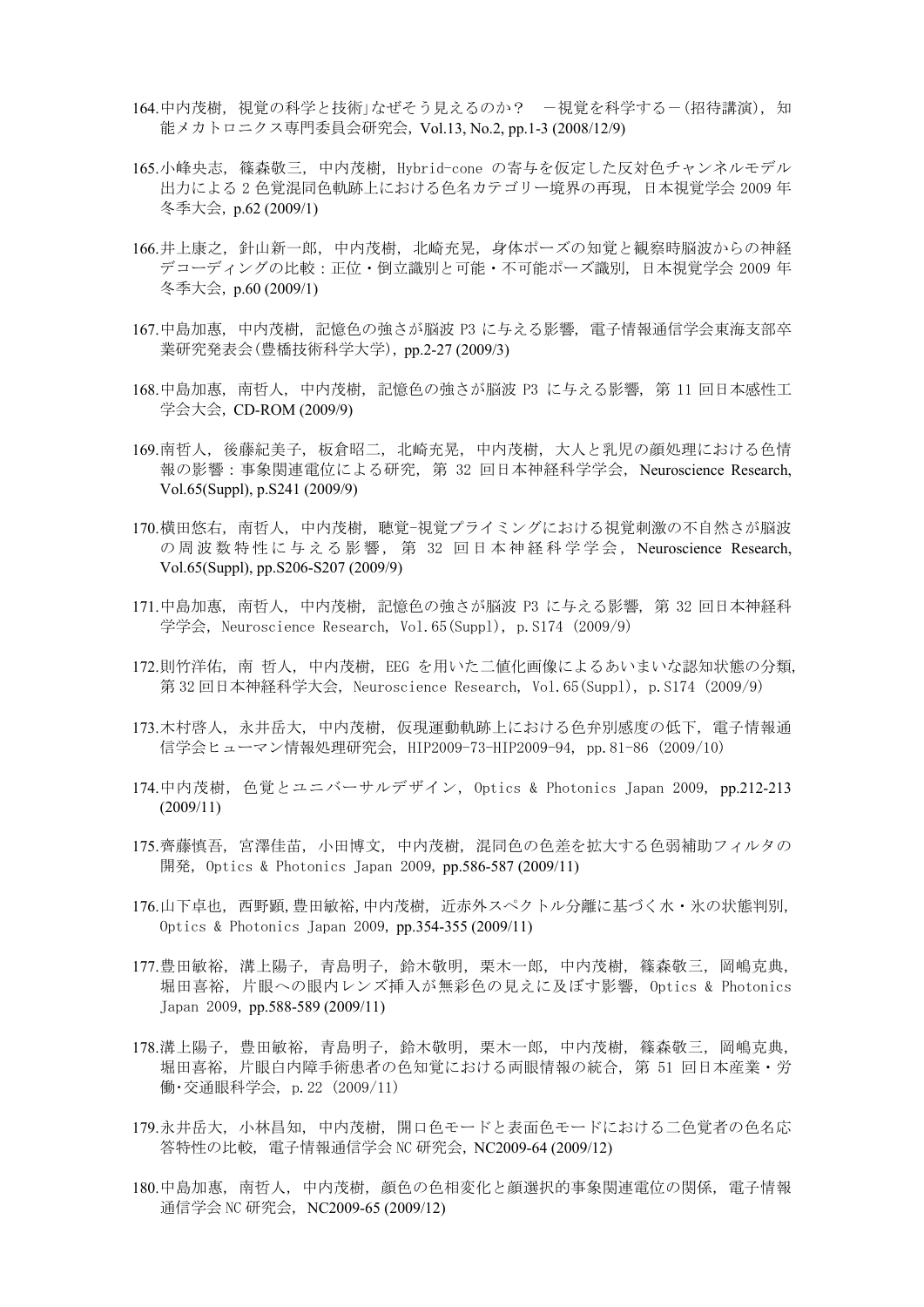164.中内茂樹, 視覚の科学と技術｣なぜそう見えるのか？　－視覚を科学する－(招待講演), 知能メカトロニクス専門委員会研究会, Vol.13, No.2, pp.1-3 (2008/12/9)

165.小峰央志, 篠森敬三, 中内茂樹, Hybrid-cone の寄与を仮定した反対色チャンネルモデル出力による 2 色覚混同色軌跡上における色名カテゴリー境界の再現, 日本視覚学会 2009 年冬季大会, p.62 (2009/1)

166.井上康之, 針山新一郎, 中内茂樹, 北崎充晃, 身体ポーズの知覚と観察時脳波からの神経デコーディングの比較：正位・倒立識別と可能・不可能ポーズ識別, 日本視覚学会 2009 年冬季大会, p.60 (2009/1)

167.中島加惠, 中内茂樹, 記憶色の強さが脳波 P3 に与える影響, 電子情報通信学会東海支部卒業研究発表会(豊橋技術科学大学), pp.2-27 (2009/3)

168.中島加惠, 南哲人, 中内茂樹, 記憶色の強さが脳波 P3 に与える影響, 第 11 回日本感性工学会大会, CD-ROM (2009/9)

169.南哲人, 後藤紀美子, 板倉昭二, 北崎充晃, 中内茂樹, 大人と乳児の顔処理における色情報の影響：事象関連電位による研究, 第 32 回日本神経科学学会, Neuroscience Research, Vol.65(Suppl), p.S241 (2009/9)

170.横田悠右, 南哲人, 中内茂樹, 聴覚-視覚プライミングにおける視覚刺激の不自然さが脳波の周波数特性に与える影響, 第 32 回日本神経科学学会, Neuroscience Research, Vol.65(Suppl), pp.S206-S207 (2009/9)

171.中島加惠, 南哲人, 中内茂樹, 記憶色の強さが脳波 P3 に与える影響, 第 32 回日本神経科学学会, Neuroscience Research, Vol.65(Suppl), p.S174 (2009/9)

172.則竹洋佑, 南 哲人, 中内茂樹, EEG を用いた二値化画像によるあいまいな認知状態の分類, 第 32 回日本神経科学大会, Neuroscience Research, Vol.65(Suppl), p.S174 (2009/9)

173.木村啓人, 永井岳大, 中内茂樹, 仮現運動軌跡上における色弁別感度の低下, 電子情報通信学会ヒューマン情報処理研究会, HIP2009-73-HIP2009-94, pp.81-86 (2009/10)

174.中内茂樹, 色覚とユニバーサルデザイン, Optics & Photonics Japan 2009, pp.212-213 (2009/11)

175.齊藤慎吾, 宮澤佳苗, 小田博文, 中内茂樹, 混同色の色差を拡大する色弱補助フィルタの開発, Optics & Photonics Japan 2009, pp.586-587 (2009/11)

176.山下卓也, 西野顕, 豊田敏裕, 中内茂樹, 近赤外スペクトル分離に基づく水・氷の状態判別, Optics & Photonics Japan 2009, pp.354-355 (2009/11)

177.豊田敏裕, 溝上陽子, 青島明子, 鈴木敬明, 栗木一郎, 中内茂樹, 篠森敬三, 岡嶋克典, 堀田喜裕, 片眼への眼内レンズ挿入が無彩色の見えに及ぼす影響, Optics & Photonics Japan 2009, pp.588-589 (2009/11)

178.溝上陽子, 豊田敏裕, 青島明子, 鈴木敬明, 栗木一郎, 中内茂樹, 篠森敬三, 岡嶋克典, 堀田喜裕, 片眼白内障手術患者の色知覚における両眼情報の統合, 第 51 回日本産業・労働･交通眼科学会, p.22 (2009/11)

179.永井岳大, 小林昌知, 中内茂樹, 開口色モードと表面色モードにおける二色覚者の色名応答特性の比較, 電子情報通信学会 NC 研究会, NC2009-64 (2009/12)

180.中島加惠, 南哲人, 中内茂樹, 顔色の色相変化と顔選択的事象関連電位の関係, 電子情報通信学会 NC 研究会, NC2009-65 (2009/12)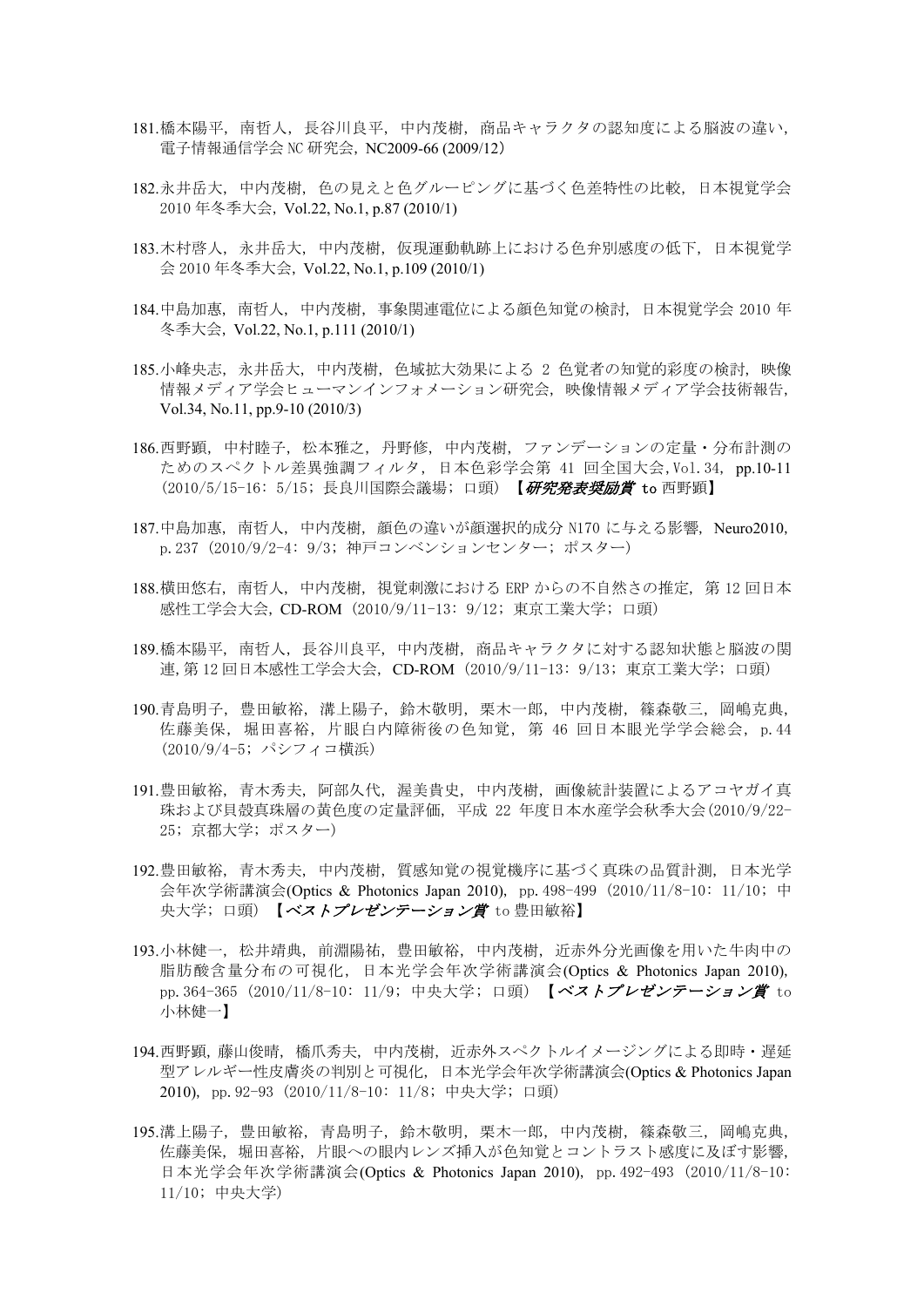181. 橋本陽平，南哲人，長谷川良平，中内茂樹，商品キャラクタの認知度による脳波の違い，電子情報通信学会 NC 研究会，NC2009-66 (2009/12)

182. 永井岳大，中内茂樹，色の見えと色グルーピングに基づく色差特性の比較，日本視覚学会 2010 年冬季大会，Vol.22, No.1, p.87 (2010/1)

183. 木村啓人，永井岳大，中内茂樹，仮現運動軌跡上における色弁別感度の低下，日本視覚学会 2010 年冬季大会，Vol.22, No.1, p.109 (2010/1)

184. 中島加惠，南哲人，中内茂樹，事象関連電位による顔色知覚の検討，日本視覚学会 2010 年冬季大会，Vol.22, No.1, p.111 (2010/1)

185. 小峰央志，永井岳大，中内茂樹，色域拡大効果による 2 色覚者の知覚的彩度の検討，映像情報メディア学会ヒューマンインフォメーション研究会，映像情報メディア学会技術報告，Vol.34, No.11, pp.9-10 (2010/3)

186. 西野顕，中村睦子，松本雅之，丹野修，中内茂樹，ファンデーションの定量・分布計測のためのスペクトル差異強調フィルタ，日本色彩学会第 41 回全国大会，Vol.34，pp.10-11（2010/5/15-16：5/15；長良川国際会議場；口頭）【*研究発表奨励賞* to 西野顕】

187. 中島加惠，南哲人，中内茂樹，顔色の違いが顔選択的成分 N170 に与える影響，Neuro2010，p.237（2010/9/2-4：9/3；神戸コンベンションセンター；ポスター）

188. 横田悠右，南哲人，中内茂樹，視覚刺激における ERP からの不自然さの推定，第 12 回日本感性工学会大会，CD-ROM（2010/9/11-13：9/12；東京工業大学；口頭）

189. 橋本陽平，南哲人，長谷川良平，中内茂樹，商品キャラクタに対する認知状態と脳波の関連，第 12 回日本感性工学会大会，CD-ROM（2010/9/11-13：9/13；東京工業大学；口頭）

190. 青島明子，豊田敏裕，溝上陽子，鈴木敬明，栗木一郎，中内茂樹，篠森敬三，岡嶋克典，佐藤美保，堀田喜裕，片眼白内障術後の色知覚，第 46 回日本眼光学学会総会，p.44（2010/9/4-5；パシフィコ横浜）

191. 豊田敏裕，青木秀夫，阿部久代，渥美貴史，中内茂樹，画像統計装置によるアコヤガイ真珠および貝殻真珠層の黄色度の定量評価，平成 22 年度日本水産学会秋季大会（2010/9/22-25；京都大学；ポスター）

192. 豊田敏裕，青木秀夫，中内茂樹，質感知覚の視覚機序に基づく真珠の品質計測，日本光学会年次学術講演会(Optics & Photonics Japan 2010)，pp.498-499（2010/11/8-10：11/10；中央大学；口頭）【*ベストプレゼンテーション賞* to 豊田敏裕】

193. 小林健一，松井靖典，前淵陽祐，豊田敏裕，中内茂樹，近赤外分光画像を用いた牛肉中の脂肪酸含量分布の可視化，日本光学会年次学術講演会(Optics & Photonics Japan 2010)，pp.364-365（2010/11/8-10：11/9；中央大学；口頭）【*ベストプレゼンテーション賞* to 小林健一】

194. 西野顕，藤山俊晴，橋爪秀夫，中内茂樹，近赤外スペクトルイメージングによる即時・遅延型アレルギー性皮膚炎の判別と可視化，日本光学会年次学術講演会(Optics & Photonics Japan 2010)，pp.92-93（2010/11/8-10：11/8；中央大学；口頭）

195. 溝上陽子，豊田敏裕，青島明子，鈴木敬明，栗木一郎，中内茂樹，篠森敬三，岡嶋克典，佐藤美保，堀田喜裕，片眼への眼内レンズ挿入が色知覚とコントラスト感度に及ぼす影響，日本光学会年次学術講演会(Optics & Photonics Japan 2010)，pp.492-493（2010/11/8-10：11/10；中央大学)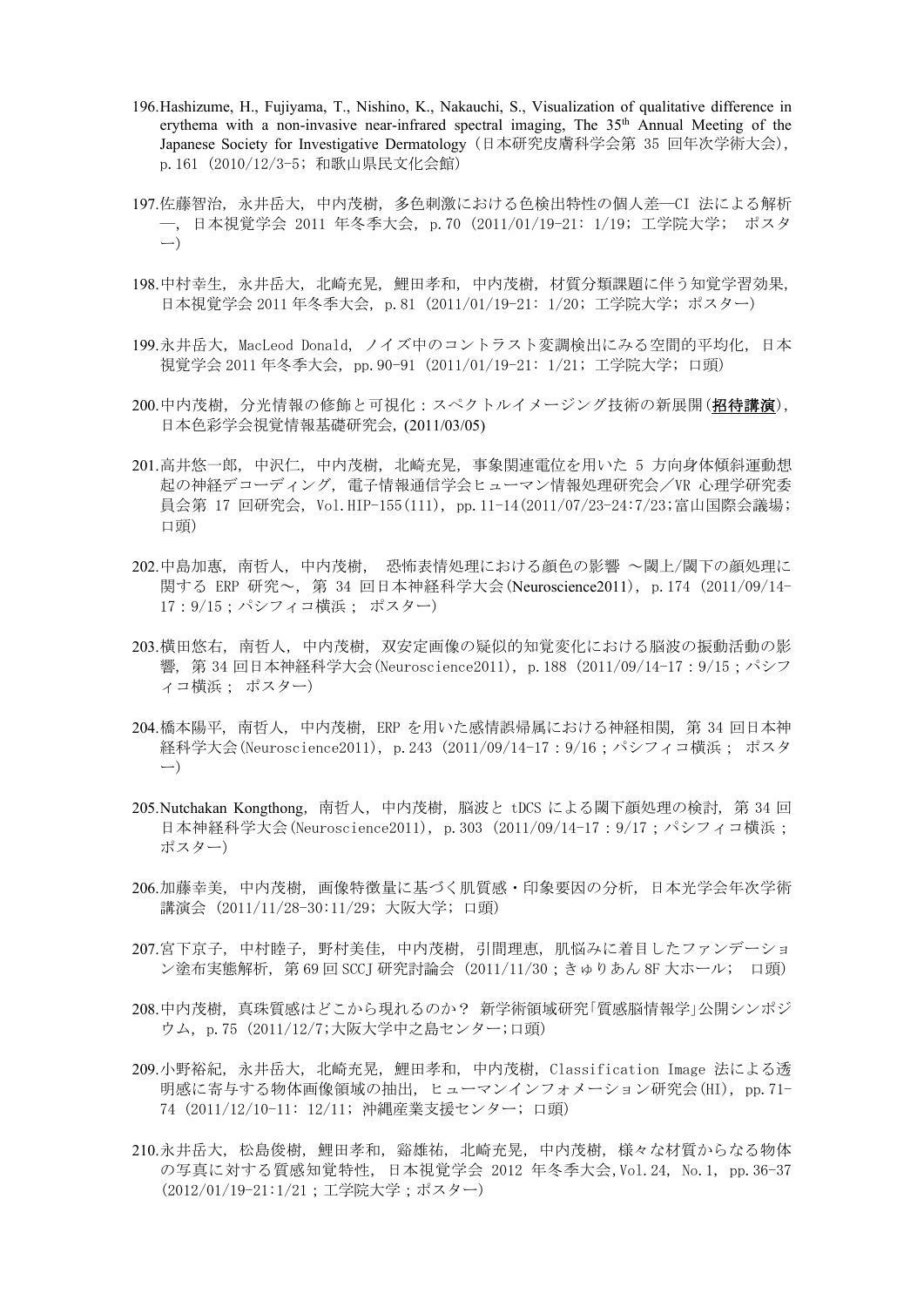196. Hashizume, H., Fujiyama, T., Nishino, K., Nakauchi, S., Visualization of qualitative difference in erythema with a non-invasive near-infrared spectral imaging, The 35th Annual Meeting of the Japanese Society for Investigative Dermatology（日本研究皮膚科学会第 35 回年次学術大会）, p.161（2010/12/3-5; 和歌山県民文化会館）

197. 佐藤智治, 永井岳大, 中内茂樹, 多色刺激における色検出特性の個人差―CI 法による解析―, 日本視覚学会 2011 年冬季大会, p.70（2011/01/19-21: 1/19; 工学院大学; ポスター）

198. 中村幸生, 永井岳大, 北崎充晃, 鯉田孝和, 中内茂樹, 材質分類課題に伴う知覚学習効果, 日本視覚学会 2011 年冬季大会, p.81（2011/01/19-21: 1/20; 工学院大学; ポスター）

199. 永井岳大, MacLeod Donald, ノイズ中のコントラスト変調検出にみる空間的平均化, 日本視覚学会 2011 年冬季大会, pp.90-91（2011/01/19-21: 1/21; 工学院大学; 口頭）

200. 中内茂樹, 分光情報の修飾と可視化：スペクトルイメージング技術の新展開(**招待講演**), 日本色彩学会視覚情報基礎研究会, (2011/03/05)

201. 高井悠一郎, 中沢仁, 中内茂樹, 北崎充晃, 事象関連電位を用いた 5 方向身体傾斜運動想起の神経デコーディング, 電子情報通信学会ヒューマン情報処理研究会／VR 心理学研究委員会第 17 回研究会, Vol.HIP-155(111), pp.11-14(2011/07/23-24:7/23;富山国際会議場; 口頭)

202. 中島加惠, 南哲人, 中内茂樹, 恐怖表情処理における顔色の影響 ～閾上/閾下の顔処理に関する ERP 研究～, 第 34 回日本神経科学大会(Neuroscience2011), p.174（2011/09/14-17：9/15；パシフィコ横浜； ポスター）

203. 横田悠右, 南哲人, 中内茂樹, 双安定画像の疑似的知覚変化における脳波の振動活動の影響, 第 34 回日本神経科学大会(Neuroscience2011), p.188（2011/09/14-17：9/15；パシフィコ横浜； ポスター）

204. 橋本陽平, 南哲人, 中内茂樹, ERP を用いた感情誤帰属における神経相関, 第 34 回日本神経科学大会(Neuroscience2011), p.243（2011/09/14-17：9/16；パシフィコ横浜； ポスター）

205. Nutchakan Kongthong, 南哲人, 中内茂樹, 脳波と tDCS による閾下顔処理の検討, 第 34 回日本神経科学大会(Neuroscience2011), p.303（2011/09/14-17：9/17；パシフィコ横浜； ポスター）

206. 加藤幸美, 中内茂樹, 画像特徴量に基づく肌質感・印象要因の分析, 日本光学会年次学術講演会（2011/11/28-30:11/29; 大阪大学; 口頭）

207. 宮下京子, 中村睦子, 野村美佳, 中内茂樹, 引間理恵, 肌悩みに着目したファンデーション塗布実態解析, 第 69 回 SCCJ 研究討論会（2011/11/30；きゅりあん 8F 大ホール; 口頭）

208. 中内茂樹, 真珠質感はどこから現れるのか？ 新学術領域研究｢質感脳情報学｣公開シンポジウム, p.75（2011/12/7;大阪大学中之島センター;口頭）

209. 小野裕紀, 永井岳大, 北崎充晃, 鯉田孝和, 中内茂樹, Classification Image 法による透明感に寄与する物体画像領域の抽出, ヒューマンインフォメーション研究会(HI), pp.71-74（2011/12/10-11: 12/11; 沖縄産業支援センター; 口頭）

210. 永井岳大, 松島俊樹, 鯉田孝和, 谿雄祐, 北崎充晃, 中内茂樹, 様々な材質からなる物体の写真に対する質感知覚特性, 日本視覚学会 2012 年冬季大会,Vol.24, No.1, pp.36-37（2012/01/19-21:1/21；工学院大学；ポスター）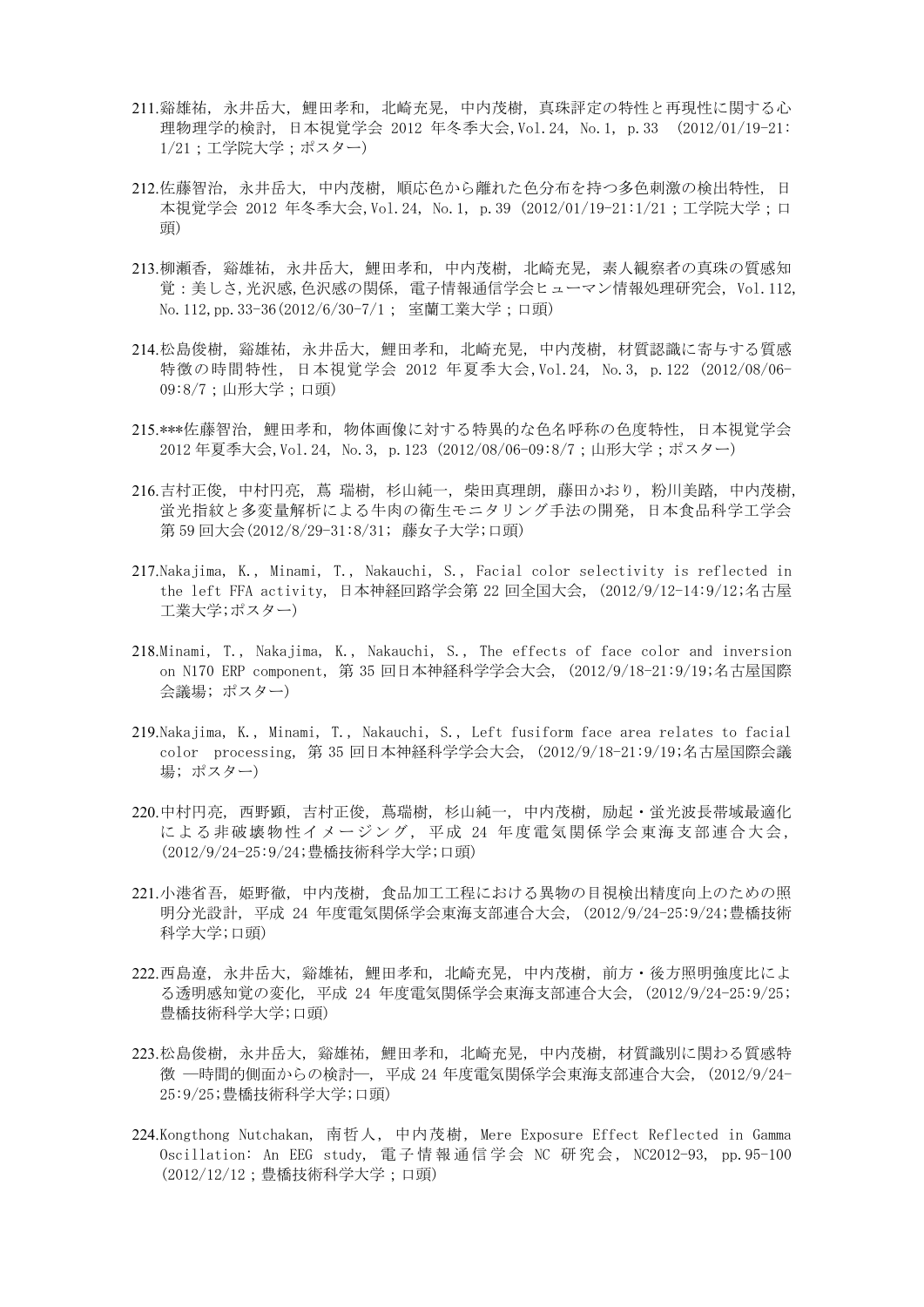211.谿雄祐, 永井岳大, 鯉田孝和, 北崎充晃, 中内茂樹, 真珠評定の特性と再現性に関する心理物理学的検討, 日本視覚学会 2012 年冬季大会,Vol.24, No.1, p.33 (2012/01/19-21:1/21 ; 工学院大学 ; ポスター)

212.佐藤智治, 永井岳大, 中内茂樹, 順応色から離れた色分布を持つ多色刺激の検出特性, 日本視覚学会 2012 年冬季大会,Vol.24, No.1, p.39 (2012/01/19-21:1/21 ; 工学院大学 ; 口頭)

213.柳瀬香, 谿雄祐, 永井岳大, 鯉田孝和, 中内茂樹, 北崎充晃, 素人観察者の真珠の質感知覚 : 美しさ,光沢感,色沢感の関係, 電子情報通信学会ヒューマン情報処理研究会, Vol.112, No.112,pp.33-36(2012/6/30-7/1 ; 室蘭工業大学 ; 口頭)

214.松島俊樹, 谿雄祐, 永井岳大, 鯉田孝和, 北崎充晃, 中内茂樹, 材質認識に寄与する質感特徴の時間特性, 日本視覚学会 2012 年夏季大会,Vol.24, No.3, p.122 (2012/08/06-09:8/7 ; 山形大学 ; 口頭)

215.***佐藤智治, 鯉田孝和, 物体画像に対する特異的な色名呼称の色度特性, 日本視覚学会 2012 年夏季大会,Vol.24, No.3, p.123 (2012/08/06-09:8/7 ; 山形大学 ; ポスター)

216.吉村正俊, 中村円亮, 蔦 瑞樹, 杉山純一, 柴田真理朗, 藤田かおり, 粉川美踏, 中内茂樹, 蛍光指紋と多変量解析による牛肉の衛生モニタリング手法の開発, 日本食品科学工学会第 59 回大会(2012/8/29-31:8/31; 藤女子大学;口頭)

217.Nakajima, K., Minami, T., Nakauchi, S., Facial color selectivity is reflected in the left FFA activity, 日本神経回路学会第 22 回全国大会, (2012/9/12-14:9/12;名古屋工業大学;ポスター)

218.Minami, T., Nakajima, K., Nakauchi, S., The effects of face color and inversion on N170 ERP component, 第 35 回日本神経科学学会大会, (2012/9/18-21:9/19;名古屋国際会議場; ポスター)

219.Nakajima, K., Minami, T., Nakauchi, S., Left fusiform face area relates to facial color processing, 第 35 回日本神経科学学会大会, (2012/9/18-21:9/19;名古屋国際会議場; ポスター)

220.中村円亮, 西野顕, 吉村正俊, 蔦瑞樹, 杉山純一, 中内茂樹, 励起・蛍光波長帯域最適化による非破壊物性イメージング, 平成 24 年度電気関係学会東海支部連合大会, (2012/9/24-25:9/24;豊橋技術科学大学;口頭)

221.小港省吾, 姫野徹, 中内茂樹, 食品加工工程における異物の目視検出精度向上のための照明分光設計, 平成 24 年度電気関係学会東海支部連合大会, (2012/9/24-25:9/24;豊橋技術科学大学;口頭)

222.西島遼, 永井岳大, 谿雄祐, 鯉田孝和, 北崎充晃, 中内茂樹, 前方・後方照明強度比による透明感知覚の変化, 平成 24 年度電気関係学会東海支部連合大会, (2012/9/24-25:9/25; 豊橋技術科学大学;口頭)

223.松島俊樹, 永井岳大, 谿雄祐, 鯉田孝和, 北崎充晃, 中内茂樹, 材質識別に関わる質感特徴 ―時間的側面からの検討―, 平成 24 年度電気関係学会東海支部連合大会, (2012/9/24-25:9/25;豊橋技術科学大学;口頭)

224.Kongthong Nutchakan, 南哲人, 中内茂樹, Mere Exposure Effect Reflected in Gamma Oscillation: An EEG study, 電子情報通信学会 NC 研究会, NC2012-93, pp.95-100 (2012/12/12 ; 豊橋技術科学大学 ; 口頭)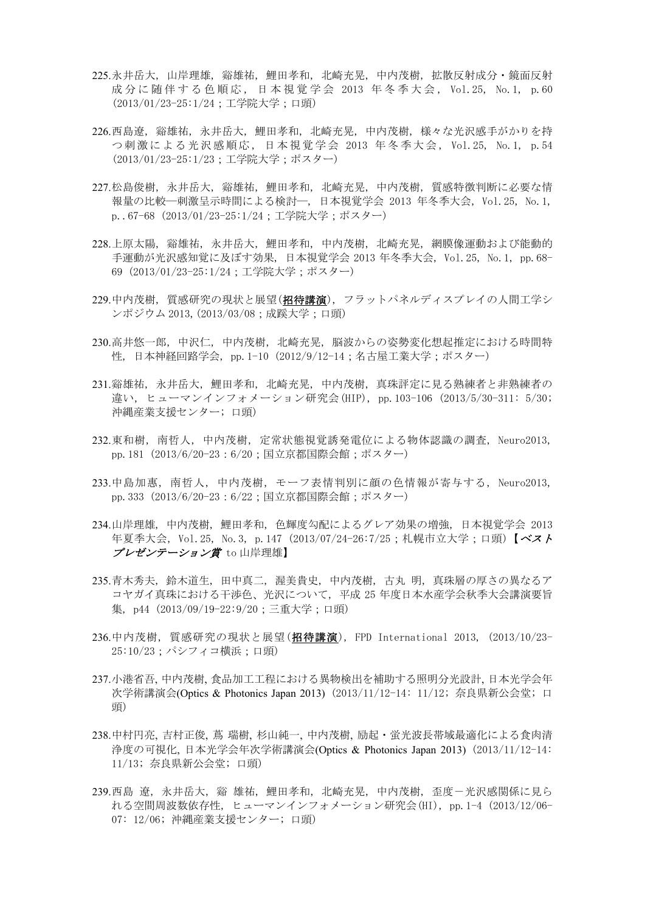225.永井岳大, 山岸理雄, 谿雄祐, 鯉田孝和, 北崎充晃, 中内茂樹, 拡散反射成分・鏡面反射成分に随伴する色順応, 日本視覚学会 2013 年冬季大会, Vol.25, No.1, p.60 (2013/01/23-25:1/24；工学院大学；口頭)

226.西島遼, 谿雄祐, 永井岳大, 鯉田孝和, 北崎充晃, 中内茂樹, 様々な光沢感手がかりを持つ刺激による光沢感順応, 日本視覚学会 2013 年冬季大会, Vol.25, No.1, p.54 (2013/01/23-25:1/23；工学院大学；ポスター)

227.松島俊樹, 永井岳大, 谿雄祐, 鯉田孝和, 北崎充晃, 中内茂樹, 質感特徴判断に必要な情報量の比較―刺激呈示時間による検討―, 日本視覚学会 2013 年冬季大会, Vol.25, No.1, p..67-68 (2013/01/23-25:1/24；工学院大学；ポスター)

228.上原太陽, 谿雄祐, 永井岳大, 鯉田孝和, 中内茂樹, 北崎充晃, 網膜像運動および能動的手運動が光沢感知覚に及ぼす効果, 日本視覚学会 2013 年冬季大会, Vol.25, No.1, pp.68-69 (2013/01/23-25:1/24；工学院大学；ポスター)

229.中内茂樹, 質感研究の現状と展望(**招待講演**), フラットパネルディスプレイの人間工学シンポジウム 2013,(2013/03/08；成蹊大学；口頭)

230.高井悠一郎, 中沢仁, 中内茂樹, 北崎充晃, 脳波からの姿勢変化想起推定における時間特性, 日本神経回路学会, pp.1-10 (2012/9/12-14；名古屋工業大学；ポスター)

231.谿雄祐, 永井岳大, 鯉田孝和, 北崎充晃, 中内茂樹, 真珠評定に見る熟練者と非熟練者の違い, ヒューマンインフォメーション研究会(HIP), pp.103-106 (2013/5/30-311: 5/30; 沖縄産業支援センター; 口頭)

232.東和樹, 南哲人, 中内茂樹, 定常状態視覚誘発電位による物体認識の調査, Neuro2013, pp.181 (2013/6/20-23：6/20；国立京都国際会館；ポスター)

233.中島加恵, 南哲人, 中内茂樹, モーフ表情判別に顔の色情報が寄与する, Neuro2013, pp.333 (2013/6/20-23：6/22；国立京都国際会館；ポスター)

234.山岸理雄, 中内茂樹, 鯉田孝和, 色輝度勾配によるグレア効果の増強, 日本視覚学会 2013 年夏季大会, Vol.25, No.3, p.147 (2013/07/24-26:7/25；札幌市立大学；口頭)【***ベストプレゼンテーション賞*** to 山岸理雄】

235.青木秀夫, 鈴木道生, 田中真二, 渥美貴史, 中内茂樹, 古丸 明, 真珠層の厚さの異なるアコヤガイ真珠における干渉色、光沢について, 平成 25 年度日本水産学会秋季大会講演要旨集, p44 (2013/09/19-22:9/20；三重大学；口頭)

236.中内茂樹, 質感研究の現状と展望(**招待講演**), FPD International 2013, (2013/10/23-25:10/23；パシフィコ横浜；口頭)

237.小港省吾, 中内茂樹, 食品加工工程における異物検出を補助する照明分光設計, 日本光学会年次学術講演会(Optics & Photonics Japan 2013) (2013/11/12-14: 11/12; 奈良県新公会堂; 口頭)

238.中村円亮, 吉村正俊, 蔦 瑞樹, 杉山純一, 中内茂樹, 励起・蛍光波長帯域最適化による食肉清浄度の可視化, 日本光学会年次学術講演会(Optics & Photonics Japan 2013) (2013/11/12-14: 11/13; 奈良県新公会堂; 口頭)

239.西島 遼, 永井岳大, 谿 雄祐, 鯉田孝和, 北崎充晃, 中内茂樹, 歪度－光沢感関係に見られる空間周波数依存性, ヒューマンインフォメーション研究会(HI), pp.1-4 (2013/12/06-07: 12/06; 沖縄産業支援センター; 口頭)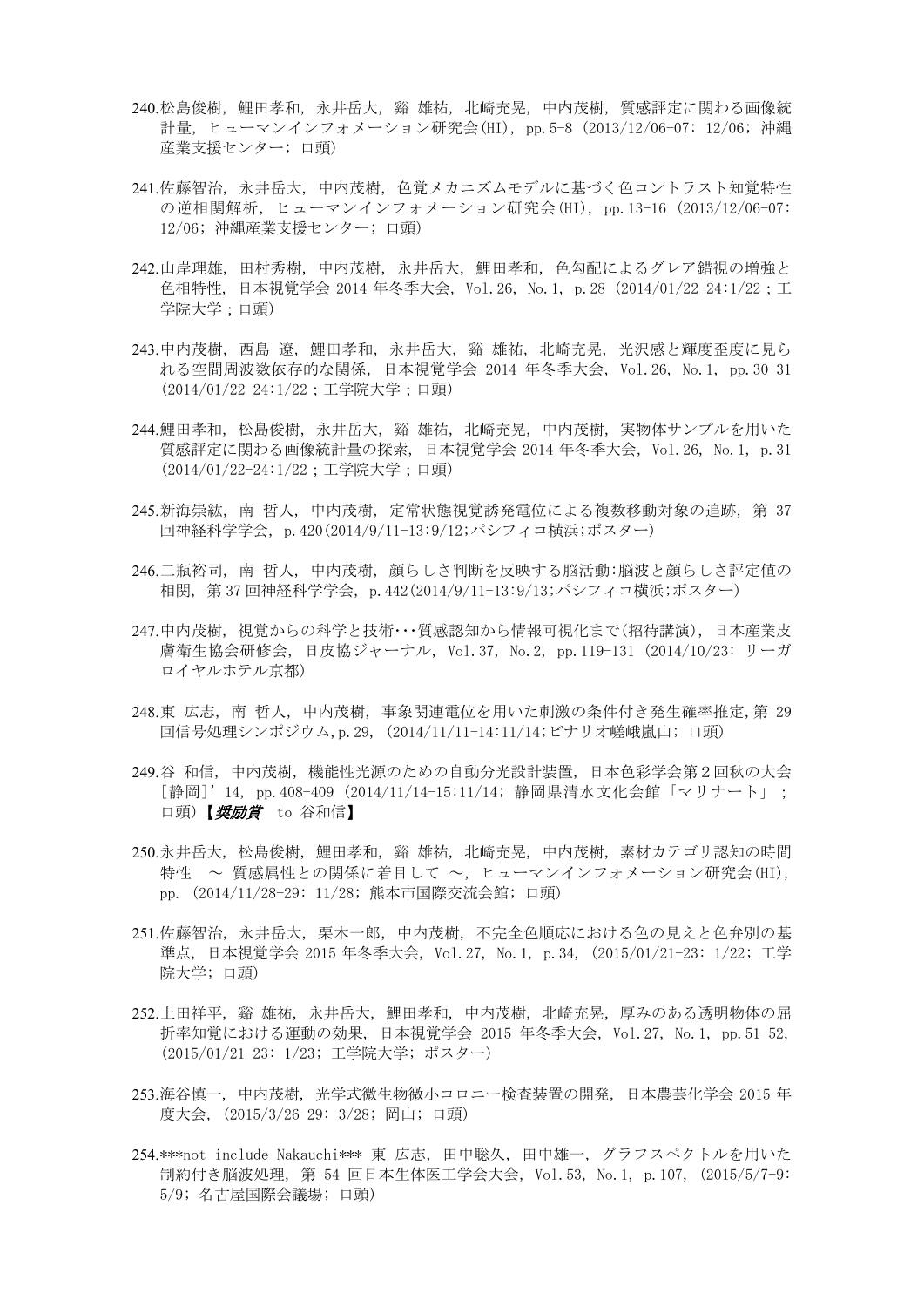240.松島俊樹, 鯉田孝和, 永井岳大, 谿 雄祐, 北崎充晃, 中内茂樹, 質感評定に関わる画像統計量, ヒューマンインフォメーション研究会(HI), pp.5-8 (2013/12/06-07: 12/06; 沖縄産業支援センター; 口頭)

241.佐藤智治, 永井岳大, 中内茂樹, 色覚メカニズムモデルに基づく色コントラスト知覚特性の逆相関解析, ヒューマンインフォメーション研究会(HI), pp.13-16 (2013/12/06-07: 12/06; 沖縄産業支援センター; 口頭)

242.山岸理雄, 田村秀樹, 中内茂樹, 永井岳大, 鯉田孝和, 色勾配によるグレア錯視の増強と色相特性, 日本視覚学会 2014 年冬季大会, Vol.26, No.1, p.28 (2014/01/22-24:1/22 ; 工学院大学 ; 口頭)

243.中内茂樹, 西島 遼, 鯉田孝和, 永井岳大, 谿 雄祐, 北崎充晃, 光沢感と輝度歪度に見られる空間周波数依存的な関係, 日本視覚学会 2014 年冬季大会, Vol.26, No.1, pp.30-31 (2014/01/22-24:1/22 ; 工学院大学 ; 口頭)

244.鯉田孝和, 松島俊樹, 永井岳大, 谿 雄祐, 北崎充晃, 中内茂樹, 実物体サンプルを用いた質感評定に関わる画像統計量の探索, 日本視覚学会 2014 年冬季大会, Vol.26, No.1, p.31 (2014/01/22-24:1/22 ; 工学院大学 ; 口頭)

245.新海崇紘, 南 哲人, 中内茂樹, 定常状態視覚誘発電位による複数移動対象の追跡, 第 37 回神経科学学会, p.420(2014/9/11-13:9/12;パシフィコ横浜;ポスター)

246.二瓶裕司, 南 哲人, 中内茂樹, 顔らしさ判断を反映する脳活動:脳波と顔らしさ評定値の相関, 第 37 回神経科学学会, p.442(2014/9/11-13:9/13;パシフィコ横浜;ポスター)

247.中内茂樹, 視覚からの科学と技術･･･質感認知から情報可視化まで(招待講演), 日本産業皮膚衛生協会研修会, 日皮協ジャーナル, Vol.37, No.2, pp.119-131 (2014/10/23: リーガロイヤルホテル京都)

248.東 広志, 南 哲人, 中内茂樹, 事象関連電位を用いた刺激の条件付き発生確率推定, 第 29 回信号処理シンポジウム, p.29, (2014/11/11-14:11/14;ビナリオ嵯峨嵐山; 口頭)

249.谷 和信, 中内茂樹, 機能性光源のための自動分光設計装置, 日本色彩学会第 2 回秋の大会[静岡]'14, pp.408-409 (2014/11/14-15:11/14; 静岡県清水文化会館「マリナート」; 口頭)【***奨励賞*** to 谷和信】

250.永井岳大, 松島俊樹, 鯉田孝和, 谿 雄祐, 北崎充晃, 中内茂樹, 素材カテゴリ認知の時間特性 ～ 質感属性との関係に着目して ～, ヒューマンインフォメーション研究会(HI), pp. (2014/11/28-29: 11/28; 熊本市国際交流会館; 口頭)

251.佐藤智治, 永井岳大, 栗木一郎, 中内茂樹, 不完全色順応における色の見えと色弁別の基準点, 日本視覚学会 2015 年冬季大会, Vol.27, No.1, p.34, (2015/01/21-23: 1/22; 工学院大学; 口頭)

252.上田祥平, 谿 雄祐, 永井岳大, 鯉田孝和, 中内茂樹, 北崎充晃, 厚みのある透明物体の屈折率知覚における運動の効果, 日本視覚学会 2015 年冬季大会, Vol.27, No.1, pp.51-52, (2015/01/21-23: 1/23; 工学院大学; ポスター)

253.海谷慎一, 中内茂樹, 光学式微生物微小コロニー検査装置の開発, 日本農芸化学会 2015 年度大会, (2015/3/26-29: 3/28; 岡山; 口頭)

254.***not include Nakauchi*** 東 広志, 田中聡久, 田中雄一, グラフスペクトルを用いた制約付き脳波処理, 第 54 回日本生体医工学会大会, Vol.53, No.1, p.107, (2015/5/7-9: 5/9; 名古屋国際会議場; 口頭)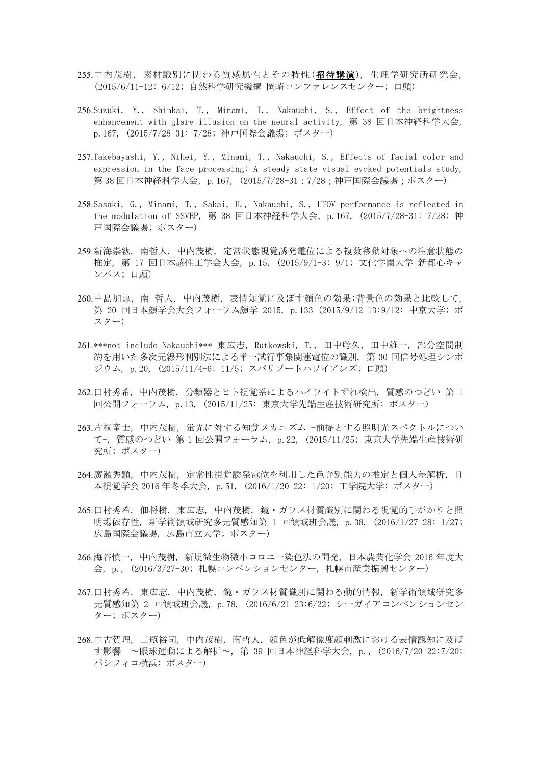255.中内茂樹, 素材識別に関わる質感属性とその特性(**招待講演**), 生理学研究所研究会, (2015/6/11-12: 6/12; 自然科学研究機構 岡崎コンファレンスセンター; 口頭)

256.Suzuki, Y., Shinkai, T., Minami, T., Nakauchi, S., Effect of the brightness enhancement with glare illusion on the neural activity, 第 38 回日本神経科学大会, p.167, (2015/7/28-31: 7/28; 神戸国際会議場; ポスター)

257.Takebayashi, Y., Nihei, Y., Minami, T., Nakauchi, S., Effects of facial color and expression in the face processing: A steady state visual evoked potentials study, 第38回日本神経科学大会, p.167, (2015/7/28-31 : 7/28 ; 神戸国際会議場 ; ポスター)

258.Sasaki, G., Minami, T., Sakai, H., Nakauchi, S., UFOV performance is reflected in the modulation of SSVEP, 第 38 回日本神経科学大会, p.167, (2015/7/28-31: 7/28; 神戸国際会議場; ポスター)

259.新海崇紘, 南哲人, 中内茂樹, 定常状態視覚誘発電位による複数移動対象への注意状態の推定, 第 17 回日本感性工学会大会, p.15, (2015/9/1-3: 9/1; 文化学園大学 新都心キャンパス; 口頭)

260.中島加惠, 南 哲人, 中内茂樹, 表情知覚に及ぼす顔色の効果:背景色の効果と比較して, 第 20 回日本顔学会大会フォーラム顔学 2015, p.133 (2015/9/12-13:9/12; 中京大学; ポスター)

261.***not include Nakauchi*** 東広志, Rutkowski, T., 田中聡久, 田中雄一, 部分空間制約を用いた多次元線形判別法による単一試行事象関連電位の識別, 第 30 回信号処理シンポジウム, p.20, (2015/11/4-6: 11/5; スパリゾートハワイアンズ; 口頭)

262.田村秀希, 中内茂樹, 分類器とヒト視覚系によるハイライトずれ検出, 質感のつどい 第 1 回公開フォーラム, p.13, (2015/11/25; 東京大学先端生産技術研究所; ポスター)

263.片桐竜士, 中内茂樹, 蛍光に対する知覚メカニズム -前提とする照明光スペクトルについて-, 質感のつどい 第 1 回公開フォーラム, p.22, (2015/11/25; 東京大学先端生産技術研究所; ポスター)

264.廣瀬秀顕, 中内茂樹, 定常性視覚誘発電位を利用した色弁別能力の推定と個人差解析, 日本視覚学会 2016 年冬季大会, p.51, (2016/1/20-22: 1/20; 工学院大学; ポスター)

265.田村秀希, 佃将樹, 東広志, 中内茂樹, 鏡・ガラス材質識別に関わる視覚的手がかりと照明場依存性, 新学術領域研究多元質感知第 1 回領域班会議, p.38, (2016/1/27-28; 1/27; 広島国際会議場, 広島市立大学; ポスター)

266.海谷慎一, 中内茂樹, 新規微生物微小コロニー染色法の開発, 日本農芸化学会 2016 年度大会, p., (2016/3/27-30; 札幌コンベンションセンター, 札幌市産業振興センター)

267.田村秀希, 東広志, 中内茂樹, 鏡・ガラス材質識別に関わる動的情報, 新学術領域研究多元質感知第 2 回領域班会議, p.78, (2016/6/21-23;6/22; シーガイアコンベンションセンター; ポスター)

268.中古賀理, 二瓶裕司, 中内茂樹, 南哲人, 顔色が低解像度顔刺激における表情認知に及ぼす影響 ～眼球運動による解析～, 第 39 回日本神経科学大会, p., (2016/7/20-22;7/20; パシフィコ横浜; ポスター)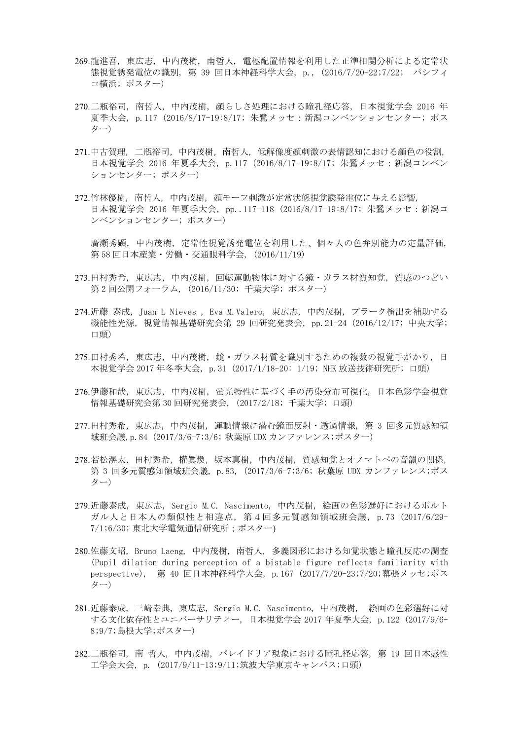269.龍進吾, 東広志, 中内茂樹, 南哲人, 電極配置情報を利用した正準相関分析による定常状態視覚誘発電位の識別, 第 39 回日本神経科学大会, p., (2016/7/20-22;7/22; パシフィコ横浜; ポスター)

270.二瓶裕司, 南哲人, 中内茂樹, 顔らしさ処理における瞳孔径応答, 日本視覚学会 2016 年夏季大会, p.117 (2016/8/17-19:8/17; 朱鷺メッセ：新潟コンベンションセンター; ポスター)

271.中古賀理, 二瓶裕司, 中内茂樹, 南哲人, 低解像度顔刺激の表情認知における顔色の役割, 日本視覚学会 2016 年夏季大会, p.117 (2016/8/17-19:8/17; 朱鷺メッセ：新潟コンベンションセンター; ポスター)

272.竹林優樹, 南哲人, 中内茂樹, 顔モーフ刺激が定常状態視覚誘発電位に与える影響, 日本視覚学会 2016 年夏季大会, pp..117-118 (2016/8/17-19:8/17; 朱鷺メッセ：新潟コンベンションセンター; ポスター)

廣瀬秀顕, 中内茂樹, 定常性視覚誘発電位を利用した、個々人の色弁別能力の定量評価, 第 58 回日本産業・労働・交通眼科学会, (2016/11/19)

273.田村秀希, 東広志, 中内茂樹, 回転運動物体に対する鏡・ガラス材質知覚, 質感のつどい第 2 回公開フォーラム, (2016/11/30; 千葉大学; ポスター)

274.近藤 泰成, Juan L Nieves , Eva M.Valero, 東広志, 中内茂樹, プラーク検出を補助する機能性光源, 視覚情報基礎研究会第 29 回研究発表会, pp.21-24 (2016/12/17; 中央大学; 口頭)

275.田村秀希, 東広志, 中内茂樹, 鏡・ガラス材質を識別するための複数の視覚手がかり, 日本視覚学会 2017 年冬季大会, p.31 (2017/1/18-20: 1/19; NHK 放送技術研究所; 口頭)

276.伊藤和哉, 東広志, 中内茂樹, 蛍光特性に基づく手の汚染分布可視化, 日本色彩学会視覚情報基礎研究会第 30 回研究発表会, (2017/2/18; 千葉大学; 口頭)

277.田村秀希, 東広志, 中内茂樹, 運動情報に潜む鏡面反射・透過情報, 第 3 回多元質感知領域班会議, p.84 (2017/3/6-7;3/6; 秋葉原 UDX カンファレンス;ポスター)

278.若松滉太, 田村秀希, 權眞煥, 坂本真樹, 中内茂樹, 質感知覚とオノマトペの音韻の関係, 第 3 回多元質感知領域班会議, p.83, (2017/3/6-7;3/6; 秋葉原 UDX カンファレンス;ポスター)

279.近藤泰成, 東広志, Sergio M.C. Nascimento, 中内茂樹, 絵画の色彩選好におけるポルトガル人と日本人の類似性と相違点, 第 4 回多元質感知領域班会議, p.73 (2017/6/29-7/1;6/30; 東北大学電気通信研究所 ; ポスター)

280.佐藤文昭, Bruno Laeng, 中内茂樹, 南哲人, 多義図形における知覚状態と瞳孔反応の調査 (Pupil dilation during perception of a bistable figure reflects familiarity with perspective), 第 40 回日本神経科学大会, p.167 (2017/7/20-23;7/20;幕張メッセ;ポスター)

281.近藤泰成, 三﨑幸典, 東広志, Sergio M.C. Nascimento, 中内茂樹, 絵画の色彩選好に対する文化依存性とユニバーサリティー, 日本視覚学会 2017 年夏季大会, p.122 (2017/9/6-8;9/7;島根大学;ポスター)

282.二瓶裕司, 南 哲人, 中内茂樹, パレイドリア現象における瞳孔径応答, 第 19 回日本感性工学会大会, p. (2017/9/11-13;9/11;筑波大学東京キャンパス;口頭)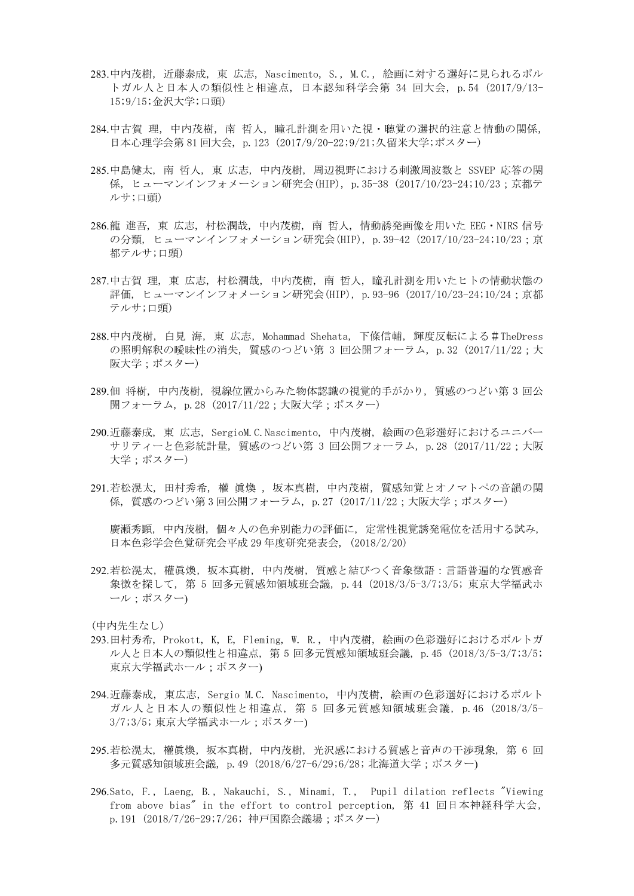283.中内茂樹，近藤泰成，東 広志，Nascimento，S.，M.C.，絵画に対する選好に見られるポルトガル人と日本人の類似性と相違点，日本認知科学会第 34 回大会，p.54（2017/9/13-15;9/15;金沢大学;口頭）

284.中古賀 理，中内茂樹，南 哲人，瞳孔計測を用いた視・聴覚の選択的注意と情動の関係，日本心理学会第 81 回大会，p.123（2017/9/20-22;9/21;久留米大学;ポスター）

285.中島健太，南 哲人，東 広志，中内茂樹，周辺視野における刺激周波数と SSVEP 応答の関係，ヒューマンインフォメーション研究会(HIP)，p.35-38（2017/10/23-24;10/23；京都テルサ;口頭）

286.龍 進吾，東 広志，村松潤哉，中内茂樹，南 哲人，情動誘発画像を用いた EEG・NIRS 信号の分類，ヒューマンインフォメーション研究会(HIP)，p.39-42（2017/10/23-24;10/23；京都テルサ;口頭）

287.中古賀 理，東 広志，村松潤哉，中内茂樹，南 哲人，瞳孔計測を用いたヒトの情動状態の評価，ヒューマンインフォメーション研究会(HIP)，p.93-96（2017/10/23-24;10/24；京都テルサ;口頭）

288.中内茂樹，白見 海，東 広志，Mohammad Shehata，下條信輔，輝度反転による＃TheDress の照明解釈の曖昧性の消失，質感のつどい第 3 回公開フォーラム，p.32（2017/11/22；大阪大学；ポスター）

289.佃 将樹，中内茂樹，視線位置からみた物体認識の視覚的手がかり，質感のつどい第 3 回公開フォーラム，p.28（2017/11/22；大阪大学；ポスター）

290.近藤泰成，東 広志，SergioM.C.Nascimento，中内茂樹，絵画の色彩選好におけるユニバーサリティーと色彩統計量，質感のつどい第 3 回公開フォーラム，p.28（2017/11/22；大阪大学；ポスター）

291.若松滉太，田村秀希，權 眞煥，坂本真樹，中内茂樹，質感知覚とオノマトペの音韻の関係，質感のつどい第 3 回公開フォーラム，p.27（2017/11/22；大阪大学；ポスター）

廣瀬秀顕，中内茂樹，個々人の色弁別能力の評価に，定常性視覚誘発電位を活用する試み，日本色彩学会色覚研究会平成 29 年度研究発表会，(2018/2/20)

292.若松滉太，權眞煥，坂本真樹，中内茂樹，質感と結びつく音象徴語：言語普遍的な質感音象徴を探して，第 5 回多元質感知領域班会議，p.44（2018/3/5-3/7;3/5; 東京大学福武ホール；ポスター)

(中内先生なし)

293.田村秀希，Prokott，K，E，Fleming，W．R.，中内茂樹，絵画の色彩選好におけるポルトガル人と日本人の類似性と相違点，第 5 回多元質感知領域班会議，p.45（2018/3/5-3/7;3/5; 東京大学福武ホール；ポスター)

294.近藤泰成，東広志，Sergio M.C. Nascimento，中内茂樹，絵画の色彩選好におけるポルトガル人と日本人の類似性と相違点，第 5 回多元質感知領域班会議，p.46（2018/3/5-3/7;3/5; 東京大学福武ホール；ポスター)

295.若松滉太，權眞煥，坂本真樹，中内茂樹，光沢感における質感と音声の干渉現象，第 6 回多元質感知領域班会議，p.49（2018/6/27-6/29;6/28; 北海道大学；ポスター)

296.Sato，F.，Laeng，B.，Nakauchi，S.，Minami，T.， Pupil dilation reflects "Viewing from above bias" in the effort to control perception，第 41 回日本神経科学大会，p.191（2018/7/26-29;7/26; 神戸国際会議場；ポスター)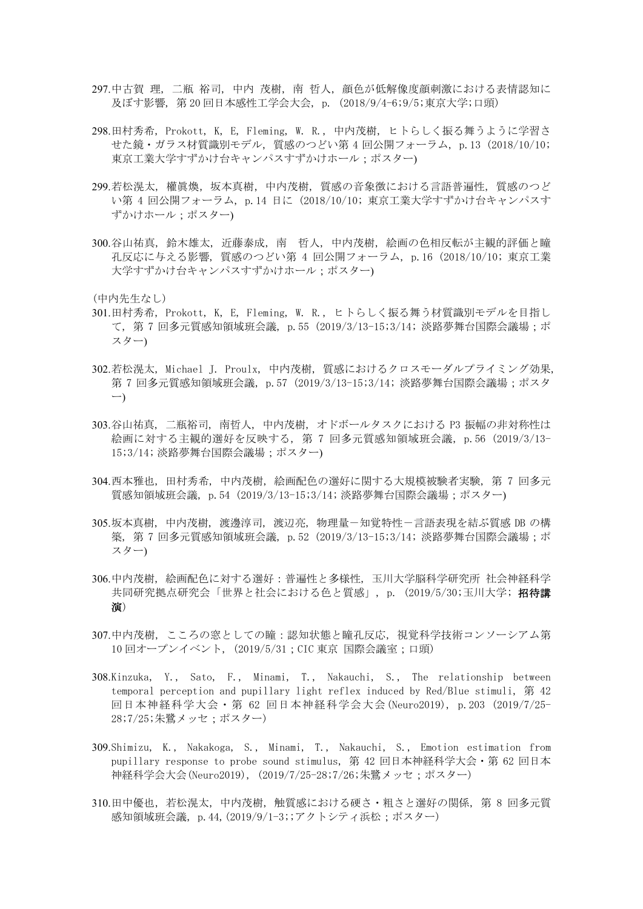297.中古賀 理, 二瓶 裕司, 中内 茂樹, 南 哲人, 顔色が低解像度顔刺激における表情認知に及ぼす影響, 第 20 回日本感性工学会大会, p. (2018/9/4-6;9/5;東京大学;口頭)

298.田村秀希, Prokott, K, E, Fleming, W. R., 中内茂樹, ヒトらしく振る舞うように学習させた鏡・ガラス材質識別モデル, 質感のつどい第 4 回公開フォーラム, p.13 (2018/10/10; 東京工業大学すずかけ台キャンパスすずかけホール；ポスター)

299.若松滉太, 權眞煥, 坂本真樹, 中内茂樹, 質感の音象徴における言語普遍性, 質感のつどい第 4 回公開フォーラム, p.14 日に (2018/10/10; 東京工業大学すずかけ台キャンパスすずかけホール；ポスター)

300.谷山祐真, 鈴木雄太, 近藤泰成, 南　哲人, 中内茂樹, 絵画の色相反転が主観的評価と瞳孔反応に与える影響, 質感のつどい第 4 回公開フォーラム, p.16 (2018/10/10; 東京工業大学すずかけ台キャンパスすずかけホール；ポスター)

(中内先生なし)

301.田村秀希, Prokott, K, E, Fleming, W. R., ヒトらしく振る舞う材質識別モデルを目指して, 第 7 回多元質感知領域班会議, p.55 (2019/3/13-15;3/14; 淡路夢舞台国際会議場；ポスター)

302.若松滉太, Michael J. Proulx, 中内茂樹, 質感におけるクロスモーダルプライミング効果, 第 7 回多元質感知領域班会議, p.57 (2019/3/13-15;3/14; 淡路夢舞台国際会議場；ポスター)

303.谷山祐真, 二瓶裕司, 南哲人, 中内茂樹, オドボールタスクにおける P3 振幅の非対称性は絵画に対する主観的選好を反映する, 第 7 回多元質感知領域班会議, p.56 (2019/3/13-15;3/14; 淡路夢舞台国際会議場；ポスター)

304.西本雅也, 田村秀希, 中内茂樹, 絵画配色の選好に関する大規模被験者実験, 第 7 回多元質感知領域班会議, p.54 (2019/3/13-15;3/14; 淡路夢舞台国際会議場；ポスター)

305.坂本真樹, 中内茂樹, 渡邊淳司, 渡辺亮, 物理量－知覚特性－言語表現を結ぶ質感 DB の構築, 第 7 回多元質感知領域班会議, p.52 (2019/3/13-15;3/14; 淡路夢舞台国際会議場；ポスター)

306.中内茂樹, 絵画配色に対する選好：普遍性と多様性, 玉川大学脳科学研究所 社会神経科学共同研究拠点研究会「世界と社会における色と質感」, p. (2019/5/30;玉川大学; **招待講演**)

307.中内茂樹, こころの窓としての瞳：認知状態と瞳孔反応, 視覚科学技術コンソーシアム第 10 回オープンイベント, (2019/5/31；CIC 東京 国際会議室；口頭)

308.Kinzuka, Y., Sato, F., Minami, T., Nakauchi, S., The relationship between temporal perception and pupillary light reflex induced by Red/Blue stimuli, 第 42 回日本神経科学大会・第 62 回日本神経科学会大会(Neuro2019), p.203 (2019/7/25-28;7/25;朱鷺メッセ；ポスター)

309.Shimizu, K., Nakakoga, S., Minami, T., Nakauchi, S., Emotion estimation from pupillary response to probe sound stimulus, 第 42 回日本神経科学大会・第 62 回日本神経科学会大会(Neuro2019), (2019/7/25-28;7/26;朱鷺メッセ；ポスター)

310.田中優也, 若松滉太, 中内茂樹, 触質感における硬さ・粗さと選好の関係, 第 8 回多元質感知領域班会議, p.44,(2019/9/1-3;;アクトシティ浜松；ポスター)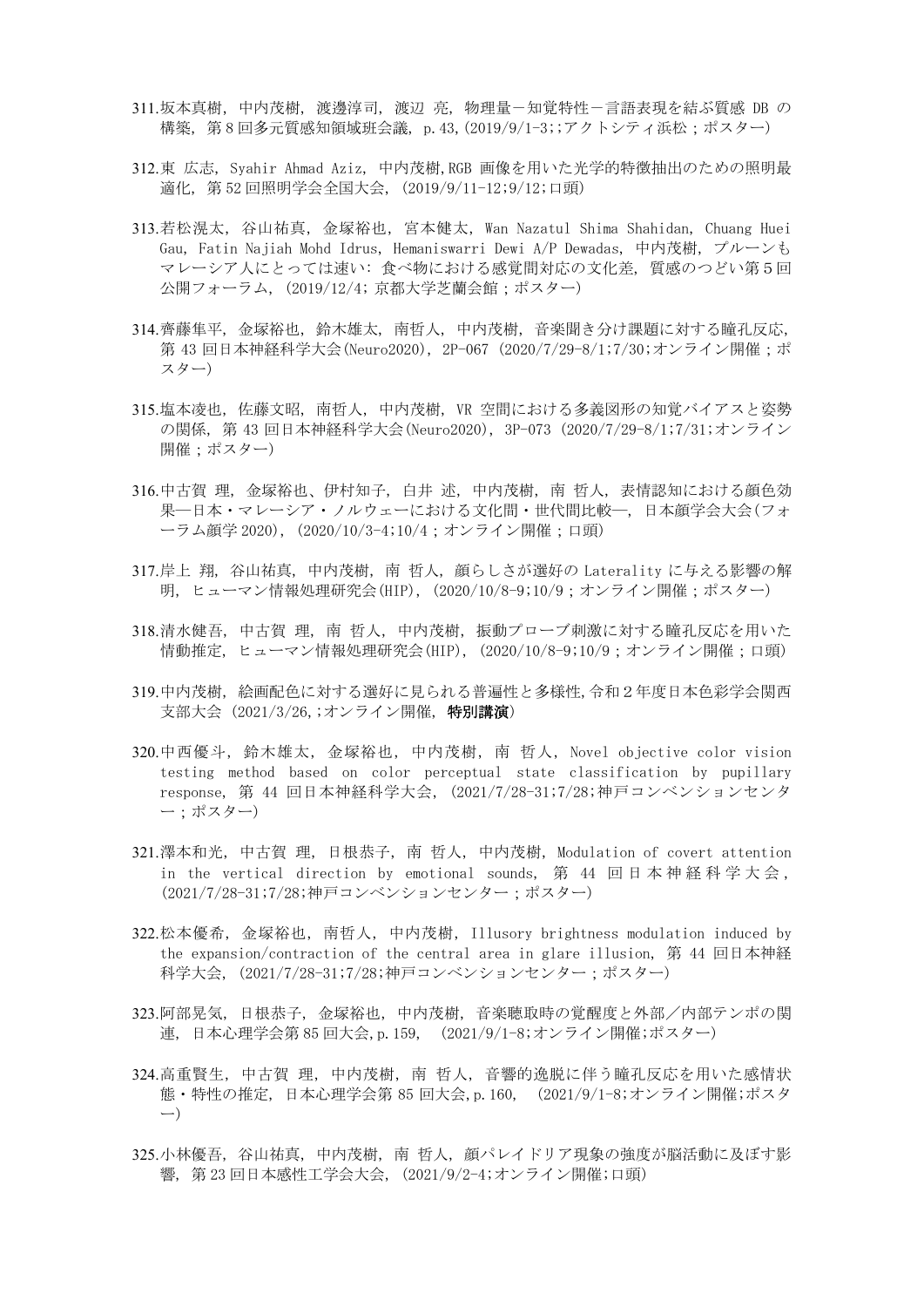311.坂本真樹，中内茂樹，渡邊淳司，渡辺 亮，物理量－知覚特性－言語表現を結ぶ質感 DB の構築，第 8 回多元質感知領域班会議，p.43,(2019/9/1-3;;アクトシティ浜松；ポスター)

312.東 広志，Syahir Ahmad Aziz，中内茂樹,RGB 画像を用いた光学的特徴抽出のための照明最適化，第 52 回照明学会全国大会，(2019/9/11-12;9/12;口頭)

313.若松滉太，谷山祐真，金塚裕也，宮本健太，Wan Nazatul Shima Shahidan，Chuang Huei Gau，Fatin Najiah Mohd Idrus，Hemaniswarri Dewi A/P Dewadas，中内茂樹，プルーンもマレーシア人にとっては速い: 食べ物における感覚間対応の文化差，質感のつどい第 5 回公開フォーラム，(2019/12/4; 京都大学芝蘭会館；ポスター)

314.齊藤隼平，金塚裕也，鈴木雄太，南哲人，中内茂樹，音楽聞き分け課題に対する瞳孔反応，第 43 回日本神経科学大会(Neuro2020)，2P-067 (2020/7/29-8/1;7/30;オンライン開催；ポスター)

315.塩本凌也，佐藤文昭，南哲人，中内茂樹，VR 空間における多義図形の知覚バイアスと姿勢の関係，第 43 回日本神経科学大会(Neuro2020)，3P-073 (2020/7/29-8/1;7/31;オンライン開催；ポスター)

316.中古賀 理，金塚裕也、伊村知子，白井 述，中内茂樹，南 哲人，表情認知における顔色効果—日本・マレーシア・ノルウェーにおける文化間・世代間比較—，日本顔学会大会(フォーラム顔学 2020)，(2020/10/3-4;10/4；オンライン開催；口頭)

317.岸上 翔，谷山祐真，中内茂樹，南 哲人，顔らしさが選好の Laterality に与える影響の解明，ヒューマン情報処理研究会(HIP)，(2020/10/8-9;10/9；オンライン開催；ポスター)

318.清水健吾，中古賀 理，南 哲人，中内茂樹，振動プローブ刺激に対する瞳孔反応を用いた情動推定，ヒューマン情報処理研究会(HIP)，(2020/10/8-9;10/9；オンライン開催；口頭)

319.中内茂樹，絵画配色に対する選好に見られる普遍性と多様性,令和 2 年度日本色彩学会関西支部大会 (2021/3/26,;オンライン開催，**特別講演**)

320.中西優斗，鈴木雄太，金塚裕也，中内茂樹，南 哲人，Novel objective color vision testing method based on color perceptual state classification by pupillary response，第 44 回日本神経科学大会，(2021/7/28-31;7/28;神戸コンベンションセンター；ポスター)

321.澤本和光，中古賀 理，日根恭子，南 哲人，中内茂樹，Modulation of covert attention in the vertical direction by emotional sounds，第 44 回日本神経科学大会，(2021/7/28-31;7/28;神戸コンベンションセンター；ポスター)

322.松本優希，金塚裕也，南哲人，中内茂樹，Illusory brightness modulation induced by the expansion/contraction of the central area in glare illusion，第 44 回日本神経科学大会，(2021/7/28-31;7/28;神戸コンベンションセンター；ポスター)

323.阿部晃気，日根恭子，金塚裕也，中内茂樹，音楽聴取時の覚醒度と外部／内部テンポの関連，日本心理学会第 85 回大会,p.159，(2021/9/1-8;オンライン開催;ポスター)

324.高重賢生，中古賀 理，中内茂樹，南 哲人，音響的逸脱に伴う瞳孔反応を用いた感情状態・特性の推定，日本心理学会第 85 回大会,p.160，(2021/9/1-8;オンライン開催;ポスター)

325.小林優吾，谷山祐真，中内茂樹，南 哲人，顔パレイドリア現象の強度が脳活動に及ぼす影響，第 23 回日本感性工学会大会，(2021/9/2-4;オンライン開催;口頭)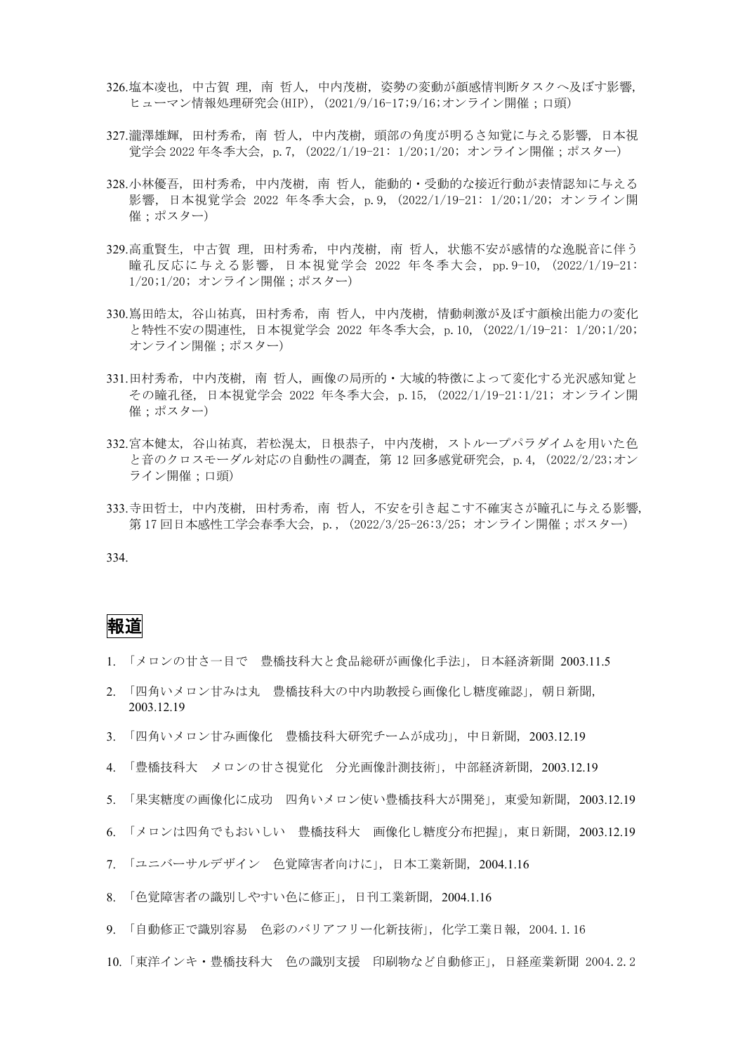326. 塩本凌也，中古賀 理，南 哲人，中内茂樹，姿勢の変動が顔感情判断タスクへ及ぼす影響，ヒューマン情報処理研究会(HIP)，(2021/9/16-17;9/16;オンライン開催；口頭)

327. 瀧澤雄輝，田村秀希，南 哲人，中内茂樹，頭部の角度が明るさ知覚に与える影響，日本視覚学会 2022 年冬季大会，p. 7，(2022/1/19-21: 1/20;1/20; オンライン開催；ポスター)

328. 小林優吾，田村秀希，中内茂樹，南 哲人，能動的・受動的な接近行動が表情認知に与える影響，日本視覚学会 2022 年冬季大会，p. 9，(2022/1/19-21: 1/20;1/20; オンライン開催；ポスター)

329. 高重賢生，中古賀 理，田村秀希，中内茂樹，南 哲人，状態不安が感情的な逸脱音に伴う瞳孔反応に与える影響，日本視覚学会 2022 年冬季大会，pp. 9-10，(2022/1/19-21: 1/20;1/20; オンライン開催；ポスター)

330. 嶌田皓太，谷山祐真，田村秀希，南 哲人，中内茂樹，情動刺激が及ぼす顔検出能力の変化と特性不安の関連性，日本視覚学会 2022 年冬季大会，p. 10，(2022/1/19-21: 1/20;1/20; オンライン開催；ポスター)

331. 田村秀希，中内茂樹，南 哲人，画像の局所的・大域的特徴によって変化する光沢感知覚とその瞳孔径，日本視覚学会 2022 年冬季大会，p. 15，(2022/1/19-21:1/21; オンライン開催；ポスター)

332. 宮本健太，谷山祐真，若松滉太，日根恭子，中内茂樹，ストループパラダイムを用いた色と音のクロスモーダル対応の自動性の調査，第 12 回多感覚研究会，p. 4，(2022/2/23;オンライン開催；口頭)

333. 寺田哲士，中内茂樹，田村秀希，南 哲人，不安を引き起こす不確実さが瞳孔に与える影響，第 17 回日本感性工学会春季大会，p.，(2022/3/25-26:3/25; オンライン開催；ポスター)

334.

## 報道

1. 「メロンの甘さ一目で　豊橋技科大と食品総研が画像化手法」，日本経済新聞 2003.11.5
2. 「四角いメロン甘みは丸　豊橋技科大の中内助教授ら画像化し糖度確認」，朝日新聞，2003.12.19
3. 「四角いメロン甘み画像化　豊橋技科大研究チームが成功」，中日新聞，2003.12.19
4. 「豊橋技科大　メロンの甘さ視覚化　分光画像計測技術」，中部経済新聞，2003.12.19
5. 「果実糖度の画像化に成功　四角いメロン使い豊橋技科大が開発」，東愛知新聞，2003.12.19
6. 「メロンは四角でもおいしい　豊橋技科大　画像化し糖度分布把握」，東日新聞，2003.12.19
7. 「ユニバーサルデザイン　色覚障害者向けに」，日本工業新聞，2004.1.16
8. 「色覚障害者の識別しやすい色に修正」，日刊工業新聞，2004.1.16
9. 「自動修正で識別容易　色彩のバリアフリー化新技術」，化学工業日報，2004. 1. 16
10. 「東洋インキ・豊橋技科大　色の識別支援　印刷物など自動修正」，日経産業新聞 2004. 2. 2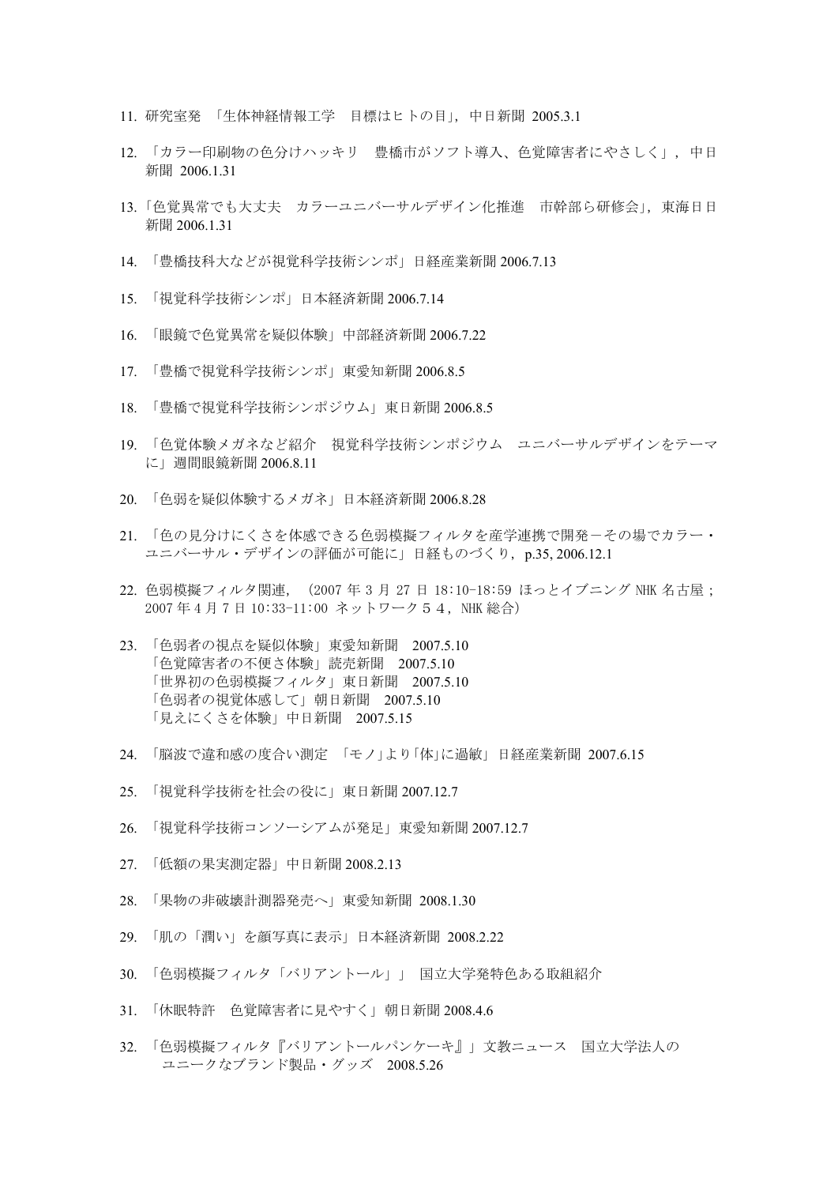11. 研究室発 「生体神経情報工学　目標はヒトの目」，中日新聞 2005.3.1

12. 「カラー印刷物の色分けハッキリ　豊橋市がソフト導入、色覚障害者にやさしく」，中日新聞 2006.1.31

13. 「色覚異常でも大丈夫　カラーユニバーサルデザイン化推進　市幹部ら研修会」，東海日日新聞 2006.1.31

14. 「豊橋技科大などが視覚科学技術シンポ」日経産業新聞 2006.7.13

15. 「視覚科学技術シンポ」日本経済新聞 2006.7.14

16. 「眼鏡で色覚異常を疑似体験」中部経済新聞 2006.7.22

17. 「豊橋で視覚科学技術シンポ」東愛知新聞 2006.8.5

18. 「豊橋で視覚科学技術シンポジウム」東日新聞 2006.8.5

19. 「色覚体験メガネなど紹介　視覚科学技術シンポジウム　ユニバーサルデザインをテーマに」週間眼鏡新聞 2006.8.11

20. 「色弱を疑似体験するメガネ」日本経済新聞 2006.8.28

21. 「色の見分けにくさを体感できる色弱模擬フィルタを産学連携で開発－その場でカラー・ユニバーサル・デザインの評価が可能に」日経ものづくり，p.35, 2006.12.1

22. 色弱模擬フィルタ関連，（2007 年 3 月 27 日 18:10-18:59 ほっとイブニング NHK 名古屋；2007 年 4 月 7 日 10:33-11:00 ネットワーク５４，NHK 総合）

23. 「色弱者の視点を疑似体験」東愛知新聞　2007.5.10
    「色覚障害者の不便さ体験」読売新聞　2007.5.10
    「世界初の色弱模擬フィルタ」東日新聞　2007.5.10
    「色弱者の視覚体感して」朝日新聞　2007.5.10
    「見えにくさを体験」中日新聞　2007.5.15

24. 「脳波で違和感の度合い測定　「モノ」より「体」に過敏」日経産業新聞 2007.6.15

25. 「視覚科学技術を社会の役に」東日新聞 2007.12.7

26. 「視覚科学技術コンソーシアムが発足」東愛知新聞 2007.12.7

27. 「低額の果実測定器」中日新聞 2008.2.13

28. 「果物の非破壊計測器発売へ」東愛知新聞 2008.1.30

29. 「肌の「潤い」を顔写真に表示」日本経済新聞 2008.2.22

30. 「色弱模擬フィルタ「バリアントール」」 国立大学発特色ある取組紹介

31. 「休眠特許　色覚障害者に見やすく」朝日新聞 2008.4.6

32. 「色弱模擬フィルタ『バリアントールパンケーキ』」文教ニュース　国立大学法人のユニークなブランド製品・グッズ　2008.5.26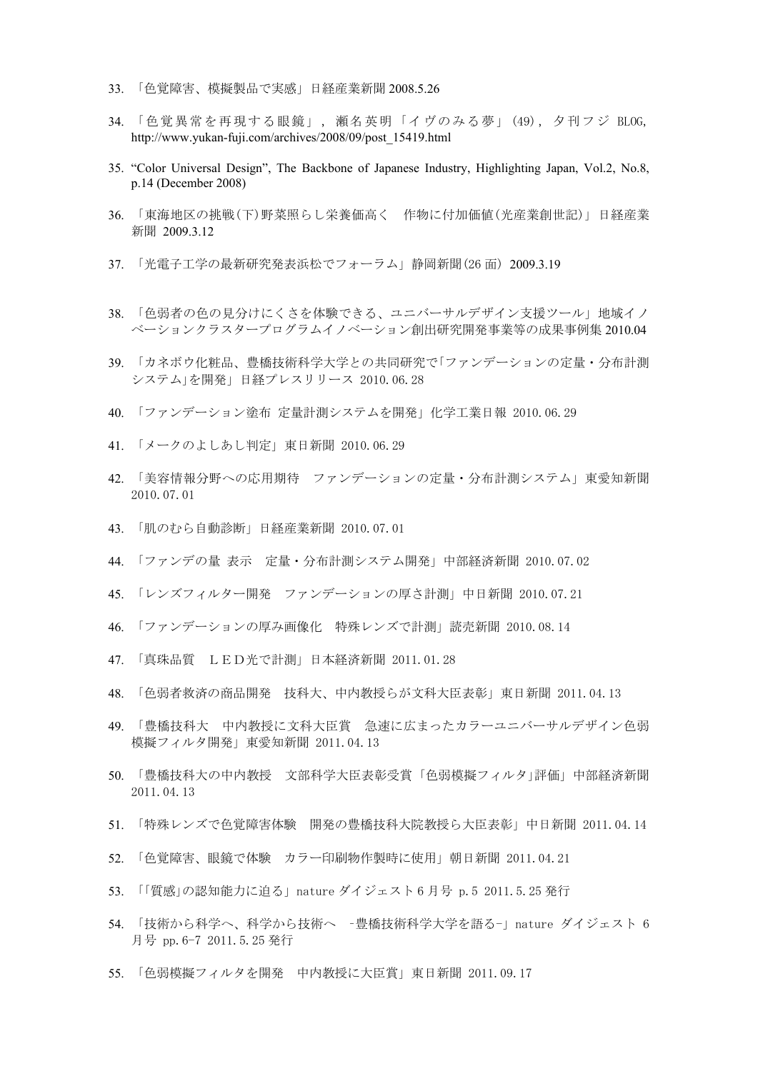33. 「色覚障害、模擬製品で実感」日経産業新聞 2008.5.26

34. 「色覚異常を再現する眼鏡」, 瀬名英明「イヴのみる夢」(49), 夕刊フジ BLOG, http://www.yukan-fuji.com/archives/2008/09/post_15419.html

35. "Color Universal Design", The Backbone of Japanese Industry, Highlighting Japan, Vol.2, No.8, p.14 (December 2008)

36. 「東海地区の挑戦(下)野菜照らし栄養価高く　作物に付加価値(光産業創世記)」日経産業新聞 2009.3.12

37. 「光電子工学の最新研究発表浜松でフォーラム」静岡新聞(26 面) 2009.3.19

38. 「色弱者の色の見分けにくさを体験できる、ユニバーサルデザイン支援ツール」地域イノベーションクラスタープログラムイノベーション創出研究開発事業等の成果事例集 2010.04

39. 「カネボウ化粧品、豊橋技術科学大学との共同研究で「ファンデーションの定量・分布計測システム」を開発」日経プレスリリース 2010.06.28

40. 「ファンデーション塗布 定量計測システムを開発」化学工業日報 2010.06.29

41. 「メークのよしあし判定」東日新聞 2010.06.29

42. 「美容情報分野への応用期待　ファンデーションの定量・分布計測システム」東愛知新聞 2010.07.01

43. 「肌のむら自動診断」日経産業新聞 2010.07.01

44. 「ファンデの量 表示　定量・分布計測システム開発」中部経済新聞 2010.07.02

45. 「レンズフィルター開発　ファンデーションの厚さ計測」中日新聞 2010.07.21

46. 「ファンデーションの厚み画像化　特殊レンズで計測」読売新聞 2010.08.14

47. 「真珠品質　ＬＥＤ光で計測」日本経済新聞 2011.01.28

48. 「色弱者救済の商品開発　技科大、中内教授らが文科大臣表彰」東日新聞 2011.04.13

49. 「豊橋技科大　中内教授に文科大臣賞　急速に広まったカラーユニバーサルデザイン色弱模擬フィルタ開発」東愛知新聞 2011.04.13

50. 「豊橋技科大の中内教授　文部科学大臣表彰受賞「色弱模擬フィルタ」評価」中部経済新聞 2011.04.13

51. 「特殊レンズで色覚障害体験　開発の豊橋技科大院教授ら大臣表彰」中日新聞 2011.04.14

52. 「色覚障害、眼鏡で体験　カラー印刷物作製時に使用」朝日新聞 2011.04.21

53. 「「質感」の認知能力に迫る」nature ダイジェスト 6 月号 p.5 2011.5.25 発行

54. 「技術から科学へ、科学から技術へ　-豊橋技術科学大学を語る-」nature ダイジェスト 6 月号 pp.6-7 2011.5.25 発行

55. 「色弱模擬フィルタを開発　中内教授に大臣賞」東日新聞 2011.09.17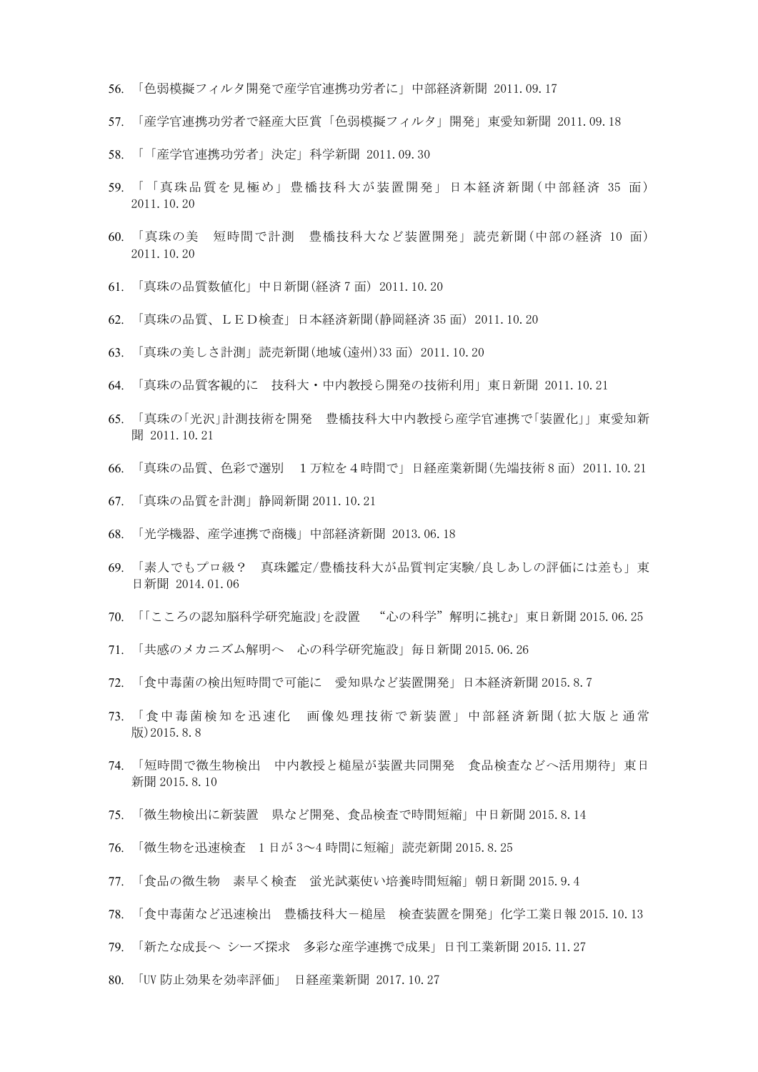56. 「色弱模擬フィルタ開発で産学官連携功労者に」中部経済新聞 2011.09.17

57. 「産学官連携功労者で経産大臣賞「色弱模擬フィルタ」開発」東愛知新聞 2011.09.18

58. 「「産学官連携功労者」決定」科学新聞 2011.09.30

59. 「「真珠品質を見極め」豊橋技科大が装置開発」日本経済新聞(中部経済 35 面) 2011.10.20

60. 「真珠の美　短時間で計測　豊橋技科大など装置開発」読売新聞(中部の経済 10 面) 2011.10.20

61. 「真珠の品質数値化」中日新聞(経済 7 面) 2011.10.20

62. 「真珠の品質、ＬＥＤ検査」日本経済新聞(静岡経済 35 面) 2011.10.20

63. 「真珠の美しさ計測」読売新聞(地域(遠州)33 面) 2011.10.20

64. 「真珠の品質客観的に　技科大・中内教授ら開発の技術利用」東日新聞 2011.10.21

65. 「真珠の「光沢」計測技術を開発　豊橋技科大中内教授ら産学官連携で「装置化」」東愛知新聞 2011.10.21

66. 「真珠の品質、色彩で選別　１万粒を４時間で」日経産業新聞(先端技術 8 面) 2011.10.21

67. 「真珠の品質を計測」静岡新聞 2011.10.21

68. 「光学機器、産学連携で商機」中部経済新聞 2013.06.18

69. 「素人でもプロ級？　真珠鑑定/豊橋技科大が品質判定実験/良しあしの評価には差も」東日新聞 2014.01.06

70. 「「こころの認知脳科学研究施設」を設置　“心の科学”解明に挑む」東日新聞 2015.06.25

71. 「共感のメカニズム解明へ　心の科学研究施設」毎日新聞 2015.06.26

72. 「食中毒菌の検出短時間で可能に　愛知県など装置開発」日本経済新聞 2015.8.7

73. 「食中毒菌検知を迅速化　画像処理技術で新装置」中部経済新聞(拡大版と通常版)2015.8.8

74. 「短時間で微生物検出　中内教授と槌屋が装置共同開発　食品検査などへ活用期待」東日新聞 2015.8.10

75. 「微生物検出に新装置　県など開発、食品検査で時間短縮」中日新聞 2015.8.14

76. 「微生物を迅速検査　1 日が 3〜4 時間に短縮」読売新聞 2015.8.25

77. 「食品の微生物　素早く検査　蛍光試薬使い培養時間短縮」朝日新聞 2015.9.4

78. 「食中毒菌など迅速検出　豊橋技科大－槌屋　検査装置を開発」化学工業日報 2015.10.13

79. 「新たな成長へ シーズ探求　多彩な産学連携で成果」日刊工業新聞 2015.11.27

80. 「UV 防止効果を効率評価」　日経産業新聞 2017.10.27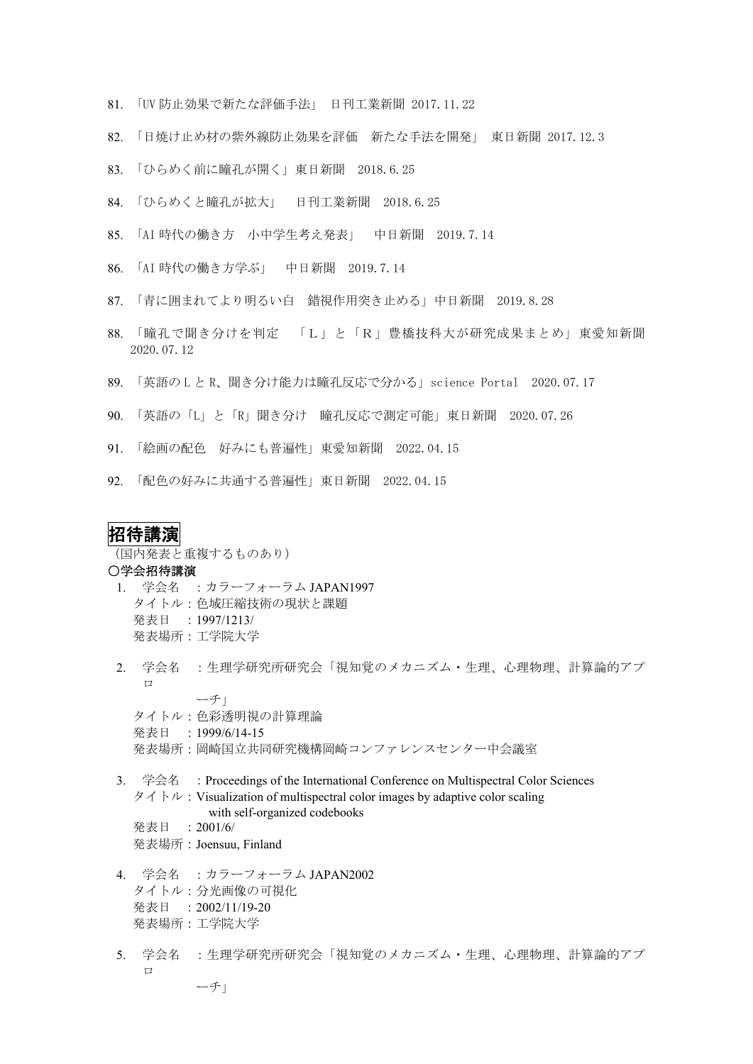81. 「UV 防止効果で新たな評価手法」 日刊工業新聞 2017.11.22

82. 「日焼け止め材の紫外線防止効果を評価　新たな手法を開発」 東日新聞 2017.12.3

83. 「ひらめく前に瞳孔が開く」東日新聞　2018.6.25

84. 「ひらめくと瞳孔が拡大」　日刊工業新聞　2018.6.25

85. 「AI 時代の働き方　小中学生考え発表」　中日新聞　2019.7.14

86. 「AI 時代の働き方学ぶ」　中日新聞　2019.7.14

87. 「青に囲まれてより明るい白　錯視作用突き止める」中日新聞　2019.8.28

88. 「瞳孔で聞き分けを判定　「Ｌ」と「Ｒ」豊橋技科大が研究成果まとめ」東愛知新聞 2020.07.12

89. 「英語のＬとＲ、聞き分け能力は瞳孔反応で分かる」science Portal　2020.07.17

90. 「英語の「L」と「R」聞き分け　瞳孔反応で測定可能」東日新聞　2020.07.26

91. 「絵画の配色　好みにも普遍性」東愛知新聞　2022.04.15

92. 「配色の好みに共通する普遍性」東日新聞　2022.04.15

# 招待講演

（国内発表と重複するものあり）

**○学会招待講演**

1. 学会名　：カラーフォーラム JAPAN1997
   タイトル：色域圧縮技術の現状と課題
   発表日　：1997/1213/
   発表場所：工学院大学

2. 学会名　：生理学研究所研究会「視知覚のメカニズム・生理、心理物理、計算論的アプローチ」
   タイトル：色彩透明視の計算理論
   発表日　：1999/6/14-15
   発表場所：岡崎国立共同研究機構岡崎コンファレンスセンター中会議室

3. 学会名　：Proceedings of the International Conference on Multispectral Color Sciences
   タイトル：Visualization of multispectral color images by adaptive color scaling with self-organized codebooks
   発表日　：2001/6/
   発表場所：Joensuu, Finland

4. 学会名　：カラーフォーラム JAPAN2002
   タイトル：分光画像の可視化
   発表日　：2002/11/19-20
   発表場所：工学院大学

5. 学会名　：生理学研究所研究会「視知覚のメカニズム・生理、心理物理、計算論的アプローチ」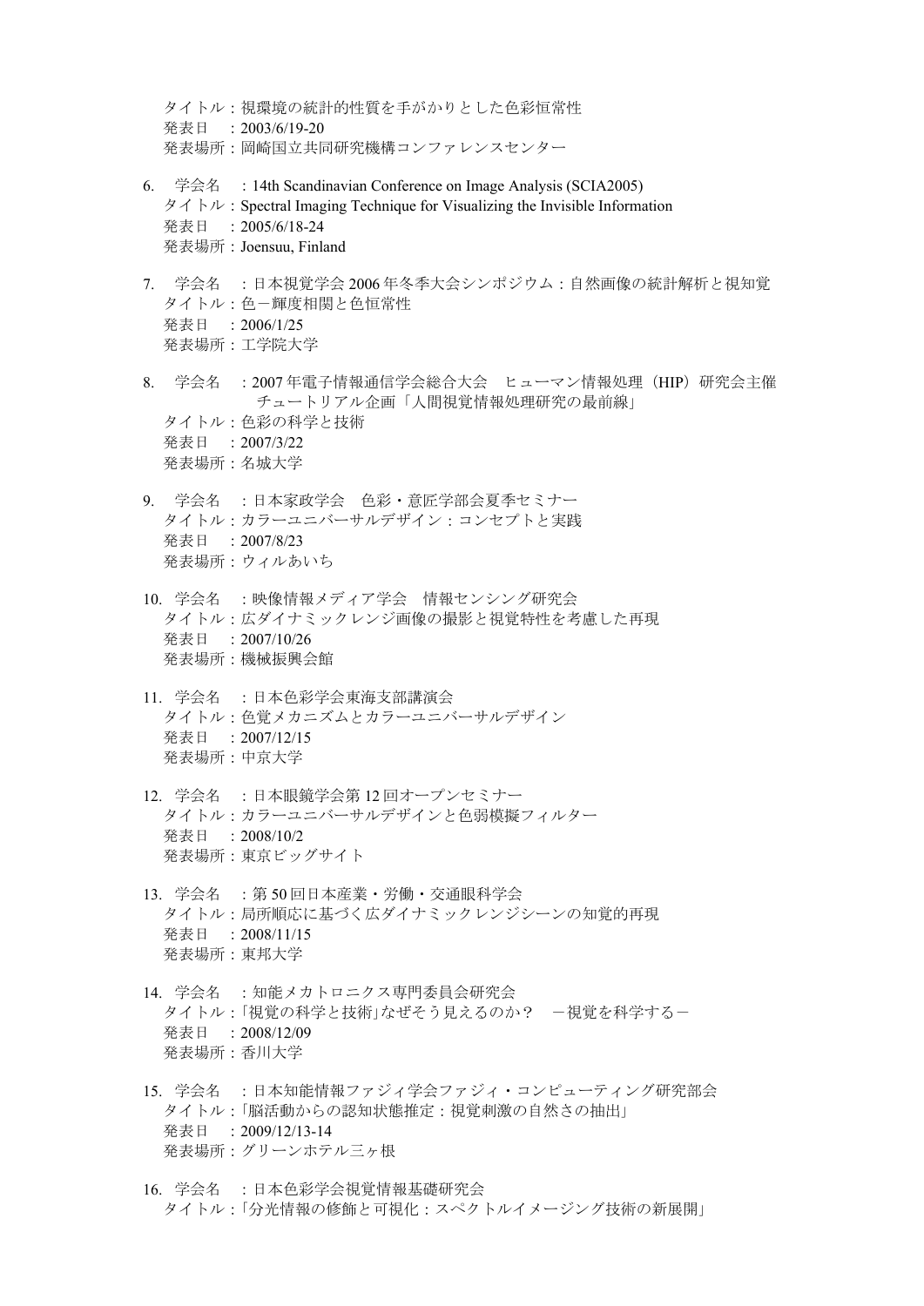タイトル：視環境の統計的性質を手がかりとした色彩恒常性
発表日　：2003/6/19-20
発表場所：岡崎国立共同研究機構コンファレンスセンター

6. 学会名　：14th Scandinavian Conference on Image Analysis (SCIA2005)
   タイトル：Spectral Imaging Technique for Visualizing the Invisible Information
   発表日　：2005/6/18-24
   発表場所：Joensuu, Finland

7. 学会名　：日本視覚学会 2006 年冬季大会シンポジウム：自然画像の統計解析と視知覚
   タイトル：色－輝度相関と色恒常性
   発表日　：2006/1/25
   発表場所：工学院大学

8. 学会名　：2007 年電子情報通信学会総合大会　ヒューマン情報処理（HIP）研究会主催チュートリアル企画「人間視覚情報処理研究の最前線」
   タイトル：色彩の科学と技術
   発表日　：2007/3/22
   発表場所：名城大学

9. 学会名　：日本家政学会　色彩・意匠学部会夏季セミナー
   タイトル：カラーユニバーサルデザイン：コンセプトと実践
   発表日　：2007/8/23
   発表場所：ウィルあいち

10. 学会名　：映像情報メディア学会　情報センシング研究会
    タイトル：広ダイナミックレンジ画像の撮影と視覚特性を考慮した再現
    発表日　：2007/10/26
    発表場所：機械振興会館

11. 学会名　：日本色彩学会東海支部講演会
    タイトル：色覚メカニズムとカラーユニバーサルデザイン
    発表日　：2007/12/15
    発表場所：中京大学

12. 学会名　：日本眼鏡学会第 12 回オープンセミナー
    タイトル：カラーユニバーサルデザインと色弱模擬フィルター
    発表日　：2008/10/2
    発表場所：東京ビッグサイト

13. 学会名　：第 50 回日本産業・労働・交通眼科学会
    タイトル：局所順応に基づく広ダイナミックレンジシーンの知覚的再現
    発表日　：2008/11/15
    発表場所：東邦大学

14. 学会名　：知能メカトロニクス専門委員会研究会
    タイトル：「視覚の科学と技術」なぜそう見えるのか？　－視覚を科学する－
    発表日　：2008/12/09
    発表場所：香川大学

15. 学会名　：日本知能情報ファジィ学会ファジィ・コンピューティング研究部会
    タイトル：「脳活動からの認知状態推定：視覚刺激の自然さの抽出」
    発表日　：2009/12/13-14
    発表場所：グリーンホテル三ヶ根

16. 学会名　：日本色彩学会視覚情報基礎研究会
    タイトル：「分光情報の修飾と可視化：スペクトルイメージング技術の新展開」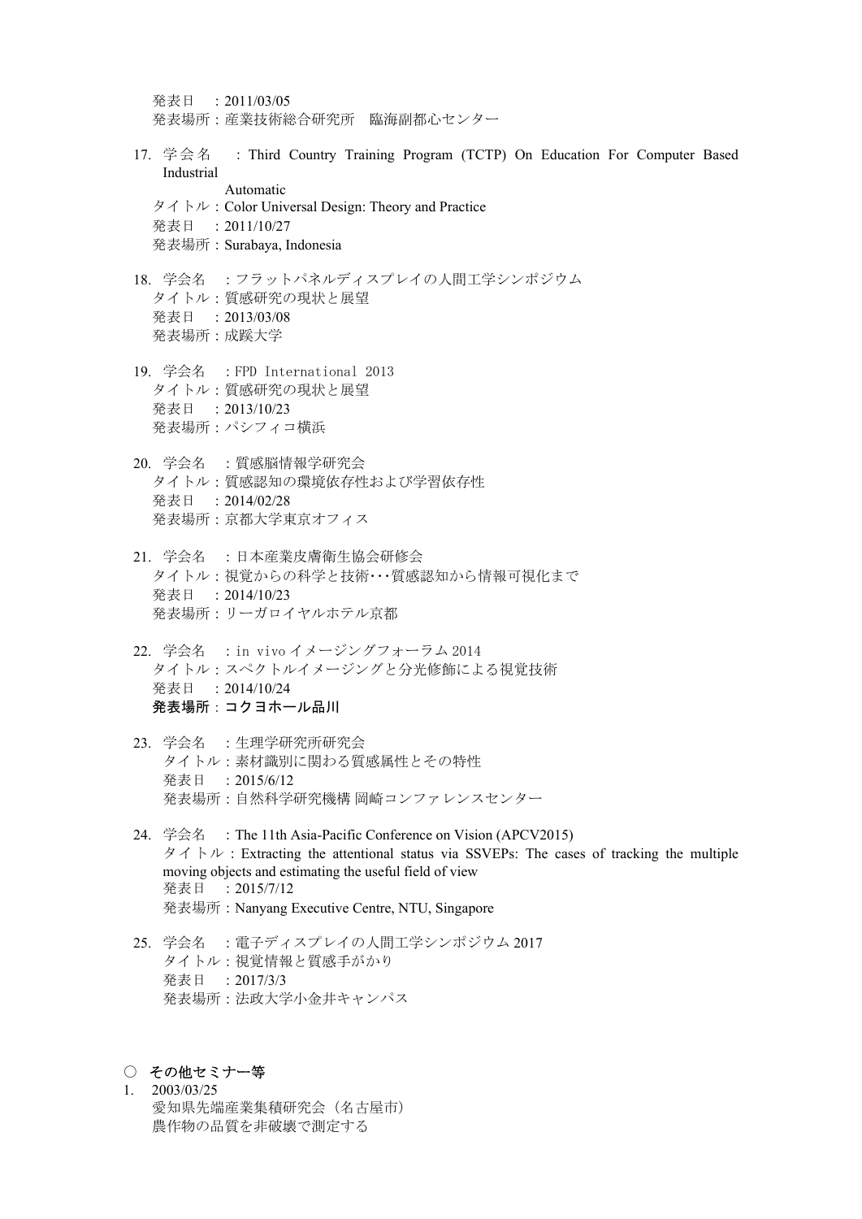発表日　：2011/03/05
発表場所：産業技術総合研究所　臨海副都心センター

17. 学会名　：Third Country Training Program (TCTP) On Education For Computer Based Industrial
Automatic
タイトル：Color Universal Design: Theory and Practice
発表日　：2011/10/27
発表場所：Surabaya, Indonesia

18. 学会名　：フラットパネルディスプレイの人間工学シンポジウム
タイトル：質感研究の現状と展望
発表日　：2013/03/08
発表場所：成蹊大学

19. 学会名　：FPD International 2013
タイトル：質感研究の現状と展望
発表日　：2013/10/23
発表場所：パシフィコ横浜

20. 学会名　：質感脳情報学研究会
タイトル：質感認知の環境依存性および学習依存性
発表日　：2014/02/28
発表場所：京都大学東京オフィス

21. 学会名　：日本産業皮膚衛生協会研修会
タイトル：視覚からの科学と技術･･･質感認知から情報可視化まで
発表日　：2014/10/23
発表場所：リーガロイヤルホテル京都

22. 学会名　：in vivo イメージングフォーラム 2014
タイトル：スペクトルイメージングと分光修飾による視覚技術
発表日　：2014/10/24
**発表場所：コクヨホール品川**

23. 学会名　：生理学研究所研究会
タイトル：素材識別に関わる質感属性とその特性
発表日　：2015/6/12
発表場所：自然科学研究機構 岡崎コンファレンスセンター

24. 学会名　：The 11th Asia-Pacific Conference on Vision (APCV2015)
タイトル：Extracting the attentional status via SSVEPs: The cases of tracking the multiple moving objects and estimating the useful field of view
発表日　：2015/7/12
発表場所：Nanyang Executive Centre, NTU, Singapore

25. 学会名　：電子ディスプレイの人間工学シンポジウム 2017
タイトル：視覚情報と質感手がかり
発表日　：2017/3/3
発表場所：法政大学小金井キャンパス

○ **その他セミナー等**

1. 2003/03/25
愛知県先端産業集積研究会（名古屋市）
農作物の品質を非破壊で測定する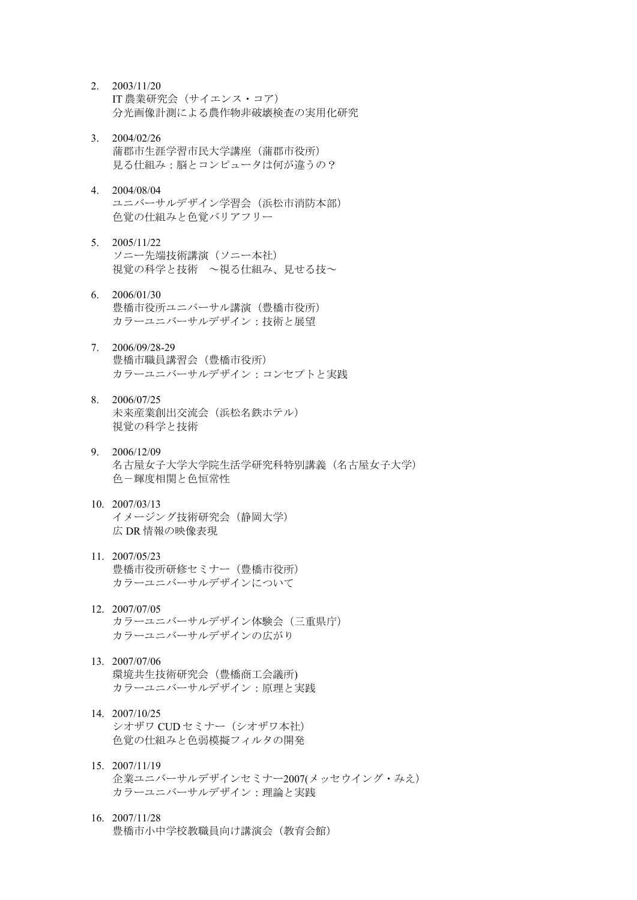2. 2003/11/20
   IT 農業研究会（サイエンス・コア）
   分光画像計測による農作物非破壊検査の実用化研究

3. 2004/02/26
   蒲郡市生涯学習市民大学講座（蒲郡市役所）
   見る仕組み：脳とコンピュータは何が違うの？

4. 2004/08/04
   ユニバーサルデザイン学習会（浜松市消防本部）
   色覚の仕組みと色覚バリアフリー

5. 2005/11/22
   ソニー先端技術講演（ソニー本社）
   視覚の科学と技術　〜視る仕組み、見せる技〜

6. 2006/01/30
   豊橋市役所ユニバーサル講演（豊橋市役所）
   カラーユニバーサルデザイン：技術と展望

7. 2006/09/28-29
   豊橋市職員講習会（豊橋市役所）
   カラーユニバーサルデザイン：コンセプトと実践

8. 2006/07/25
   未来産業創出交流会（浜松名鉄ホテル）
   視覚の科学と技術

9. 2006/12/09
   名古屋女子大学大学院生活学研究科特別講義（名古屋女子大学）
   色－輝度相関と色恒常性

10. 2007/03/13
    イメージング技術研究会（静岡大学）
    広 DR 情報の映像表現

11. 2007/05/23
    豊橋市役所研修セミナー（豊橋市役所）
    カラーユニバーサルデザインについて

12. 2007/07/05
    カラーユニバーサルデザイン体験会（三重県庁）
    カラーユニバーサルデザインの広がり

13. 2007/07/06
    環境共生技術研究会（豊橋商工会議所)
    カラーユニバーサルデザイン：原理と実践

14. 2007/10/25
    シオザワ CUD セミナー（シオザワ本社）
    色覚の仕組みと色弱模擬フィルタの開発

15. 2007/11/19
    企業ユニバーサルデザインセミナー2007(メッセウイング・みえ)
    カラーユニバーサルデザイン：理論と実践

16. 2007/11/28
    豊橋市小中学校教職員向け講演会（教育会館）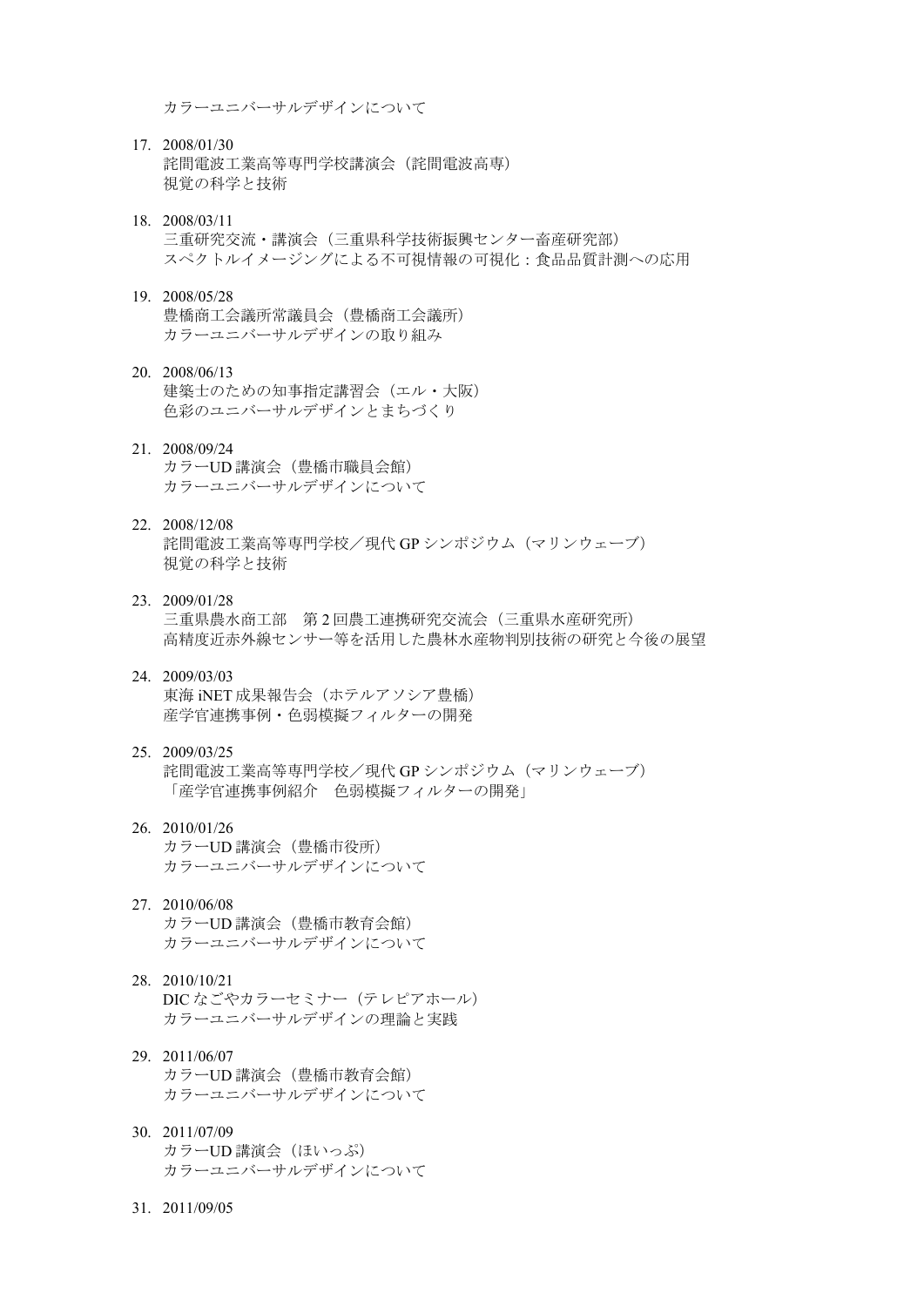カラーユニバーサルデザインについて

17. 2008/01/30
    詫間電波工業高等専門学校講演会（詫間電波高専）
    視覚の科学と技術

18. 2008/03/11
    三重研究交流・講演会（三重県科学技術振興センター畜産研究部）
    スペクトルイメージングによる不可視情報の可視化：食品品質計測への応用

19. 2008/05/28
    豊橋商工会議所常議員会（豊橋商工会議所）
    カラーユニバーサルデザインの取り組み

20. 2008/06/13
    建築士のための知事指定講習会（エル・大阪）
    色彩のユニバーサルデザインとまちづくり

21. 2008/09/24
    カラーUD 講演会（豊橋市職員会館）
    カラーユニバーサルデザインについて

22. 2008/12/08
    詫間電波工業高等専門学校／現代 GP シンポジウム（マリンウェーブ）
    視覚の科学と技術

23. 2009/01/28
    三重県農水商工部　第 2 回農工連携研究交流会（三重県水産研究所）
    高精度近赤外線センサー等を活用した農林水産物判別技術の研究と今後の展望

24. 2009/03/03
    東海 iNET 成果報告会（ホテルアソシア豊橋）
    産学官連携事例・色弱模擬フィルターの開発

25. 2009/03/25
    詫間電波工業高等専門学校／現代 GP シンポジウム（マリンウェーブ）
    「産学官連携事例紹介　色弱模擬フィルターの開発」

26. 2010/01/26
    カラーUD 講演会（豊橋市役所）
    カラーユニバーサルデザインについて

27. 2010/06/08
    カラーUD 講演会（豊橋市教育会館）
    カラーユニバーサルデザインについて

28. 2010/10/21
    DIC なごやカラーセミナー（テレピアホール）
    カラーユニバーサルデザインの理論と実践

29. 2011/06/07
    カラーUD 講演会（豊橋市教育会館）
    カラーユニバーサルデザインについて

30. 2011/07/09
    カラーUD 講演会（ほいっぷ）
    カラーユニバーサルデザインについて

31. 2011/09/05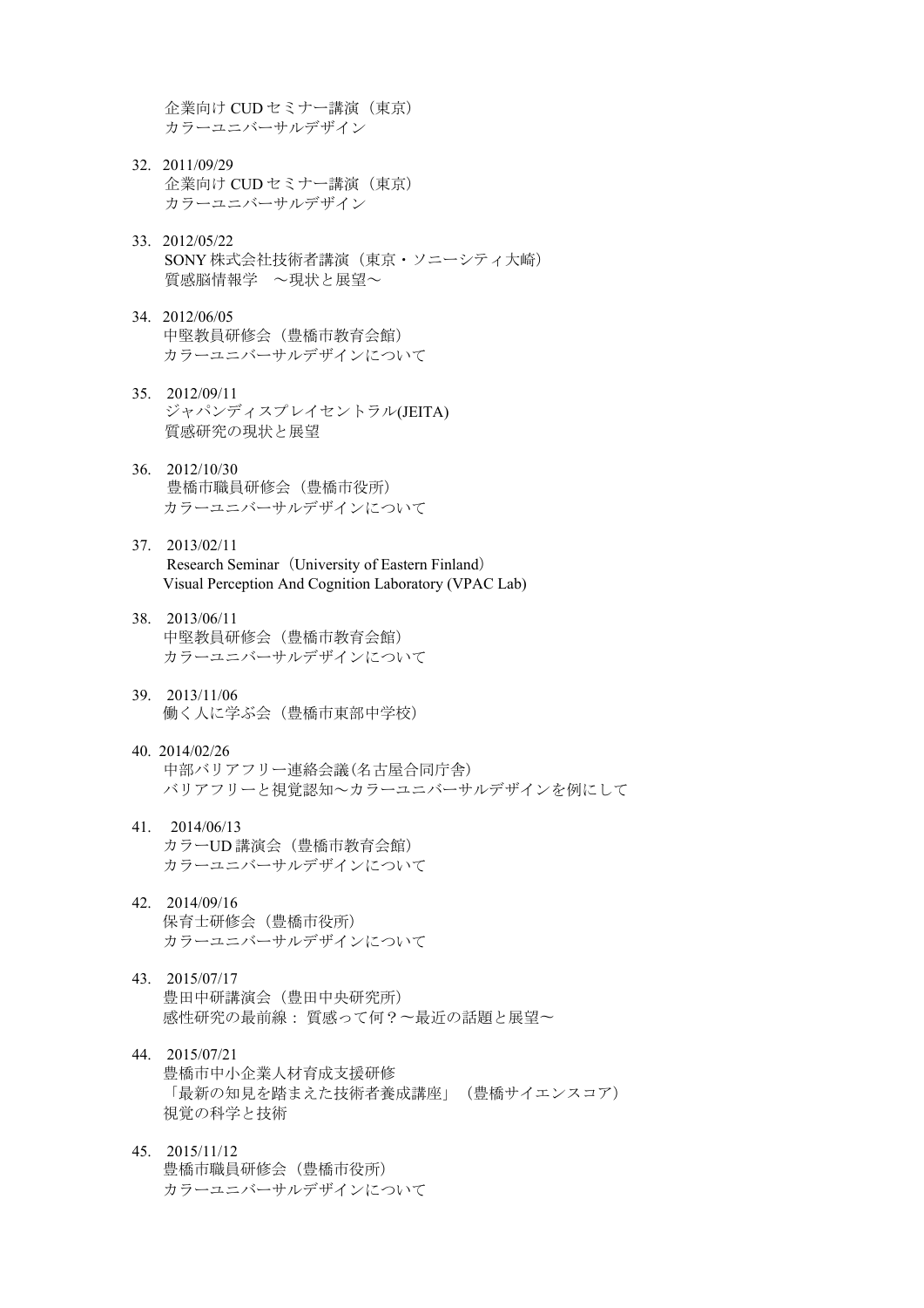企業向け CUD セミナー講演（東京）
カラーユニバーサルデザイン

32. 2011/09/29
    企業向け CUD セミナー講演（東京）
    カラーユニバーサルデザイン

33. 2012/05/22
    SONY 株式会社技術者講演（東京・ソニーシティ大崎）
    質感脳情報学　～現状と展望～

34. 2012/06/05
    中堅教員研修会（豊橋市教育会館）
    カラーユニバーサルデザインについて

35. 2012/09/11
    ジャパンディスプレイセントラル(JEITA)
    質感研究の現状と展望

36. 2012/10/30
    豊橋市職員研修会（豊橋市役所）
    カラーユニバーサルデザインについて

37. 2013/02/11
    Research Seminar（University of Eastern Finland）
    Visual Perception And Cognition Laboratory (VPAC Lab)

38. 2013/06/11
    中堅教員研修会（豊橋市教育会館）
    カラーユニバーサルデザインについて

39. 2013/11/06
    働く人に学ぶ会（豊橋市東部中学校）

40. 2014/02/26
    中部バリアフリー連絡会議(名古屋合同庁舎)
    バリアフリーと視覚認知～カラーユニバーサルデザインを例にして

41. 2014/06/13
    カラーUD 講演会（豊橋市教育会館）
    カラーユニバーサルデザインについて

42. 2014/09/16
    保育士研修会（豊橋市役所）
    カラーユニバーサルデザインについて

43. 2015/07/17
    豊田中研講演会（豊田中央研究所）
    感性研究の最前線： 質感って何？～最近の話題と展望～

44. 2015/07/21
    豊橋市中小企業人材育成支援研修
    「最新の知見を踏まえた技術者養成講座」（豊橋サイエンスコア）
    視覚の科学と技術

45. 2015/11/12
    豊橋市職員研修会（豊橋市役所）
    カラーユニバーサルデザインについて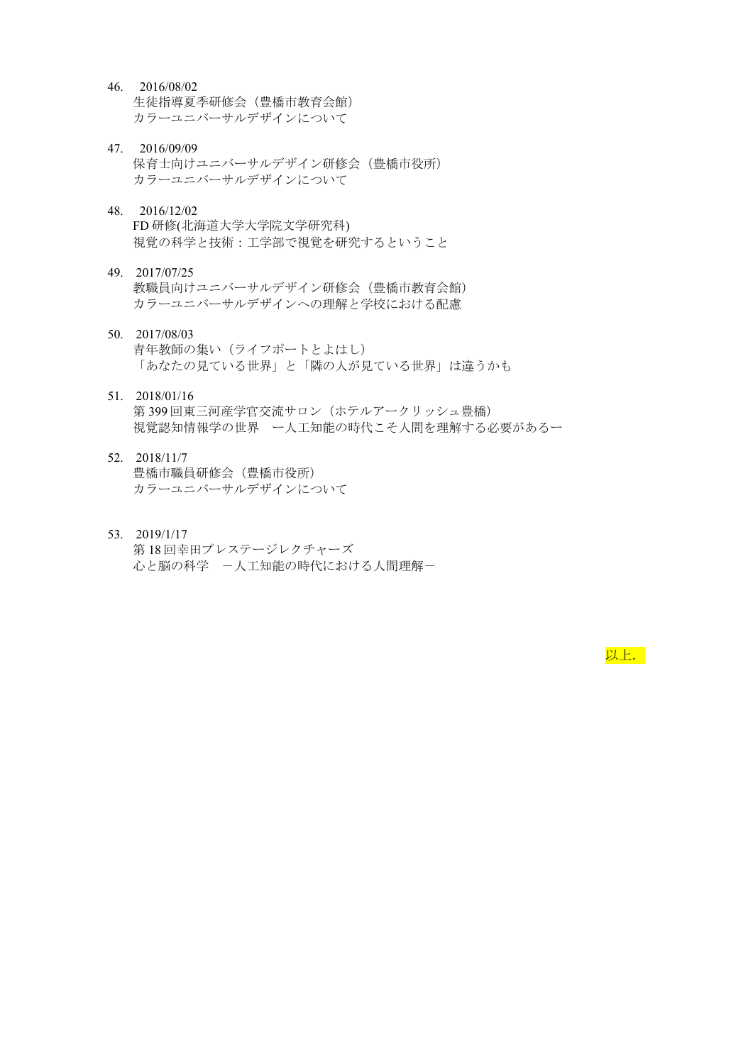46. 2016/08/02
    生徒指導夏季研修会（豊橋市教育会館）
    カラーユニバーサルデザインについて

47. 2016/09/09
    保育士向けユニバーサルデザイン研修会（豊橋市役所）
    カラーユニバーサルデザインについて

48. 2016/12/02
    FD 研修(北海道大学大学院文学研究科)
    視覚の科学と技術：工学部で視覚を研究するということ

49. 2017/07/25
    教職員向けユニバーサルデザイン研修会（豊橋市教育会館）
    カラーユニバーサルデザインへの理解と学校における配慮

50. 2017/08/03
    青年教師の集い（ライフポートとよはし）
    「あなたの見ている世界」と「隣の人が見ている世界」は違うかも

51. 2018/01/16
    第 399 回東三河産学官交流サロン（ホテルアークリッシュ豊橋）
    視覚認知情報学の世界　ー人工知能の時代こそ人間を理解する必要があるー

52. 2018/11/7
    豊橋市職員研修会（豊橋市役所）
    カラーユニバーサルデザインについて

53. 2019/1/17
    第 18 回幸田プレステージレクチャーズ
    心と脳の科学　－人工知能の時代における人間理解－

以上.